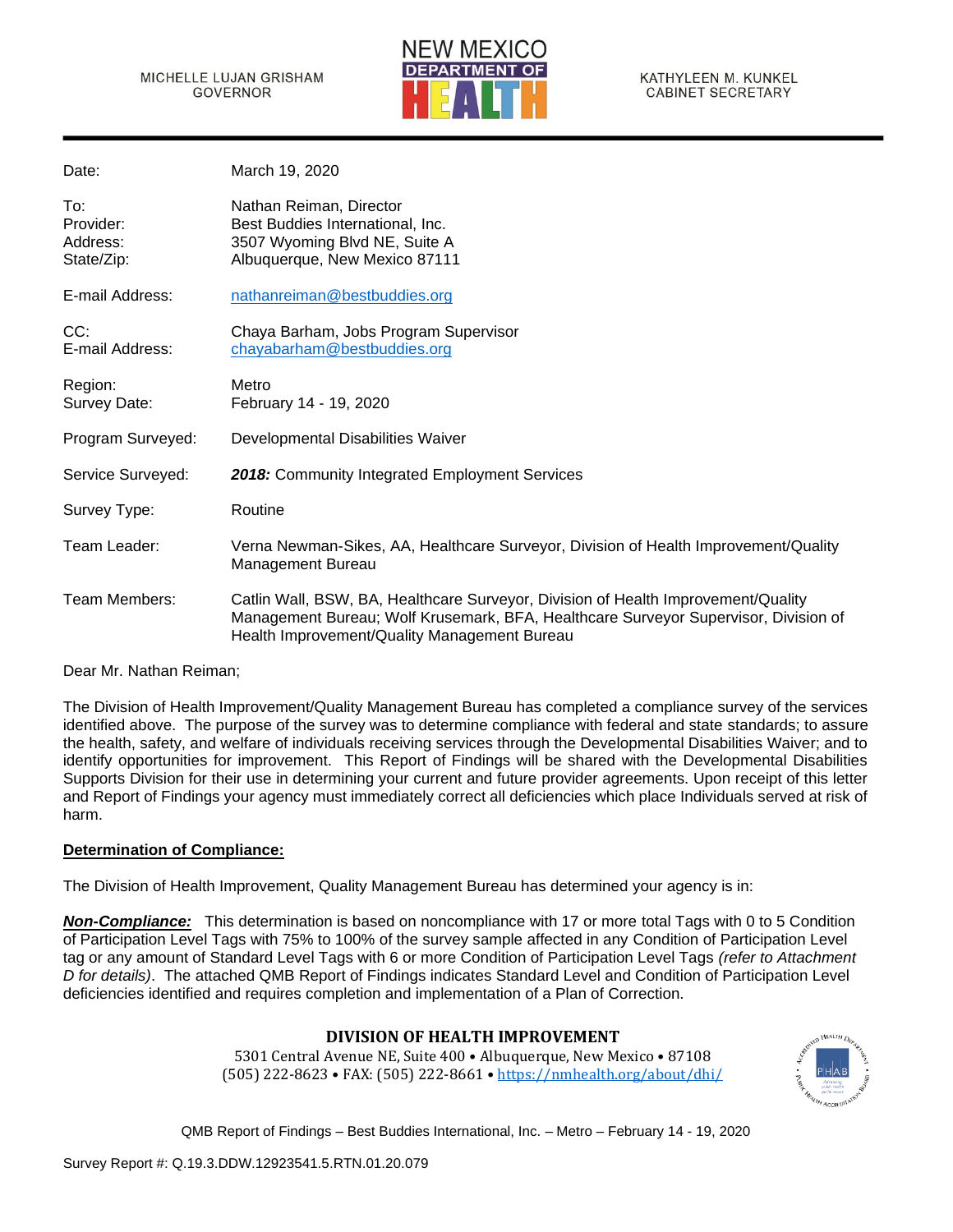MICHELLE LUJAN GRISHAM
GOVERNOR

NEW MEXICO DEPARTMENT OF HEALTH

KATHYLEEN M. KUNKEL
CABINET SECRETARY

| | |
|---|---|
| Date: | March 19, 2020 |
| To: | Nathan Reiman, Director |
| Provider: | Best Buddies International, Inc. |
| Address: | 3507 Wyoming Blvd NE, Suite A |
| State/Zip: | Albuquerque, New Mexico 87111 |
| E-mail Address: | nathanreiman@bestbuddies.org |
| CC: | Chaya Barham, Jobs Program Supervisor |
| E-mail Address: | chayabarham@bestbuddies.org |
| Region: | Metro |
| Survey Date: | February 14 - 19, 2020 |
| Program Surveyed: | Developmental Disabilities Waiver |
| Service Surveyed: | ***2018:*** Community Integrated Employment Services |
| Survey Type: | Routine |
| Team Leader: | Verna Newman-Sikes, AA, Healthcare Surveyor, Division of Health Improvement/Quality Management Bureau |
| Team Members: | Catlin Wall, BSW, BA, Healthcare Surveyor, Division of Health Improvement/Quality Management Bureau; Wolf Krusemark, BFA, Healthcare Surveyor Supervisor, Division of Health Improvement/Quality Management Bureau |

Dear Mr. Nathan Reiman;

The Division of Health Improvement/Quality Management Bureau has completed a compliance survey of the services identified above. The purpose of the survey was to determine compliance with federal and state standards; to assure the health, safety, and welfare of individuals receiving services through the Developmental Disabilities Waiver; and to identify opportunities for improvement. This Report of Findings will be shared with the Developmental Disabilities Supports Division for their use in determining your current and future provider agreements. Upon receipt of this letter and Report of Findings your agency must immediately correct all deficiencies which place Individuals served at risk of harm.

**<u>Determination of Compliance:</u>**

The Division of Health Improvement, Quality Management Bureau has determined your agency is in:

***<u>Non-Compliance:</u>*** This determination is based on noncompliance with 17 or more total Tags with 0 to 5 Condition of Participation Level Tags with 75% to 100% of the survey sample affected in any Condition of Participation Level tag or any amount of Standard Level Tags with 6 or more Condition of Participation Level Tags *(refer to Attachment D for details)*. The attached QMB Report of Findings indicates Standard Level and Condition of Participation Level deficiencies identified and requires completion and implementation of a Plan of Correction.

**DIVISION OF HEALTH IMPROVEMENT**

5301 Central Avenue NE, Suite 400 • Albuquerque, New Mexico • 87108
(505) 222-8623 • FAX: (505) 222-8661 • https://nmhealth.org/about/dhi/

Survey Report #: Q.19.3.DDW.12923541.5.RTN.01.20.079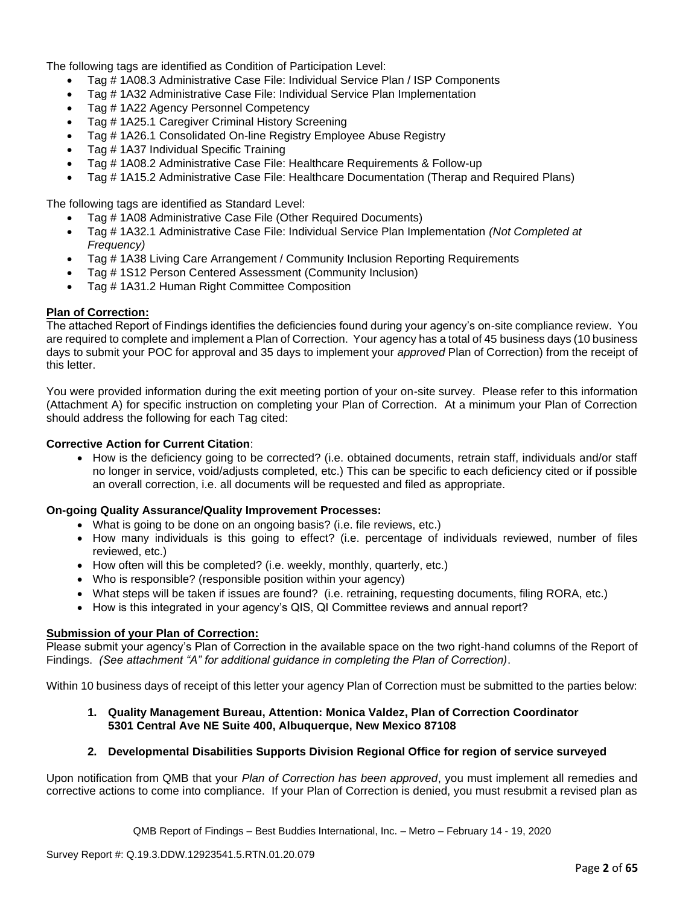The following tags are identified as Condition of Participation Level:

- Tag # 1A08.3 Administrative Case File: Individual Service Plan / ISP Components
- Tag # 1A32 Administrative Case File: Individual Service Plan Implementation
- Tag # 1A22 Agency Personnel Competency
- Tag # 1A25.1 Caregiver Criminal History Screening
- Tag # 1A26.1 Consolidated On-line Registry Employee Abuse Registry
- Tag # 1A37 Individual Specific Training
- Tag # 1A08.2 Administrative Case File: Healthcare Requirements & Follow-up
- Tag # 1A15.2 Administrative Case File: Healthcare Documentation (Therap and Required Plans)

The following tags are identified as Standard Level:

- Tag # 1A08 Administrative Case File (Other Required Documents)
- Tag # 1A32.1 Administrative Case File: Individual Service Plan Implementation *(Not Completed at Frequency)*
- Tag # 1A38 Living Care Arrangement / Community Inclusion Reporting Requirements
- Tag # 1S12 Person Centered Assessment (Community Inclusion)
- Tag # 1A31.2 Human Right Committee Composition

**Plan of Correction:**

The attached Report of Findings identifies the deficiencies found during your agency's on-site compliance review. You are required to complete and implement a Plan of Correction. Your agency has a total of 45 business days (10 business days to submit your POC for approval and 35 days to implement your *approved* Plan of Correction) from the receipt of this letter.

You were provided information during the exit meeting portion of your on-site survey. Please refer to this information (Attachment A) for specific instruction on completing your Plan of Correction. At a minimum your Plan of Correction should address the following for each Tag cited:

**Corrective Action for Current Citation**:

- How is the deficiency going to be corrected? (i.e. obtained documents, retrain staff, individuals and/or staff no longer in service, void/adjusts completed, etc.) This can be specific to each deficiency cited or if possible an overall correction, i.e. all documents will be requested and filed as appropriate.

**On-going Quality Assurance/Quality Improvement Processes:**

- What is going to be done on an ongoing basis? (i.e. file reviews, etc.)
- How many individuals is this going to effect? (i.e. percentage of individuals reviewed, number of files reviewed, etc.)
- How often will this be completed? (i.e. weekly, monthly, quarterly, etc.)
- Who is responsible? (responsible position within your agency)
- What steps will be taken if issues are found? (i.e. retraining, requesting documents, filing RORA, etc.)
- How is this integrated in your agency's QIS, QI Committee reviews and annual report?

**Submission of your Plan of Correction:**

Please submit your agency's Plan of Correction in the available space on the two right-hand columns of the Report of Findings. *(See attachment "A" for additional guidance in completing the Plan of Correction)*.

Within 10 business days of receipt of this letter your agency Plan of Correction must be submitted to the parties below:

1. **Quality Management Bureau, Attention: Monica Valdez, Plan of Correction Coordinator 5301 Central Ave NE Suite 400, Albuquerque, New Mexico 87108**

2. **Developmental Disabilities Supports Division Regional Office for region of service surveyed**

Upon notification from QMB that your *Plan of Correction has been approved*, you must implement all remedies and corrective actions to come into compliance. If your Plan of Correction is denied, you must resubmit a revised plan as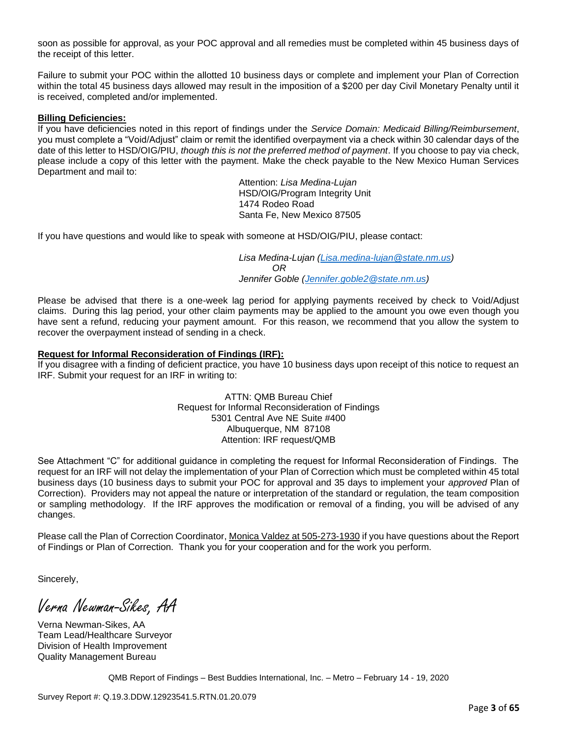soon as possible for approval, as your POC approval and all remedies must be completed within 45 business days of the receipt of this letter.

Failure to submit your POC within the allotted 10 business days or complete and implement your Plan of Correction within the total 45 business days allowed may result in the imposition of a $200 per day Civil Monetary Penalty until it is received, completed and/or implemented.

**Billing Deficiencies:**

If you have deficiencies noted in this report of findings under the *Service Domain: Medicaid Billing/Reimbursement*, you must complete a "Void/Adjust" claim or remit the identified overpayment via a check within 30 calendar days of the date of this letter to HSD/OIG/PIU, *though this is not the preferred method of payment*. If you choose to pay via check, please include a copy of this letter with the payment. Make the check payable to the New Mexico Human Services Department and mail to:

Attention: *Lisa Medina-Lujan*
HSD/OIG/Program Integrity Unit
1474 Rodeo Road
Santa Fe, New Mexico 87505

If you have questions and would like to speak with someone at HSD/OIG/PIU, please contact:

*Lisa Medina-Lujan (Lisa.medina-lujan@state.nm.us)*
*OR*
*Jennifer Goble (Jennifer.goble2@state.nm.us)*

Please be advised that there is a one-week lag period for applying payments received by check to Void/Adjust claims. During this lag period, your other claim payments may be applied to the amount you owe even though you have sent a refund, reducing your payment amount. For this reason, we recommend that you allow the system to recover the overpayment instead of sending in a check.

**Request for Informal Reconsideration of Findings (IRF):**

If you disagree with a finding of deficient practice, you have 10 business days upon receipt of this notice to request an IRF. Submit your request for an IRF in writing to:

ATTN: QMB Bureau Chief
Request for Informal Reconsideration of Findings
5301 Central Ave NE Suite #400
Albuquerque, NM 87108
Attention: IRF request/QMB

See Attachment "C" for additional guidance in completing the request for Informal Reconsideration of Findings. The request for an IRF will not delay the implementation of your Plan of Correction which must be completed within 45 total business days (10 business days to submit your POC for approval and 35 days to implement your *approved* Plan of Correction). Providers may not appeal the nature or interpretation of the standard or regulation, the team composition or sampling methodology. If the IRF approves the modification or removal of a finding, you will be advised of any changes.

Please call the Plan of Correction Coordinator, Monica Valdez at 505-273-1930 if you have questions about the Report of Findings or Plan of Correction. Thank you for your cooperation and for the work you perform.

Sincerely,

*Verna Newman-Sikes, AA*

Verna Newman-Sikes, AA
Team Lead/Healthcare Surveyor
Division of Health Improvement
Quality Management Bureau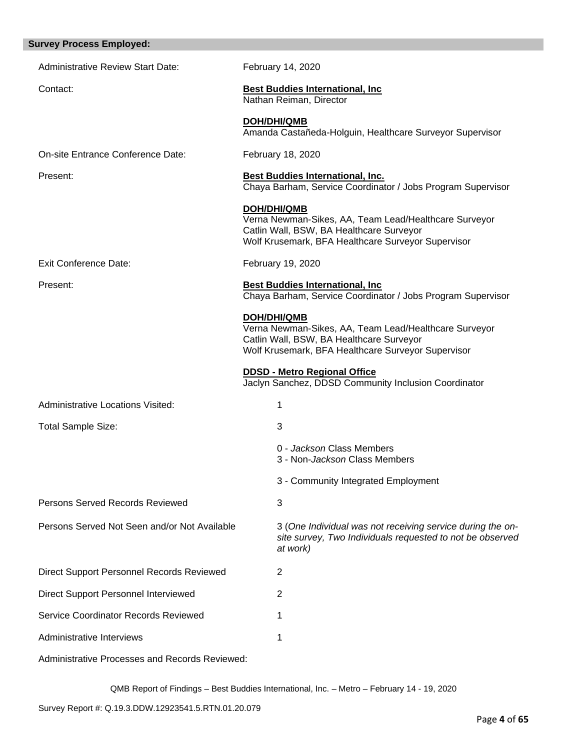## Survey Process Employed:

Administrative Review Start Date: February 14, 2020

Contact: **Best Buddies International, Inc**
Nathan Reiman, Director

**DOH/DHI/QMB**
Amanda Castañeda-Holguin, Healthcare Surveyor Supervisor

On-site Entrance Conference Date: February 18, 2020

Present: **Best Buddies International, Inc.**
Chaya Barham, Service Coordinator / Jobs Program Supervisor

**DOH/DHI/QMB**
Verna Newman-Sikes, AA, Team Lead/Healthcare Surveyor
Catlin Wall, BSW, BA Healthcare Surveyor
Wolf Krusemark, BFA Healthcare Surveyor Supervisor

Exit Conference Date: February 19, 2020

Present: **Best Buddies International, Inc**
Chaya Barham, Service Coordinator / Jobs Program Supervisor

**DOH/DHI/QMB**
Verna Newman-Sikes, AA, Team Lead/Healthcare Surveyor
Catlin Wall, BSW, BA Healthcare Surveyor
Wolf Krusemark, BFA Healthcare Surveyor Supervisor

**DDSD - Metro Regional Office**
Jaclyn Sanchez, DDSD Community Inclusion Coordinator

Administrative Locations Visited: 1

Total Sample Size: 3

0 - *Jackson* Class Members
3 - Non-*Jackson* Class Members

3 - Community Integrated Employment

Persons Served Records Reviewed: 3

Persons Served Not Seen and/or Not Available: 3 (*One Individual was not receiving service during the on-site survey, Two Individuals requested to not be observed at work)*

Direct Support Personnel Records Reviewed: 2

Direct Support Personnel Interviewed: 2

Service Coordinator Records Reviewed: 1

Administrative Interviews: 1

Administrative Processes and Records Reviewed: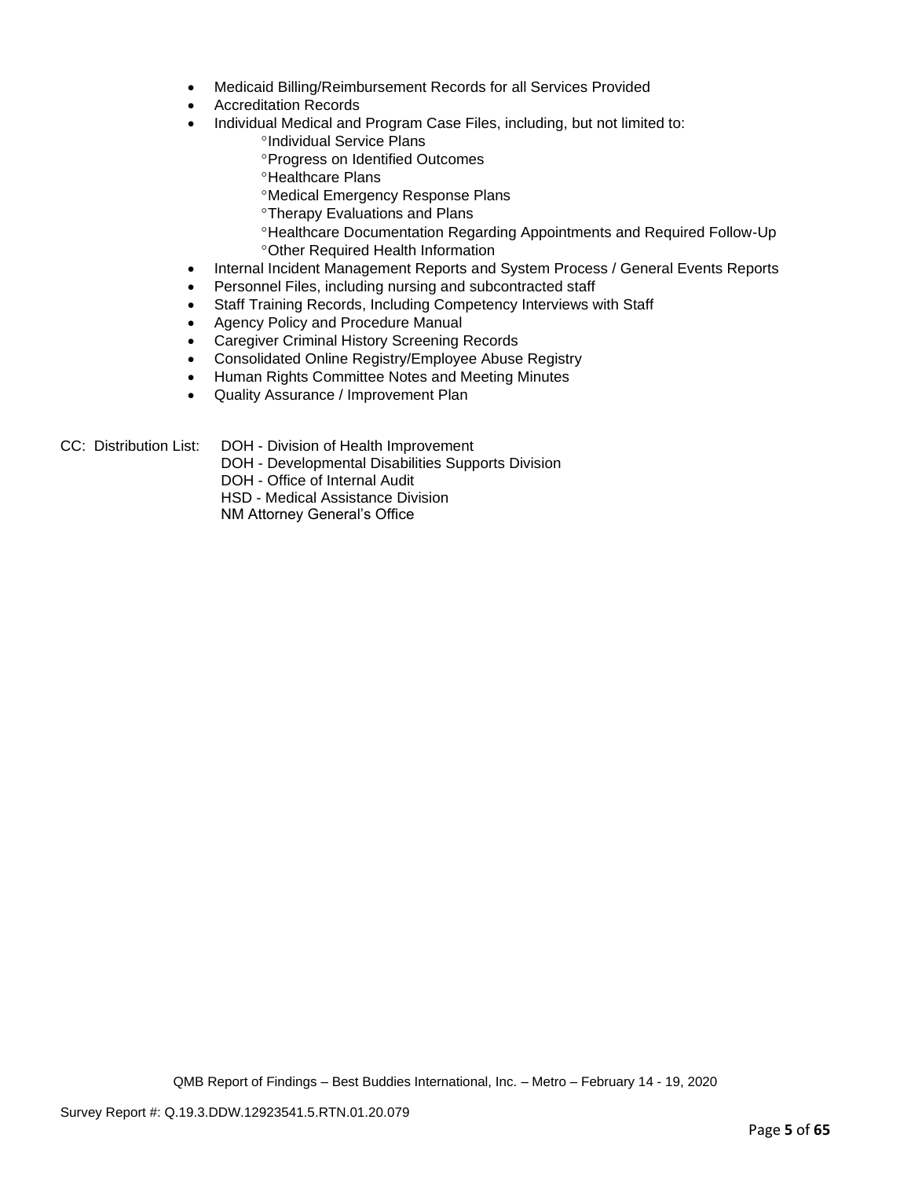- Medicaid Billing/Reimbursement Records for all Services Provided
- Accreditation Records
- Individual Medical and Program Case Files, including, but not limited to:
    - °Individual Service Plans
    - °Progress on Identified Outcomes
    - °Healthcare Plans
    - °Medical Emergency Response Plans
    - °Therapy Evaluations and Plans
    - °Healthcare Documentation Regarding Appointments and Required Follow-Up
    - °Other Required Health Information
- Internal Incident Management Reports and System Process / General Events Reports
- Personnel Files, including nursing and subcontracted staff
- Staff Training Records, Including Competency Interviews with Staff
- Agency Policy and Procedure Manual
- Caregiver Criminal History Screening Records
- Consolidated Online Registry/Employee Abuse Registry
- Human Rights Committee Notes and Meeting Minutes
- Quality Assurance / Improvement Plan

CC: Distribution List: DOH - Division of Health Improvement
DOH - Developmental Disabilities Supports Division
DOH - Office of Internal Audit
HSD - Medical Assistance Division
NM Attorney General's Office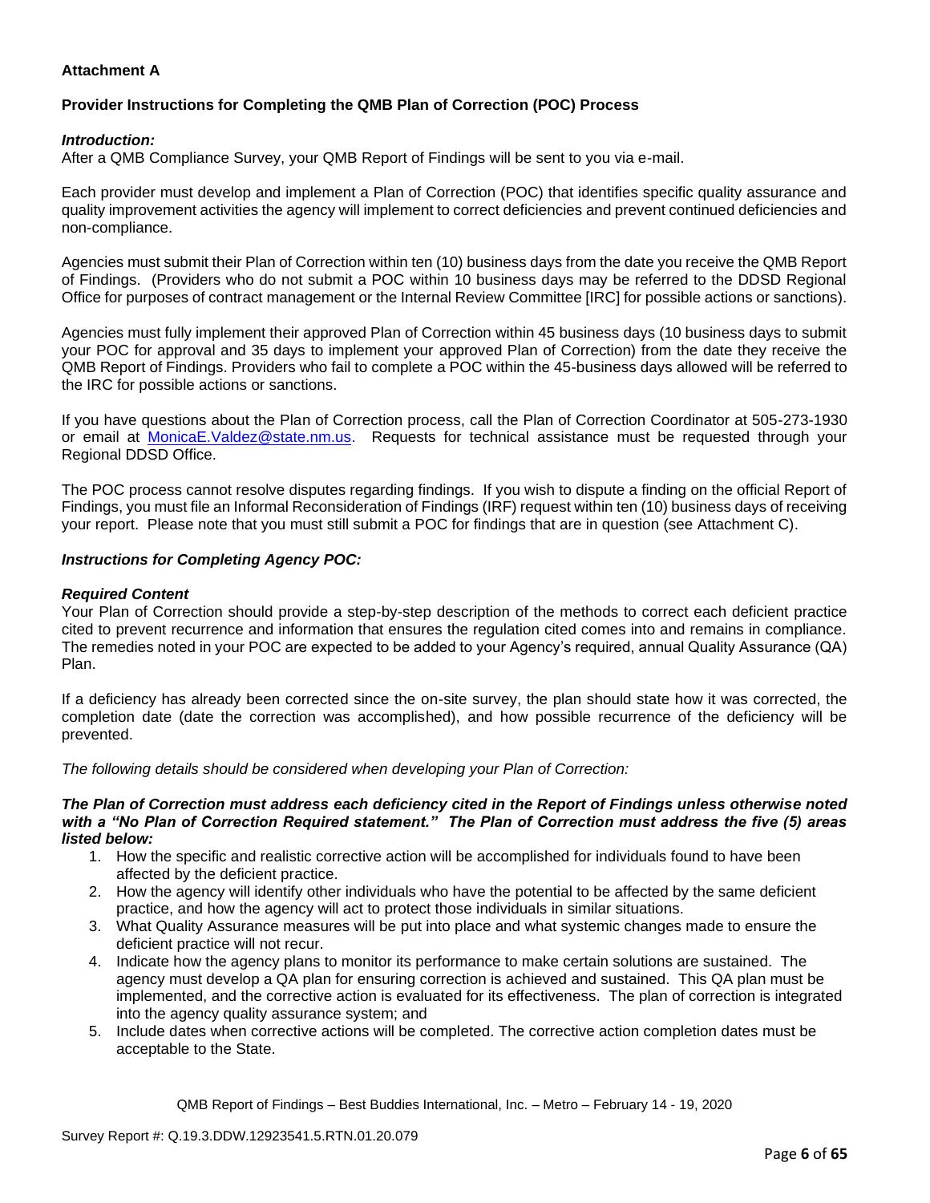**Attachment A**

**Provider Instructions for Completing the QMB Plan of Correction (POC) Process**

***Introduction:***
After a QMB Compliance Survey, your QMB Report of Findings will be sent to you via e-mail.

Each provider must develop and implement a Plan of Correction (POC) that identifies specific quality assurance and quality improvement activities the agency will implement to correct deficiencies and prevent continued deficiencies and non-compliance.

Agencies must submit their Plan of Correction within ten (10) business days from the date you receive the QMB Report of Findings. (Providers who do not submit a POC within 10 business days may be referred to the DDSD Regional Office for purposes of contract management or the Internal Review Committee [IRC] for possible actions or sanctions).

Agencies must fully implement their approved Plan of Correction within 45 business days (10 business days to submit your POC for approval and 35 days to implement your approved Plan of Correction) from the date they receive the QMB Report of Findings. Providers who fail to complete a POC within the 45-business days allowed will be referred to the IRC for possible actions or sanctions.

If you have questions about the Plan of Correction process, call the Plan of Correction Coordinator at 505-273-1930 or email at MonicaE.Valdez@state.nm.us. Requests for technical assistance must be requested through your Regional DDSD Office.

The POC process cannot resolve disputes regarding findings. If you wish to dispute a finding on the official Report of Findings, you must file an Informal Reconsideration of Findings (IRF) request within ten (10) business days of receiving your report. Please note that you must still submit a POC for findings that are in question (see Attachment C).

***Instructions for Completing Agency POC:***

***Required Content***
Your Plan of Correction should provide a step-by-step description of the methods to correct each deficient practice cited to prevent recurrence and information that ensures the regulation cited comes into and remains in compliance. The remedies noted in your POC are expected to be added to your Agency's required, annual Quality Assurance (QA) Plan.

If a deficiency has already been corrected since the on-site survey, the plan should state how it was corrected, the completion date (date the correction was accomplished), and how possible recurrence of the deficiency will be prevented.

*The following details should be considered when developing your Plan of Correction:*

***The Plan of Correction must address each deficiency cited in the Report of Findings unless otherwise noted with a "No Plan of Correction Required statement." The Plan of Correction must address the five (5) areas listed below:***

1. How the specific and realistic corrective action will be accomplished for individuals found to have been affected by the deficient practice.
2. How the agency will identify other individuals who have the potential to be affected by the same deficient practice, and how the agency will act to protect those individuals in similar situations.
3. What Quality Assurance measures will be put into place and what systemic changes made to ensure the deficient practice will not recur.
4. Indicate how the agency plans to monitor its performance to make certain solutions are sustained. The agency must develop a QA plan for ensuring correction is achieved and sustained. This QA plan must be implemented, and the corrective action is evaluated for its effectiveness. The plan of correction is integrated into the agency quality assurance system; and
5. Include dates when corrective actions will be completed. The corrective action completion dates must be acceptable to the State.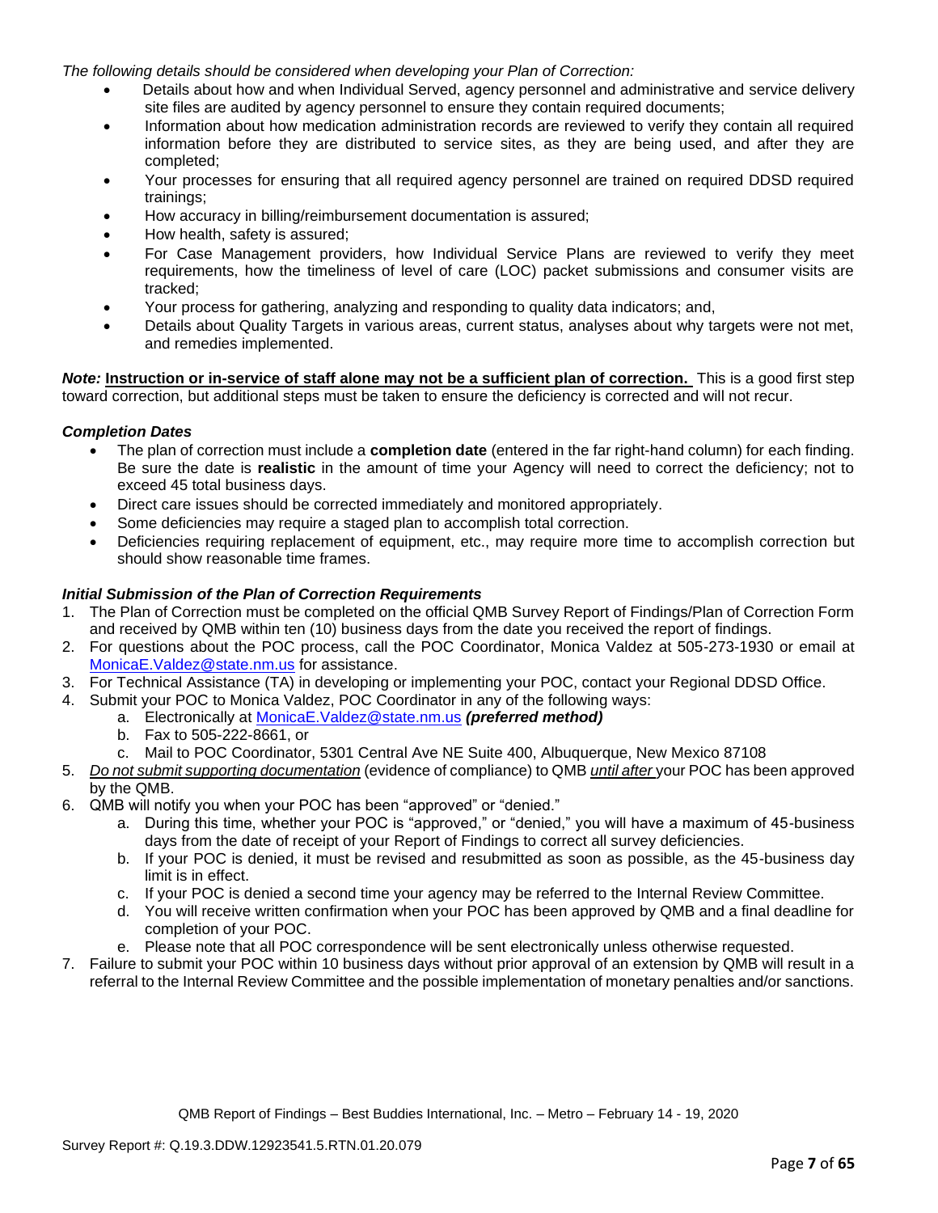*The following details should be considered when developing your Plan of Correction:*

- Details about how and when Individual Served, agency personnel and administrative and service delivery site files are audited by agency personnel to ensure they contain required documents;
- Information about how medication administration records are reviewed to verify they contain all required information before they are distributed to service sites, as they are being used, and after they are completed;
- Your processes for ensuring that all required agency personnel are trained on required DDSD required trainings;
- How accuracy in billing/reimbursement documentation is assured;
- How health, safety is assured;
- For Case Management providers, how Individual Service Plans are reviewed to verify they meet requirements, how the timeliness of level of care (LOC) packet submissions and consumer visits are tracked;
- Your process for gathering, analyzing and responding to quality data indicators; and,
- Details about Quality Targets in various areas, current status, analyses about why targets were not met, and remedies implemented.

***Note:*** **Instruction or in-service of staff alone may not be a sufficient plan of correction.** This is a good first step toward correction, but additional steps must be taken to ensure the deficiency is corrected and will not recur.

***Completion Dates***

- The plan of correction must include a **completion date** (entered in the far right-hand column) for each finding. Be sure the date is **realistic** in the amount of time your Agency will need to correct the deficiency; not to exceed 45 total business days.
- Direct care issues should be corrected immediately and monitored appropriately.
- Some deficiencies may require a staged plan to accomplish total correction.
- Deficiencies requiring replacement of equipment, etc., may require more time to accomplish correction but should show reasonable time frames.

***Initial Submission of the Plan of Correction Requirements***

1. The Plan of Correction must be completed on the official QMB Survey Report of Findings/Plan of Correction Form and received by QMB within ten (10) business days from the date you received the report of findings.
2. For questions about the POC process, call the POC Coordinator, Monica Valdez at 505-273-1930 or email at MonicaE.Valdez@state.nm.us for assistance.
3. For Technical Assistance (TA) in developing or implementing your POC, contact your Regional DDSD Office.
4. Submit your POC to Monica Valdez, POC Coordinator in any of the following ways:
   a. Electronically at MonicaE.Valdez@state.nm.us ***(preferred method)***
   b. Fax to 505-222-8661, or
   c. Mail to POC Coordinator, 5301 Central Ave NE Suite 400, Albuquerque, New Mexico 87108
5. *Do not submit supporting documentation* (evidence of compliance) to QMB *until after* your POC has been approved by the QMB.
6. QMB will notify you when your POC has been "approved" or "denied."
   a. During this time, whether your POC is "approved," or "denied," you will have a maximum of 45-business days from the date of receipt of your Report of Findings to correct all survey deficiencies.
   b. If your POC is denied, it must be revised and resubmitted as soon as possible, as the 45-business day limit is in effect.
   c. If your POC is denied a second time your agency may be referred to the Internal Review Committee.
   d. You will receive written confirmation when your POC has been approved by QMB and a final deadline for completion of your POC.
   e. Please note that all POC correspondence will be sent electronically unless otherwise requested.
7. Failure to submit your POC within 10 business days without prior approval of an extension by QMB will result in a referral to the Internal Review Committee and the possible implementation of monetary penalties and/or sanctions.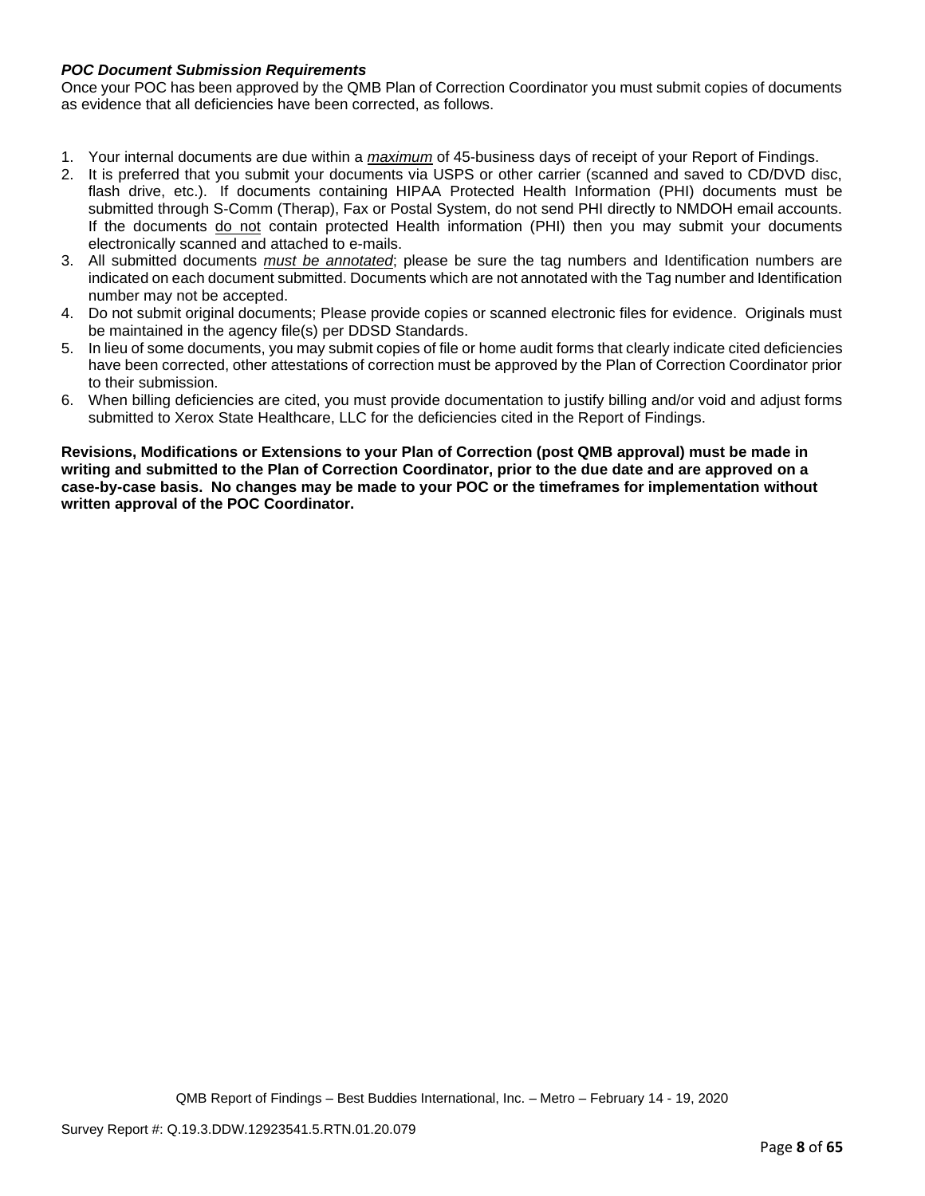***POC Document Submission Requirements***

Once your POC has been approved by the QMB Plan of Correction Coordinator you must submit copies of documents as evidence that all deficiencies have been corrected, as follows.

1. Your internal documents are due within a ***maximum*** of 45-business days of receipt of your Report of Findings.
2. It is preferred that you submit your documents via USPS or other carrier (scanned and saved to CD/DVD disc, flash drive, etc.). If documents containing HIPAA Protected Health Information (PHI) documents must be submitted through S-Comm (Therap), Fax or Postal System, do not send PHI directly to NMDOH email accounts. If the documents do not contain protected Health information (PHI) then you may submit your documents electronically scanned and attached to e-mails.
3. All submitted documents *must be annotated*; please be sure the tag numbers and Identification numbers are indicated on each document submitted. Documents which are not annotated with the Tag number and Identification number may not be accepted.
4. Do not submit original documents; Please provide copies or scanned electronic files for evidence. Originals must be maintained in the agency file(s) per DDSD Standards.
5. In lieu of some documents, you may submit copies of file or home audit forms that clearly indicate cited deficiencies have been corrected, other attestations of correction must be approved by the Plan of Correction Coordinator prior to their submission.
6. When billing deficiencies are cited, you must provide documentation to justify billing and/or void and adjust forms submitted to Xerox State Healthcare, LLC for the deficiencies cited in the Report of Findings.

**Revisions, Modifications or Extensions to your Plan of Correction (post QMB approval) must be made in writing and submitted to the Plan of Correction Coordinator, prior to the due date and are approved on a case-by-case basis. No changes may be made to your POC or the timeframes for implementation without written approval of the POC Coordinator.**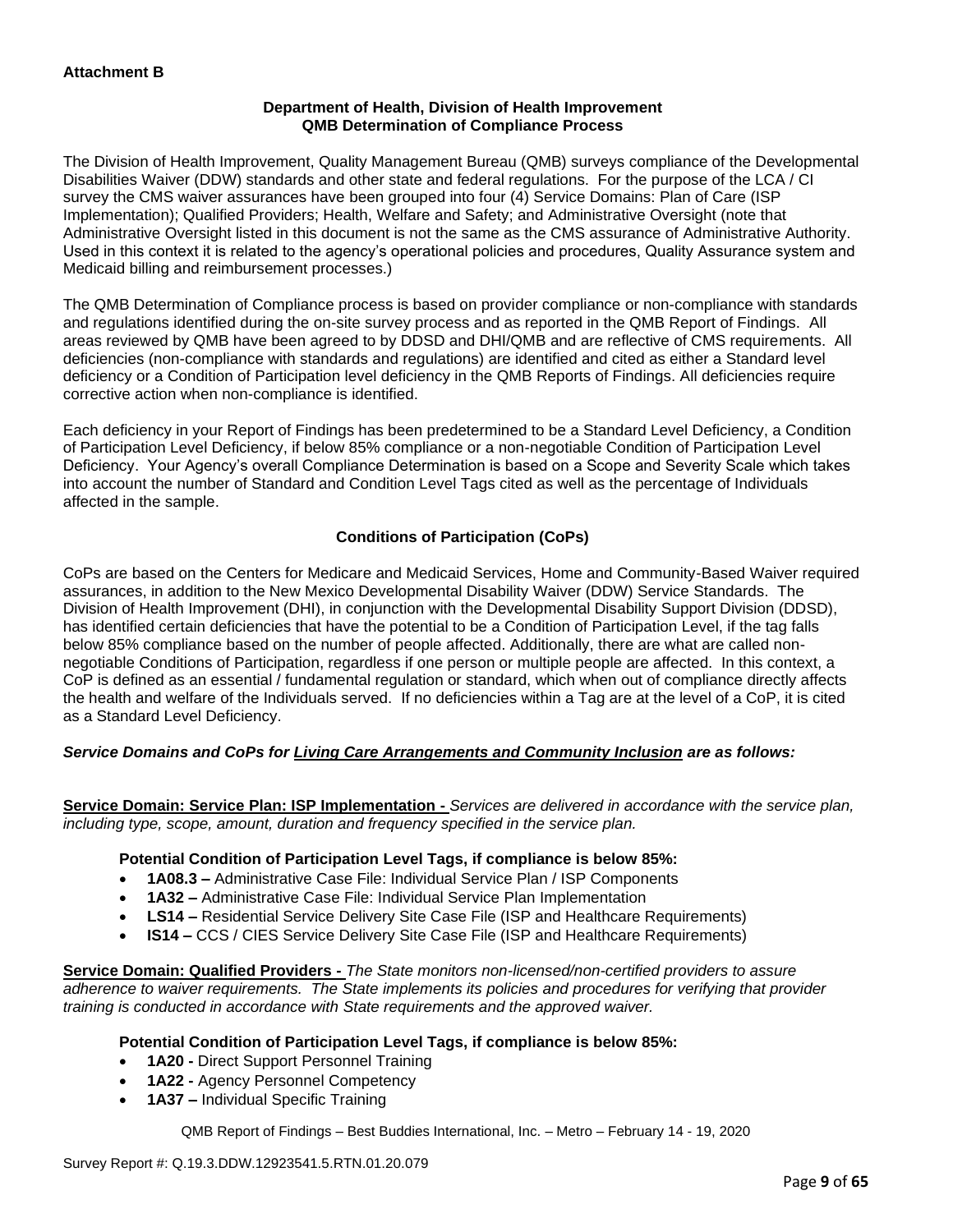**Attachment B**

**Department of Health, Division of Health Improvement**
**QMB Determination of Compliance Process**

The Division of Health Improvement, Quality Management Bureau (QMB) surveys compliance of the Developmental Disabilities Waiver (DDW) standards and other state and federal regulations. For the purpose of the LCA / CI survey the CMS waiver assurances have been grouped into four (4) Service Domains: Plan of Care (ISP Implementation); Qualified Providers; Health, Welfare and Safety; and Administrative Oversight (note that Administrative Oversight listed in this document is not the same as the CMS assurance of Administrative Authority. Used in this context it is related to the agency's operational policies and procedures, Quality Assurance system and Medicaid billing and reimbursement processes.)

The QMB Determination of Compliance process is based on provider compliance or non-compliance with standards and regulations identified during the on-site survey process and as reported in the QMB Report of Findings. All areas reviewed by QMB have been agreed to by DDSD and DHI/QMB and are reflective of CMS requirements. All deficiencies (non-compliance with standards and regulations) are identified and cited as either a Standard level deficiency or a Condition of Participation level deficiency in the QMB Reports of Findings. All deficiencies require corrective action when non-compliance is identified.

Each deficiency in your Report of Findings has been predetermined to be a Standard Level Deficiency, a Condition of Participation Level Deficiency, if below 85% compliance or a non-negotiable Condition of Participation Level Deficiency. Your Agency's overall Compliance Determination is based on a Scope and Severity Scale which takes into account the number of Standard and Condition Level Tags cited as well as the percentage of Individuals affected in the sample.

**Conditions of Participation (CoPs)**

CoPs are based on the Centers for Medicare and Medicaid Services, Home and Community-Based Waiver required assurances, in addition to the New Mexico Developmental Disability Waiver (DDW) Service Standards. The Division of Health Improvement (DHI), in conjunction with the Developmental Disability Support Division (DDSD), has identified certain deficiencies that have the potential to be a Condition of Participation Level, if the tag falls below 85% compliance based on the number of people affected. Additionally, there are what are called non-negotiable Conditions of Participation, regardless if one person or multiple people are affected. In this context, a CoP is defined as an essential / fundamental regulation or standard, which when out of compliance directly affects the health and welfare of the Individuals served. If no deficiencies within a Tag are at the level of a CoP, it is cited as a Standard Level Deficiency.

***Service Domains and CoPs for Living Care Arrangements and Community Inclusion are as follows:***

**Service Domain: Service Plan: ISP Implementation -** *Services are delivered in accordance with the service plan, including type, scope, amount, duration and frequency specified in the service plan.*

**Potential Condition of Participation Level Tags, if compliance is below 85%:**

- **1A08.3 –** Administrative Case File: Individual Service Plan / ISP Components
- **1A32 –** Administrative Case File: Individual Service Plan Implementation
- **LS14 –** Residential Service Delivery Site Case File (ISP and Healthcare Requirements)
- **IS14 –** CCS / CIES Service Delivery Site Case File (ISP and Healthcare Requirements)

**Service Domain: Qualified Providers -** *The State monitors non-licensed/non-certified providers to assure adherence to waiver requirements. The State implements its policies and procedures for verifying that provider training is conducted in accordance with State requirements and the approved waiver.*

**Potential Condition of Participation Level Tags, if compliance is below 85%:**

- **1A20 -** Direct Support Personnel Training
- **1A22 -** Agency Personnel Competency
- **1A37 –** Individual Specific Training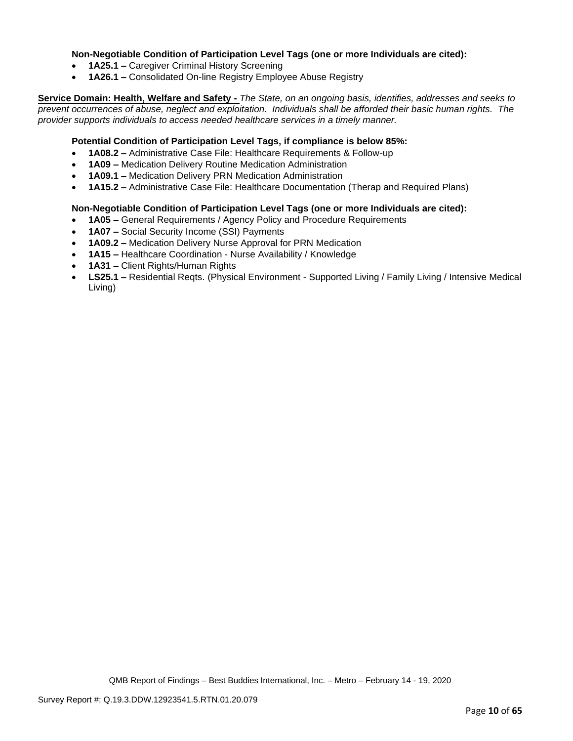**Non-Negotiable Condition of Participation Level Tags (one or more Individuals are cited):**

- **1A25.1 –** Caregiver Criminal History Screening
- **1A26.1 –** Consolidated On-line Registry Employee Abuse Registry

**Service Domain: Health, Welfare and Safety -** *The State, on an ongoing basis, identifies, addresses and seeks to prevent occurrences of abuse, neglect and exploitation. Individuals shall be afforded their basic human rights. The provider supports individuals to access needed healthcare services in a timely manner.*

**Potential Condition of Participation Level Tags, if compliance is below 85%:**

- **1A08.2 –** Administrative Case File: Healthcare Requirements & Follow-up
- **1A09 –** Medication Delivery Routine Medication Administration
- **1A09.1 –** Medication Delivery PRN Medication Administration
- **1A15.2 –** Administrative Case File: Healthcare Documentation (Therap and Required Plans)

**Non-Negotiable Condition of Participation Level Tags (one or more Individuals are cited):**

- **1A05 –** General Requirements / Agency Policy and Procedure Requirements
- **1A07 –** Social Security Income (SSI) Payments
- **1A09.2 –** Medication Delivery Nurse Approval for PRN Medication
- **1A15 –** Healthcare Coordination - Nurse Availability / Knowledge
- **1A31 –** Client Rights/Human Rights
- **LS25.1 –** Residential Reqts. (Physical Environment - Supported Living / Family Living / Intensive Medical Living)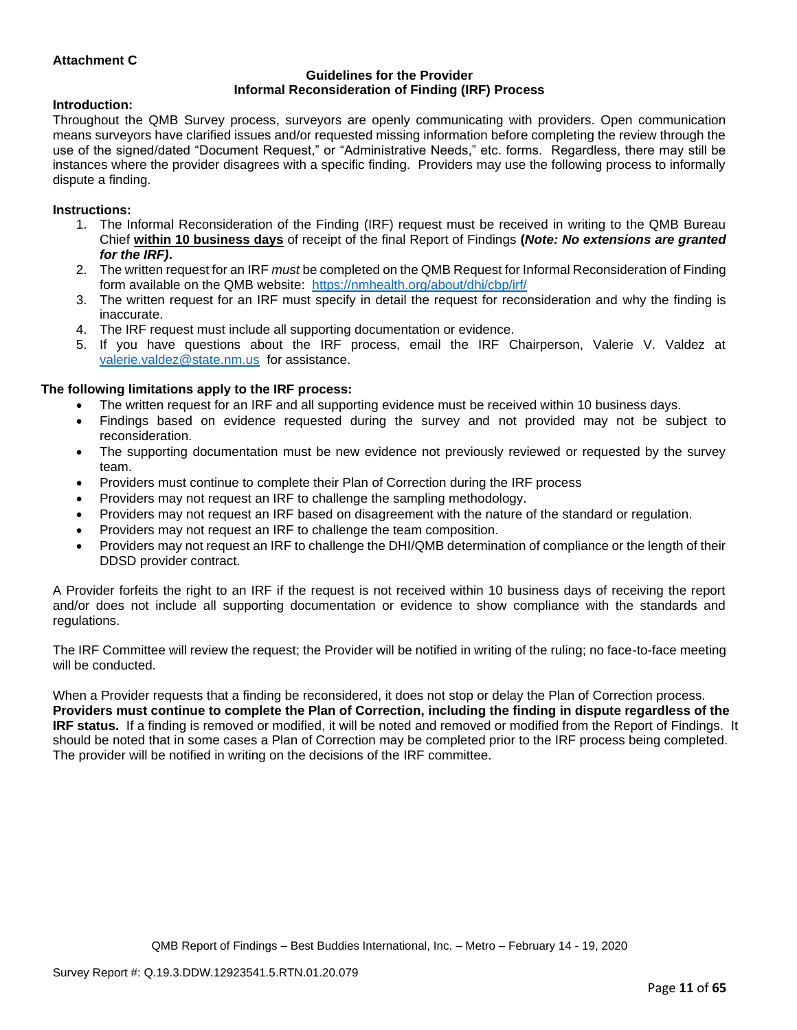**Attachment C**

**Guidelines for the Provider**
**Informal Reconsideration of Finding (IRF) Process**

**Introduction:**

Throughout the QMB Survey process, surveyors are openly communicating with providers. Open communication means surveyors have clarified issues and/or requested missing information before completing the review through the use of the signed/dated "Document Request," or "Administrative Needs," etc. forms. Regardless, there may still be instances where the provider disagrees with a specific finding. Providers may use the following process to informally dispute a finding.

**Instructions:**

1. The Informal Reconsideration of the Finding (IRF) request must be received in writing to the QMB Bureau Chief **within 10 business days** of receipt of the final Report of Findings **(*Note: No extensions are granted for the IRF).***
2. The written request for an IRF *must* be completed on the QMB Request for Informal Reconsideration of Finding form available on the QMB website: https://nmhealth.org/about/dhi/cbp/irf/
3. The written request for an IRF must specify in detail the request for reconsideration and why the finding is inaccurate.
4. The IRF request must include all supporting documentation or evidence.
5. If you have questions about the IRF process, email the IRF Chairperson, Valerie V. Valdez at valerie.valdez@state.nm.us for assistance.

**The following limitations apply to the IRF process:**

- The written request for an IRF and all supporting evidence must be received within 10 business days.
- Findings based on evidence requested during the survey and not provided may not be subject to reconsideration.
- The supporting documentation must be new evidence not previously reviewed or requested by the survey team.
- Providers must continue to complete their Plan of Correction during the IRF process
- Providers may not request an IRF to challenge the sampling methodology.
- Providers may not request an IRF based on disagreement with the nature of the standard or regulation.
- Providers may not request an IRF to challenge the team composition.
- Providers may not request an IRF to challenge the DHI/QMB determination of compliance or the length of their DDSD provider contract.

A Provider forfeits the right to an IRF if the request is not received within 10 business days of receiving the report and/or does not include all supporting documentation or evidence to show compliance with the standards and regulations.

The IRF Committee will review the request; the Provider will be notified in writing of the ruling; no face-to-face meeting will be conducted.

When a Provider requests that a finding be reconsidered, it does not stop or delay the Plan of Correction process. **Providers must continue to complete the Plan of Correction, including the finding in dispute regardless of the IRF status.** If a finding is removed or modified, it will be noted and removed or modified from the Report of Findings. It should be noted that in some cases a Plan of Correction may be completed prior to the IRF process being completed. The provider will be notified in writing on the decisions of the IRF committee.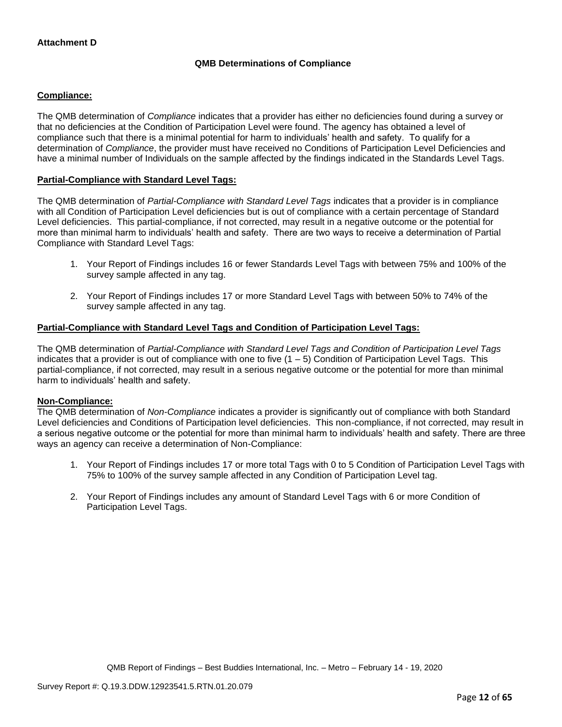**Attachment D**

## QMB Determinations of Compliance

**Compliance:**

The QMB determination of *Compliance* indicates that a provider has either no deficiencies found during a survey or that no deficiencies at the Condition of Participation Level were found. The agency has obtained a level of compliance such that there is a minimal potential for harm to individuals' health and safety. To qualify for a determination of *Compliance*, the provider must have received no Conditions of Participation Level Deficiencies and have a minimal number of Individuals on the sample affected by the findings indicated in the Standards Level Tags.

**Partial-Compliance with Standard Level Tags:**

The QMB determination of *Partial-Compliance with Standard Level Tags* indicates that a provider is in compliance with all Condition of Participation Level deficiencies but is out of compliance with a certain percentage of Standard Level deficiencies. This partial-compliance, if not corrected, may result in a negative outcome or the potential for more than minimal harm to individuals' health and safety. There are two ways to receive a determination of Partial Compliance with Standard Level Tags:

1. Your Report of Findings includes 16 or fewer Standards Level Tags with between 75% and 100% of the survey sample affected in any tag.
2. Your Report of Findings includes 17 or more Standard Level Tags with between 50% to 74% of the survey sample affected in any tag.

**Partial-Compliance with Standard Level Tags and Condition of Participation Level Tags:**

The QMB determination of *Partial-Compliance with Standard Level Tags and Condition of Participation Level Tags* indicates that a provider is out of compliance with one to five (1 – 5) Condition of Participation Level Tags. This partial-compliance, if not corrected, may result in a serious negative outcome or the potential for more than minimal harm to individuals' health and safety.

**Non-Compliance:**

The QMB determination of *Non-Compliance* indicates a provider is significantly out of compliance with both Standard Level deficiencies and Conditions of Participation level deficiencies. This non-compliance, if not corrected, may result in a serious negative outcome or the potential for more than minimal harm to individuals' health and safety. There are three ways an agency can receive a determination of Non-Compliance:

1. Your Report of Findings includes 17 or more total Tags with 0 to 5 Condition of Participation Level Tags with 75% to 100% of the survey sample affected in any Condition of Participation Level tag.
2. Your Report of Findings includes any amount of Standard Level Tags with 6 or more Condition of Participation Level Tags.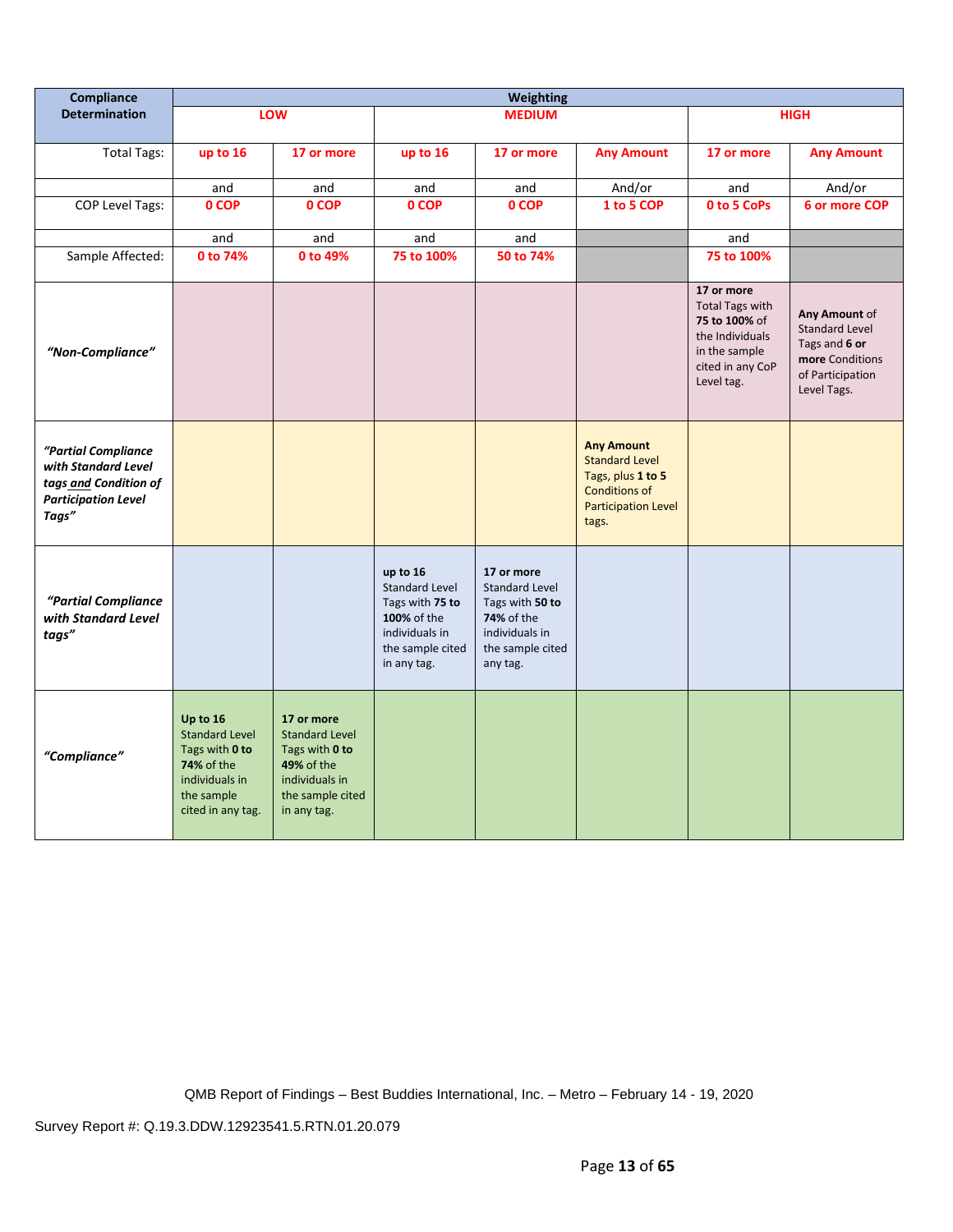| Compliance Determination | Weighting | | | | | | |
|---|---|---|---|---|---|---|---|
| | LOW | | MEDIUM | | | HIGH | |
| Total Tags: | up to 16 | 17 or more | up to 16 | 17 or more | Any Amount | 17 or more | Any Amount |
| | and | and | and | and | And/or | and | And/or |
| COP Level Tags: | 0 COP | 0 COP | 0 COP | 0 COP | 1 to 5 COP | 0 to 5 CoPs | 6 or more COP |
| | and | and | and | and | | and | |
| Sample Affected: | 0 to 74% | 0 to 49% | 75 to 100% | 50 to 74% | | 75 to 100% | |
| *"Non-Compliance"* | | | | | | **17 or more** Total Tags with **75 to 100%** of the Individuals in the sample cited in any CoP Level tag. | **Any Amount** of Standard Level Tags and **6 or more** Conditions of Participation Level Tags. |
| ***"Partial Compliance with Standard Level tags and Condition of Participation Level Tags"*** | | | | | **Any Amount** Standard Level Tags, plus **1 to 5** Conditions of Participation Level tags. | | |
| ***"Partial Compliance with Standard Level tags"*** | | | **up to 16** Standard Level Tags with **75 to 100%** of the individuals in the sample cited in any tag. | **17 or more** Standard Level Tags with **50 to 74%** of the individuals in the sample cited any tag. | | | |
| ***"Compliance"*** | **Up to 16** Standard Level Tags with **0 to 74%** of the individuals in the sample cited in any tag. | **17 or more** Standard Level Tags with **0 to 49%** of the individuals in the sample cited in any tag. | | | | | |

QMB Report of Findings – Best Buddies International, Inc. – Metro – February 14 - 19, 2020

Survey Report #: Q.19.3.DDW.12923541.5.RTN.01.20.079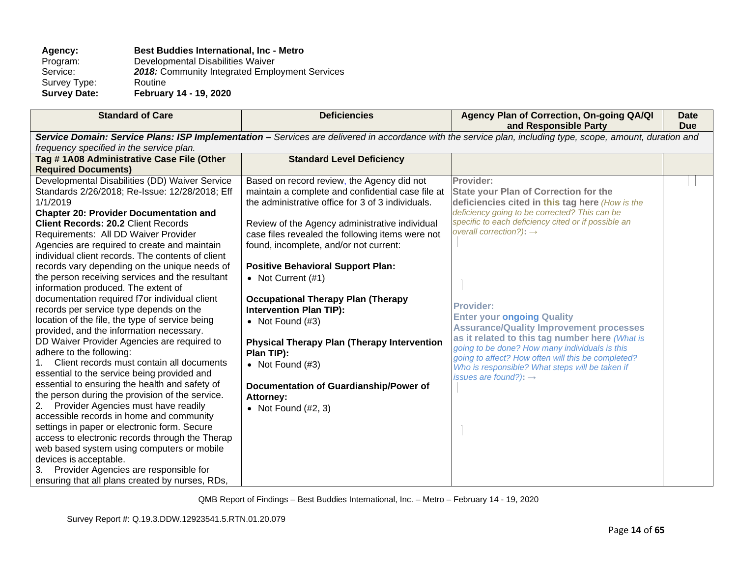**Agency:** **Best Buddies International, Inc - Metro**
Program: Developmental Disabilities Waiver
Service: ***2018:*** Community Integrated Employment Services
Survey Type: Routine
**Survey Date:** **February 14 - 19, 2020**

| Standard of Care | Deficiencies | Agency Plan of Correction, On-going QA/QI and Responsible Party | Date Due |
|---|---|---|---|
| ***Service Domain: Service Plans: ISP Implementation –*** *Services are delivered in accordance with the service plan, including type, scope, amount, duration and frequency specified in the service plan.* | | | |
| **Tag # 1A08 Administrative Case File (Other Required Documents)** | **Standard Level Deficiency** | | |
| Developmental Disabilities (DD) Waiver Service Standards 2/26/2018; Re-Issue: 12/28/2018; Eff 1/1/2019<br>**Chapter 20: Provider Documentation and Client Records: 20.2** Client Records Requirements: All DD Waiver Provider Agencies are required to create and maintain individual client records. The contents of client records vary depending on the unique needs of the person receiving services and the resultant information produced. The extent of documentation required f7or individual client records per service type depends on the location of the file, the type of service being provided, and the information necessary.<br>DD Waiver Provider Agencies are required to adhere to the following:<br>1. Client records must contain all documents essential to the service being provided and essential to ensuring the health and safety of the person during the provision of the service.<br>2. Provider Agencies must have readily accessible records in home and community settings in paper or electronic form. Secure access to electronic records through the Therap web based system using computers or mobile devices is acceptable.<br>3. Provider Agencies are responsible for ensuring that all plans created by nurses, RDs, | Based on record review, the Agency did not maintain a complete and confidential case file at the administrative office for 3 of 3 individuals.<br><br>Review of the Agency administrative individual case files revealed the following items were not found, incomplete, and/or not current:<br><br>**Positive Behavioral Support Plan:**<br>• Not Current (#1)<br><br>**Occupational Therapy Plan (Therapy Intervention Plan TIP):**<br>• Not Found (#3)<br><br>**Physical Therapy Plan (Therapy Intervention Plan TIP):**<br>• Not Found (#3)<br><br>**Documentation of Guardianship/Power of Attorney:**<br>• Not Found (#2, 3) | **Provider:**<br>**State your Plan of Correction for the deficiencies cited in this tag here** *(How is the deficiency going to be corrected? This can be specific to each deficiency cited or if possible an overall correction?)*: →<br><br>**Provider:**<br>**Enter your ongoing Quality Assurance/Quality Improvement processes as it related to this tag number here** *(What is going to be done? How many individuals is this going to affect? How often will this be completed? Who is responsible? What steps will be taken if issues are found?)*: → | |

QMB Report of Findings – Best Buddies International, Inc. – Metro – February 14 - 19, 2020

Survey Report #: Q.19.3.DDW.12923541.5.RTN.01.20.079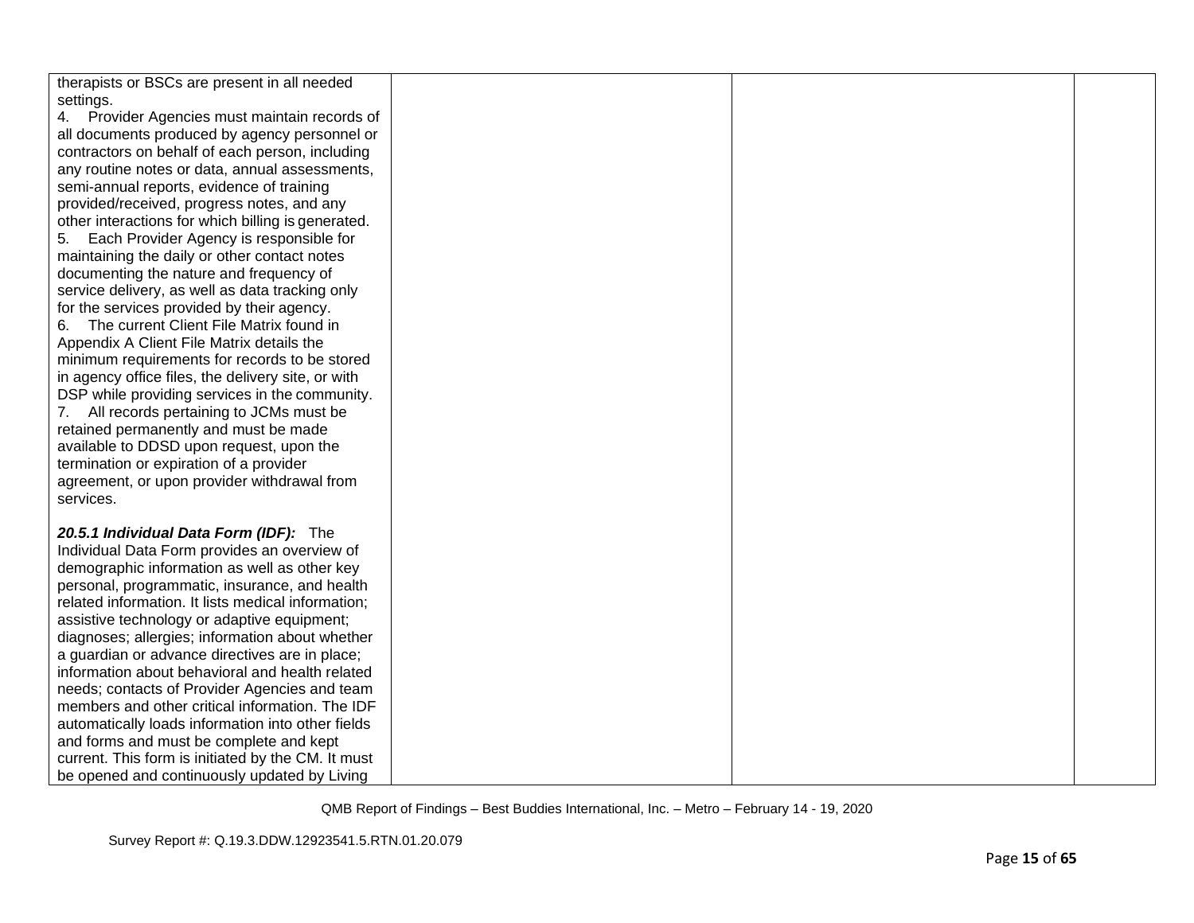| | | | |
|---|---|---|---|
| therapists or BSCs are present in all needed settings.<br>4. Provider Agencies must maintain records of all documents produced by agency personnel or contractors on behalf of each person, including any routine notes or data, annual assessments, semi-annual reports, evidence of training provided/received, progress notes, and any other interactions for which billing is generated.<br>5. Each Provider Agency is responsible for maintaining the daily or other contact notes documenting the nature and frequency of service delivery, as well as data tracking only for the services provided by their agency.<br>6. The current Client File Matrix found in Appendix A Client File Matrix details the minimum requirements for records to be stored in agency office files, the delivery site, or with DSP while providing services in the community.<br>7. All records pertaining to JCMs must be retained permanently and must be made available to DDSD upon request, upon the termination or expiration of a provider agreement, or upon provider withdrawal from services.<br><br>***20.5.1 Individual Data Form (IDF):*** The Individual Data Form provides an overview of demographic information as well as other key personal, programmatic, insurance, and health related information. It lists medical information; assistive technology or adaptive equipment; diagnoses; allergies; information about whether a guardian or advance directives are in place; information about behavioral and health related needs; contacts of Provider Agencies and team members and other critical information. The IDF automatically loads information into other fields and forms and must be complete and kept current. This form is initiated by the CM. It must be opened and continuously updated by Living | | | |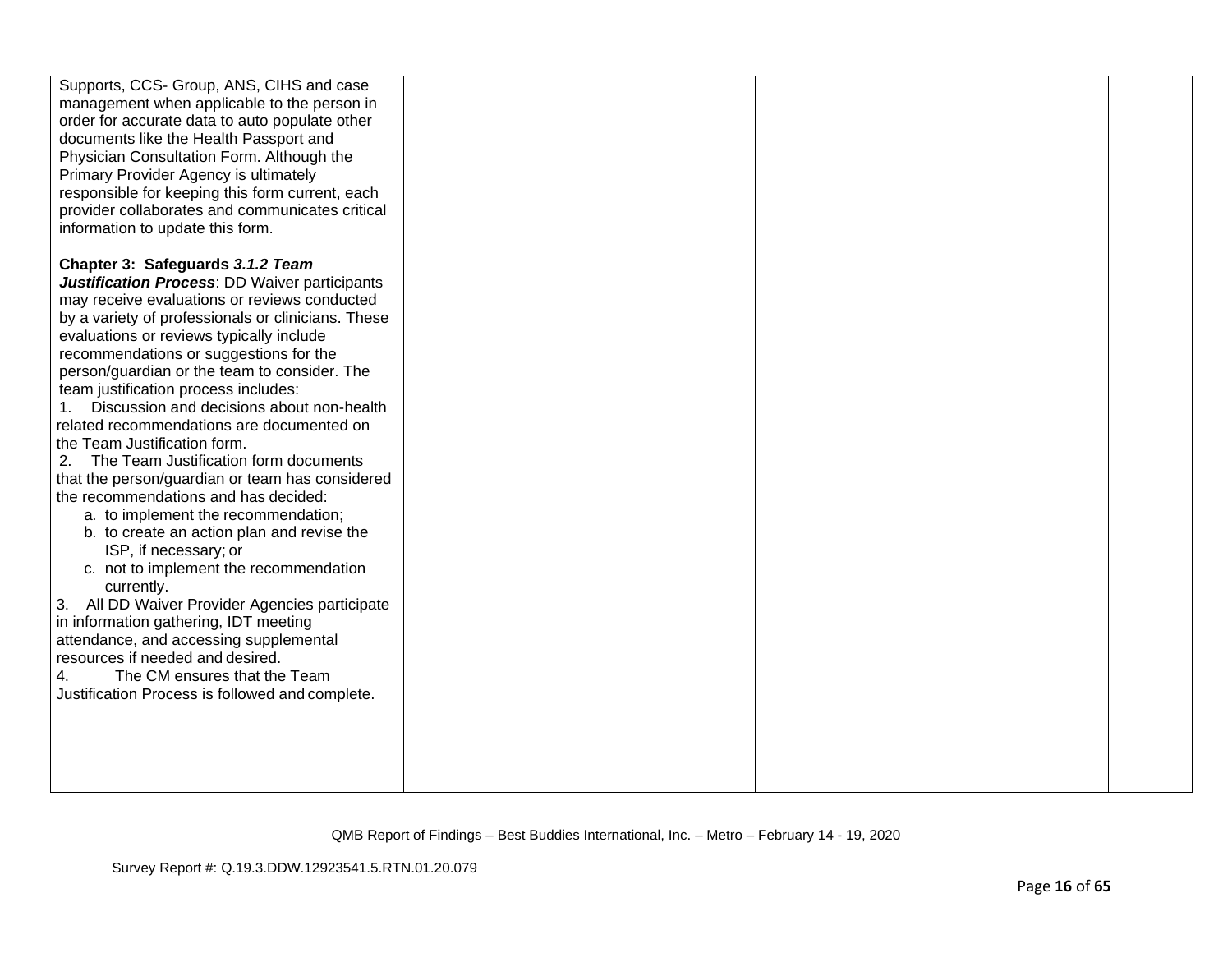| | | | |
|---|---|---|---|
| Supports, CCS- Group, ANS, CIHS and case management when applicable to the person in order for accurate data to auto populate other documents like the Health Passport and Physician Consultation Form. Although the Primary Provider Agency is ultimately responsible for keeping this form current, each provider collaborates and communicates critical information to update this form.<br><br>**Chapter 3: Safeguards *3.1.2 Team Justification Process***: DD Waiver participants may receive evaluations or reviews conducted by a variety of professionals or clinicians. These evaluations or reviews typically include recommendations or suggestions for the person/guardian or the team to consider. The team justification process includes:<br>1. Discussion and decisions about non-health related recommendations are documented on the Team Justification form.<br>2. The Team Justification form documents that the person/guardian or team has considered the recommendations and has decided:<br>a. to implement the recommendation;<br>b. to create an action plan and revise the ISP, if necessary; or<br>c. not to implement the recommendation currently.<br>3. All DD Waiver Provider Agencies participate in information gathering, IDT meeting attendance, and accessing supplemental resources if needed and desired.<br>4. The CM ensures that the Team Justification Process is followed and complete. | | | |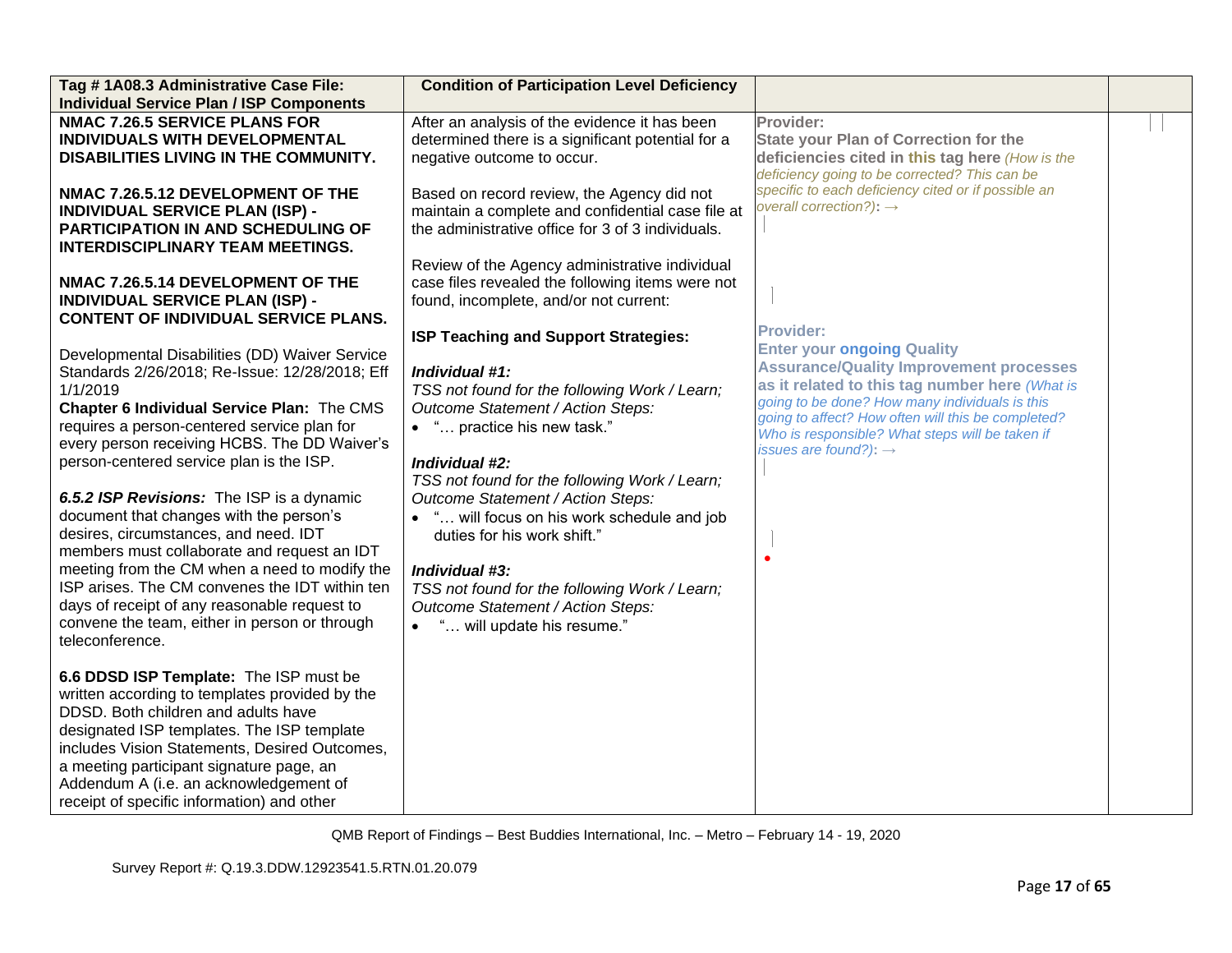| Tag # 1A08.3 Administrative Case File: Individual Service Plan / ISP Components | Condition of Participation Level Deficiency | | |
|---|---|---|---|
| **NMAC 7.26.5 SERVICE PLANS FOR INDIVIDUALS WITH DEVELOPMENTAL DISABILITIES LIVING IN THE COMMUNITY.**<br><br>**NMAC 7.26.5.12 DEVELOPMENT OF THE INDIVIDUAL SERVICE PLAN (ISP) - PARTICIPATION IN AND SCHEDULING OF INTERDISCIPLINARY TEAM MEETINGS.**<br><br>**NMAC 7.26.5.14 DEVELOPMENT OF THE INDIVIDUAL SERVICE PLAN (ISP) - CONTENT OF INDIVIDUAL SERVICE PLANS.**<br><br>Developmental Disabilities (DD) Waiver Service Standards 2/26/2018; Re-Issue: 12/28/2018; Eff 1/1/2019<br>**Chapter 6 Individual Service Plan:** The CMS requires a person-centered service plan for every person receiving HCBS. The DD Waiver's person-centered service plan is the ISP.<br><br>***6.5.2 ISP Revisions:*** The ISP is a dynamic document that changes with the person's desires, circumstances, and need. IDT members must collaborate and request an IDT meeting from the CM when a need to modify the ISP arises. The CM convenes the IDT within ten days of receipt of any reasonable request to convene the team, either in person or through teleconference.<br><br>**6.6 DDSD ISP Template:** The ISP must be written according to templates provided by the DDSD. Both children and adults have designated ISP templates. The ISP template includes Vision Statements, Desired Outcomes, a meeting participant signature page, an Addendum A (i.e. an acknowledgement of receipt of specific information) and other | After an analysis of the evidence it has been determined there is a significant potential for a negative outcome to occur.<br><br>Based on record review, the Agency did not maintain a complete and confidential case file at the administrative office for 3 of 3 individuals.<br><br>Review of the Agency administrative individual case files revealed the following items were not found, incomplete, and/or not current:<br><br>**ISP Teaching and Support Strategies:**<br><br>***Individual #1:***<br>*TSS not found for the following Work / Learn; Outcome Statement / Action Steps:*<br>• "… practice his new task."<br><br>***Individual #2:***<br>*TSS not found for the following Work / Learn; Outcome Statement / Action Steps:*<br>• "… will focus on his work schedule and job duties for his work shift."<br><br>***Individual #3:***<br>*TSS not found for the following Work / Learn; Outcome Statement / Action Steps:*<br>• "… will update his resume." | **Provider:**<br>**State your Plan of Correction for the deficiencies cited in this tag here** *(How is the deficiency going to be corrected? This can be specific to each deficiency cited or if possible an overall correction?):* →<br><br>**Provider:**<br>**Enter your ongoing Quality Assurance/Quality Improvement processes as it related to this tag number here** *(What is going to be done? How many individuals is this going to affect? How often will this be completed? Who is responsible? What steps will be taken if issues are found?):* → | |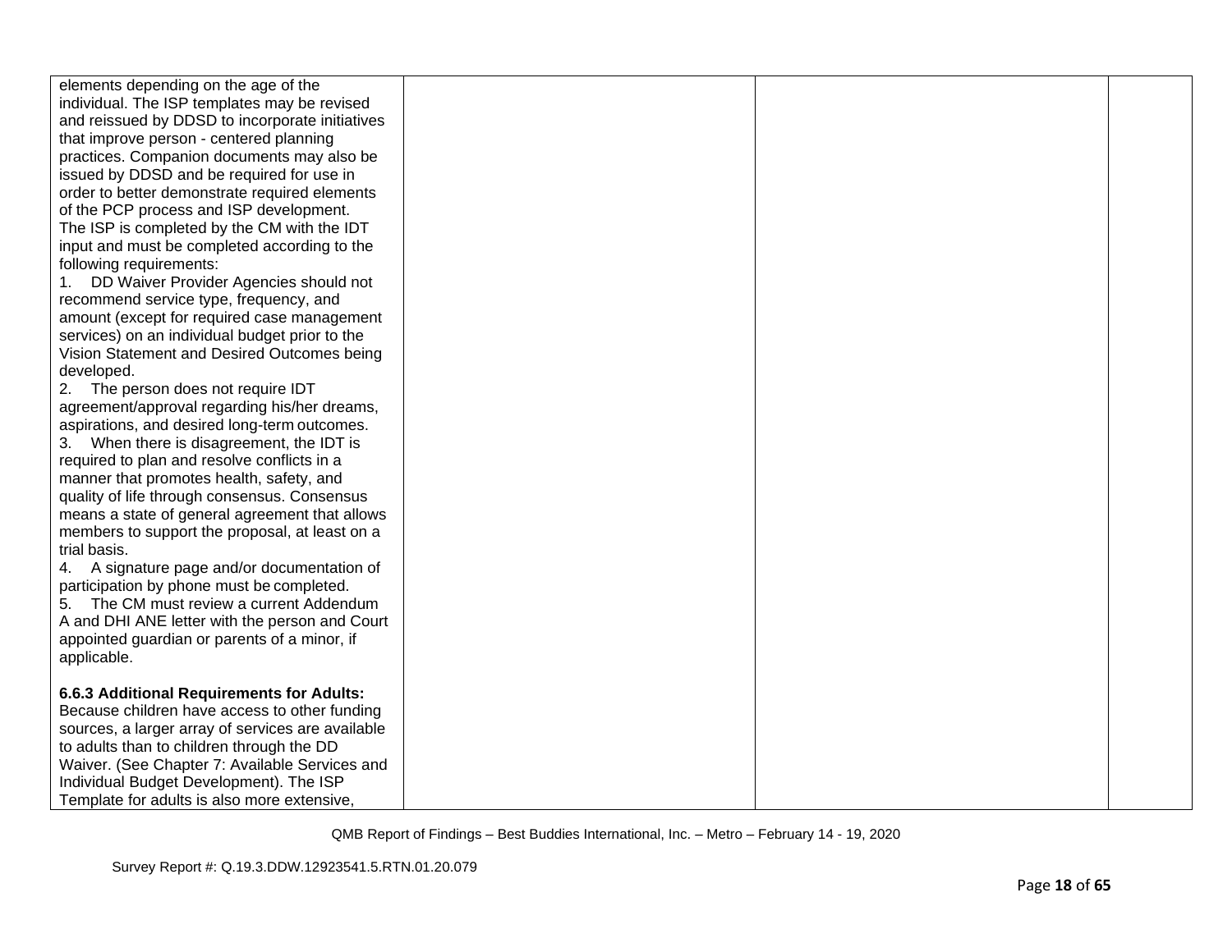| | | | |
|---|---|---|---|
| elements depending on the age of the individual. The ISP templates may be revised and reissued by DDSD to incorporate initiatives that improve person - centered planning practices. Companion documents may also be issued by DDSD and be required for use in order to better demonstrate required elements of the PCP process and ISP development.<br>The ISP is completed by the CM with the IDT input and must be completed according to the following requirements:<br>1. DD Waiver Provider Agencies should not recommend service type, frequency, and amount (except for required case management services) on an individual budget prior to the Vision Statement and Desired Outcomes being developed.<br>2. The person does not require IDT agreement/approval regarding his/her dreams, aspirations, and desired long-term outcomes.<br>3. When there is disagreement, the IDT is required to plan and resolve conflicts in a manner that promotes health, safety, and quality of life through consensus. Consensus means a state of general agreement that allows members to support the proposal, at least on a trial basis.<br>4. A signature page and/or documentation of participation by phone must be completed.<br>5. The CM must review a current Addendum A and DHI ANE letter with the person and Court appointed guardian or parents of a minor, if applicable.<br><br>**6.6.3 Additional Requirements for Adults:** Because children have access to other funding sources, a larger array of services are available to adults than to children through the DD Waiver. (See Chapter 7: Available Services and Individual Budget Development). The ISP Template for adults is also more extensive, | | | |

QMB Report of Findings – Best Buddies International, Inc. – Metro – February 14 - 19, 2020

Survey Report #: Q.19.3.DDW.12923541.5.RTN.01.20.079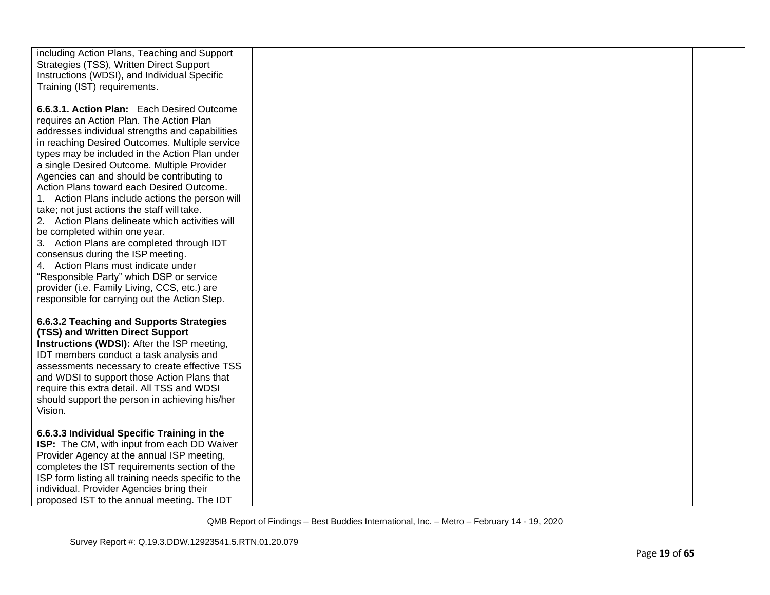| | | | |
|---|---|---|---|
| including Action Plans, Teaching and Support Strategies (TSS), Written Direct Support Instructions (WDSI), and Individual Specific Training (IST) requirements.<br><br>**6.6.3.1. Action Plan:** Each Desired Outcome requires an Action Plan. The Action Plan addresses individual strengths and capabilities in reaching Desired Outcomes. Multiple service types may be included in the Action Plan under a single Desired Outcome. Multiple Provider Agencies can and should be contributing to Action Plans toward each Desired Outcome.<br>1. Action Plans include actions the person will take; not just actions the staff will take.<br>2. Action Plans delineate which activities will be completed within one year.<br>3. Action Plans are completed through IDT consensus during the ISP meeting.<br>4. Action Plans must indicate under "Responsible Party" which DSP or service provider (i.e. Family Living, CCS, etc.) are responsible for carrying out the Action Step.<br><br>**6.6.3.2 Teaching and Supports Strategies (TSS) and Written Direct Support Instructions (WDSI):** After the ISP meeting, IDT members conduct a task analysis and assessments necessary to create effective TSS and WDSI to support those Action Plans that require this extra detail. All TSS and WDSI should support the person in achieving his/her Vision.<br><br>**6.6.3.3 Individual Specific Training in the ISP:** The CM, with input from each DD Waiver Provider Agency at the annual ISP meeting, completes the IST requirements section of the ISP form listing all training needs specific to the individual. Provider Agencies bring their proposed IST to the annual meeting. The IDT | | | |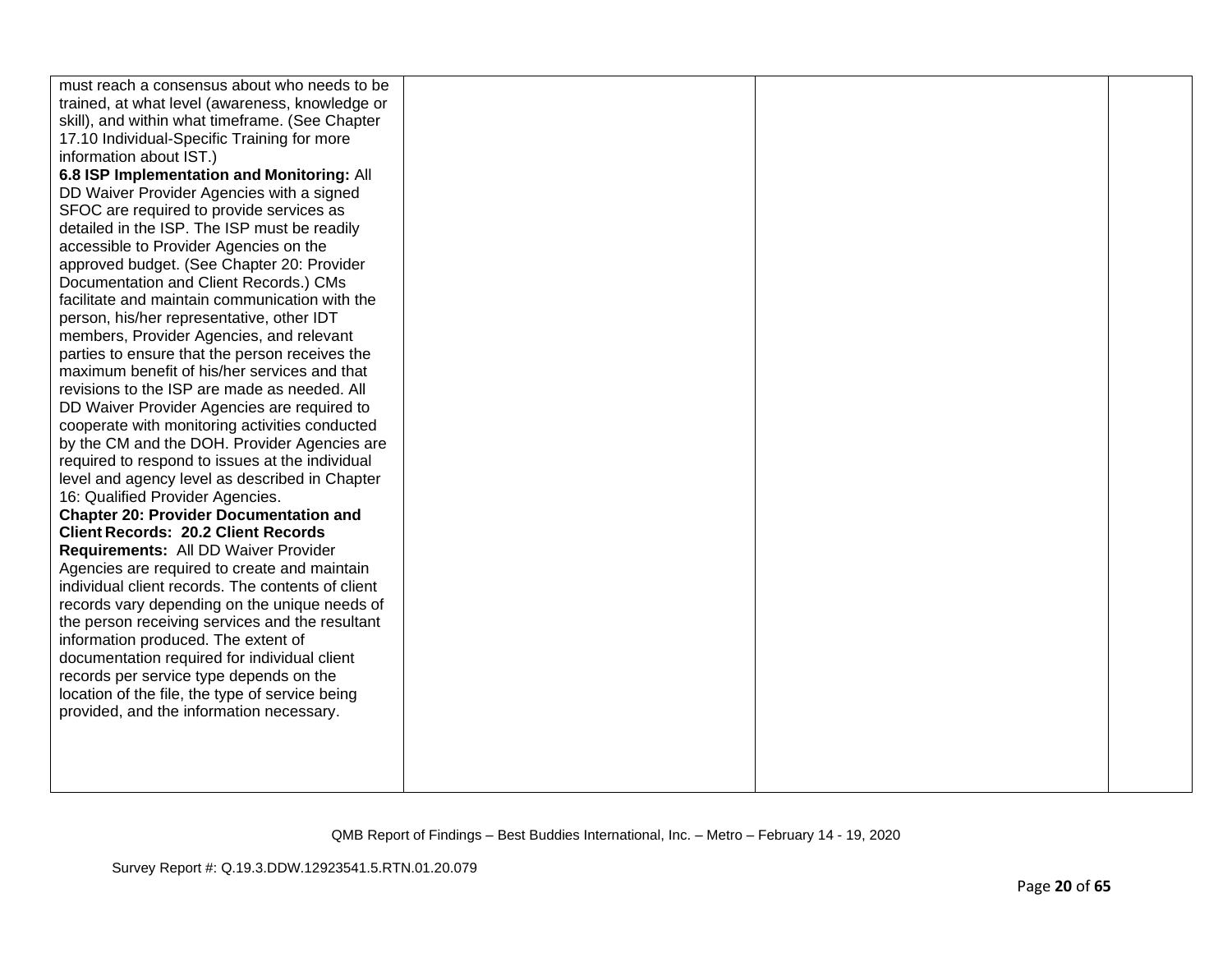| | | | |
|---|---|---|---|
| must reach a consensus about who needs to be trained, at what level (awareness, knowledge or skill), and within what timeframe. (See Chapter 17.10 Individual-Specific Training for more information about IST.)<br>**6.8 ISP Implementation and Monitoring:** All DD Waiver Provider Agencies with a signed SFOC are required to provide services as detailed in the ISP. The ISP must be readily accessible to Provider Agencies on the approved budget. (See Chapter 20: Provider Documentation and Client Records.) CMs facilitate and maintain communication with the person, his/her representative, other IDT members, Provider Agencies, and relevant parties to ensure that the person receives the maximum benefit of his/her services and that revisions to the ISP are made as needed. All DD Waiver Provider Agencies are required to cooperate with monitoring activities conducted by the CM and the DOH. Provider Agencies are required to respond to issues at the individual level and agency level as described in Chapter 16: Qualified Provider Agencies.<br>**Chapter 20: Provider Documentation and Client Records: 20.2 Client Records Requirements:** All DD Waiver Provider Agencies are required to create and maintain individual client records. The contents of client records vary depending on the unique needs of the person receiving services and the resultant information produced. The extent of documentation required for individual client records per service type depends on the location of the file, the type of service being provided, and the information necessary. | | | |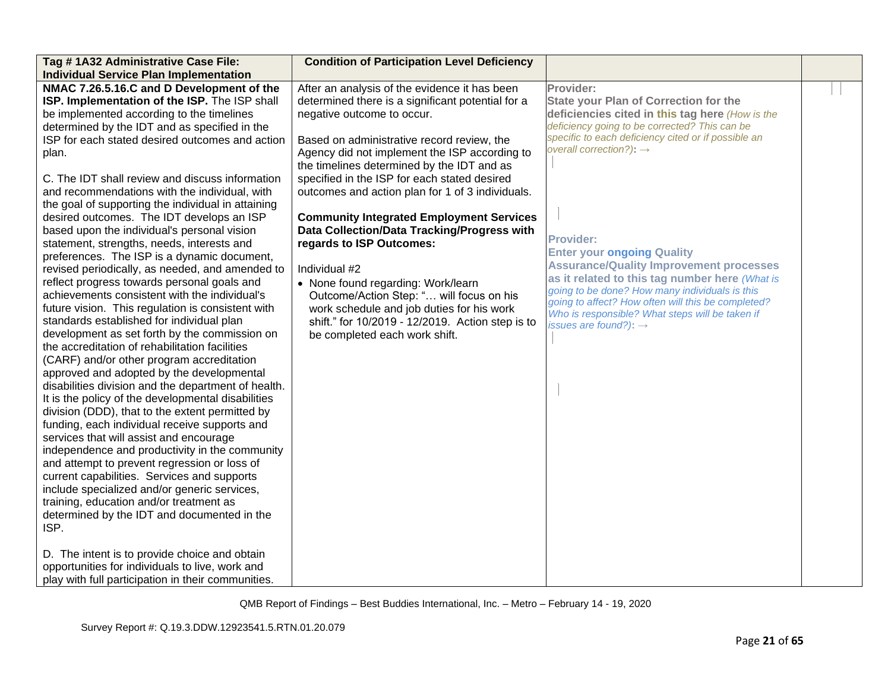| Tag # 1A32 Administrative Case File: Individual Service Plan Implementation | Condition of Participation Level Deficiency | | |
|---|---|---|---|
| **NMAC 7.26.5.16.C and D Development of the ISP. Implementation of the ISP.** The ISP shall be implemented according to the timelines determined by the IDT and as specified in the ISP for each stated desired outcomes and action plan.<br><br>C. The IDT shall review and discuss information and recommendations with the individual, with the goal of supporting the individual in attaining desired outcomes. The IDT develops an ISP based upon the individual's personal vision statement, strengths, needs, interests and preferences. The ISP is a dynamic document, revised periodically, as needed, and amended to reflect progress towards personal goals and achievements consistent with the individual's future vision. This regulation is consistent with standards established for individual plan development as set forth by the commission on the accreditation of rehabilitation facilities (CARF) and/or other program accreditation approved and adopted by the developmental disabilities division and the department of health. It is the policy of the developmental disabilities division (DDD), that to the extent permitted by funding, each individual receive supports and services that will assist and encourage independence and productivity in the community and attempt to prevent regression or loss of current capabilities. Services and supports include specialized and/or generic services, training, education and/or treatment as determined by the IDT and documented in the ISP.<br><br>D. The intent is to provide choice and obtain opportunities for individuals to live, work and play with full participation in their communities. | After an analysis of the evidence it has been determined there is a significant potential for a negative outcome to occur.<br><br>Based on administrative record review, the Agency did not implement the ISP according to the timelines determined by the IDT and as specified in the ISP for each stated desired outcomes and action plan for 1 of 3 individuals.<br><br>**Community Integrated Employment Services Data Collection/Data Tracking/Progress with regards to ISP Outcomes:**<br><br>Individual #2<br>• None found regarding: Work/learn Outcome/Action Step: "… will focus on his work schedule and job duties for his work shift." for 10/2019 - 12/2019. Action step is to be completed each work shift. | **Provider:**<br>**State your Plan of Correction for the deficiencies cited in this tag here** *(How is the deficiency going to be corrected? This can be specific to each deficiency cited or if possible an overall correction?)*: →<br><br>**Provider:**<br>**Enter your ongoing Quality Assurance/Quality Improvement processes as it related to this tag number here** *(What is going to be done? How many individuals is this going to affect? How often will this be completed? Who is responsible? What steps will be taken if issues are found?)*: → | |

QMB Report of Findings – Best Buddies International, Inc. – Metro – February 14 - 19, 2020

Survey Report #: Q.19.3.DDW.12923541.5.RTN.01.20.079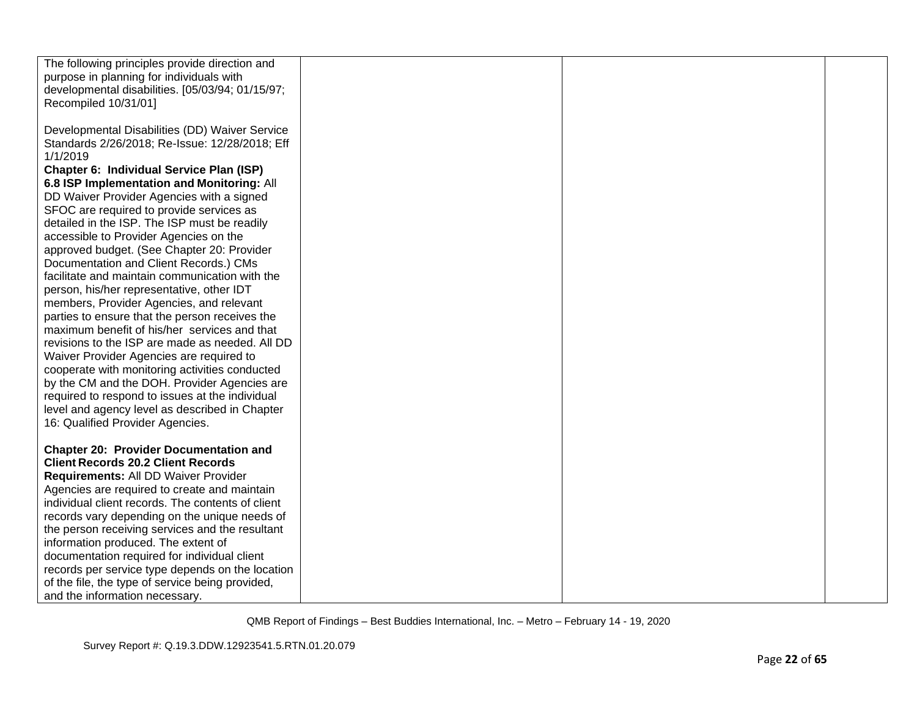| | | | |
|---|---|---|---|
| The following principles provide direction and purpose in planning for individuals with developmental disabilities. [05/03/94; 01/15/97; Recompiled 10/31/01]<br><br>Developmental Disabilities (DD) Waiver Service Standards 2/26/2018; Re-Issue: 12/28/2018; Eff 1/1/2019<br>**Chapter 6: Individual Service Plan (ISP)**<br>**6.8 ISP Implementation and Monitoring:** All DD Waiver Provider Agencies with a signed SFOC are required to provide services as detailed in the ISP. The ISP must be readily accessible to Provider Agencies on the approved budget. (See Chapter 20: Provider Documentation and Client Records.) CMs facilitate and maintain communication with the person, his/her representative, other IDT members, Provider Agencies, and relevant parties to ensure that the person receives the maximum benefit of his/her services and that revisions to the ISP are made as needed. All DD Waiver Provider Agencies are required to cooperate with monitoring activities conducted by the CM and the DOH. Provider Agencies are required to respond to issues at the individual level and agency level as described in Chapter 16: Qualified Provider Agencies.<br><br>**Chapter 20: Provider Documentation and Client Records 20.2 Client Records Requirements:** All DD Waiver Provider Agencies are required to create and maintain individual client records. The contents of client records vary depending on the unique needs of the person receiving services and the resultant information produced. The extent of documentation required for individual client records per service type depends on the location of the file, the type of service being provided, and the information necessary. | | | |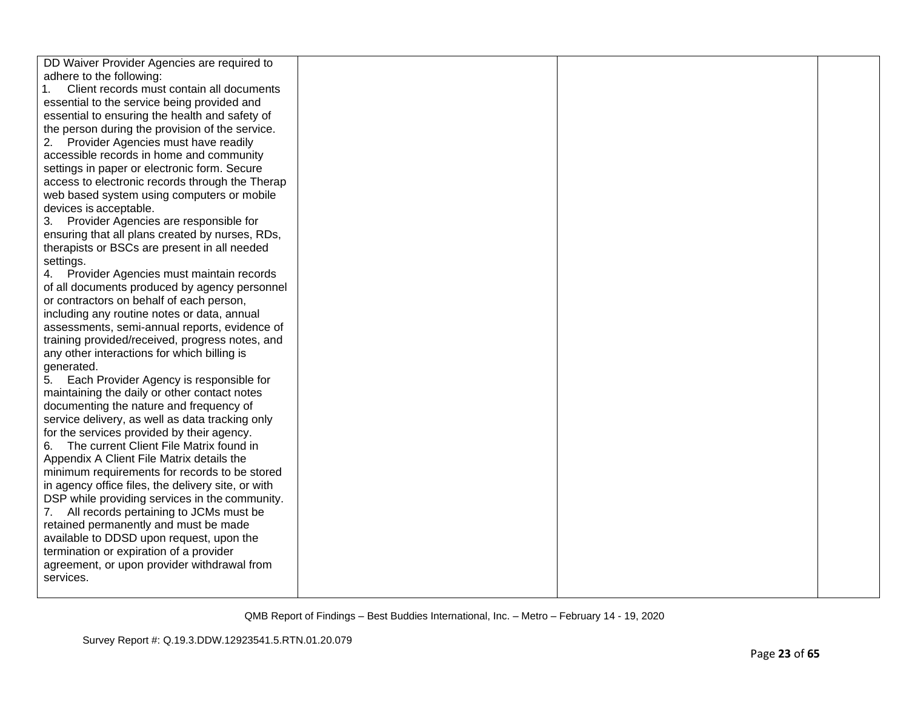| | | | |
|---|---|---|---|
| DD Waiver Provider Agencies are required to adhere to the following:<br>1. Client records must contain all documents essential to the service being provided and essential to ensuring the health and safety of the person during the provision of the service.<br>2. Provider Agencies must have readily accessible records in home and community settings in paper or electronic form. Secure access to electronic records through the Therap web based system using computers or mobile devices is acceptable.<br>3. Provider Agencies are responsible for ensuring that all plans created by nurses, RDs, therapists or BSCs are present in all needed settings.<br>4. Provider Agencies must maintain records of all documents produced by agency personnel or contractors on behalf of each person, including any routine notes or data, annual assessments, semi-annual reports, evidence of training provided/received, progress notes, and any other interactions for which billing is generated.<br>5. Each Provider Agency is responsible for maintaining the daily or other contact notes documenting the nature and frequency of service delivery, as well as data tracking only for the services provided by their agency.<br>6. The current Client File Matrix found in Appendix A Client File Matrix details the minimum requirements for records to be stored in agency office files, the delivery site, or with DSP while providing services in the community.<br>7. All records pertaining to JCMs must be retained permanently and must be made available to DDSD upon request, upon the termination or expiration of a provider agreement, or upon provider withdrawal from services. | | | |

QMB Report of Findings – Best Buddies International, Inc. – Metro – February 14 - 19, 2020

Survey Report #: Q.19.3.DDW.12923541.5.RTN.01.20.079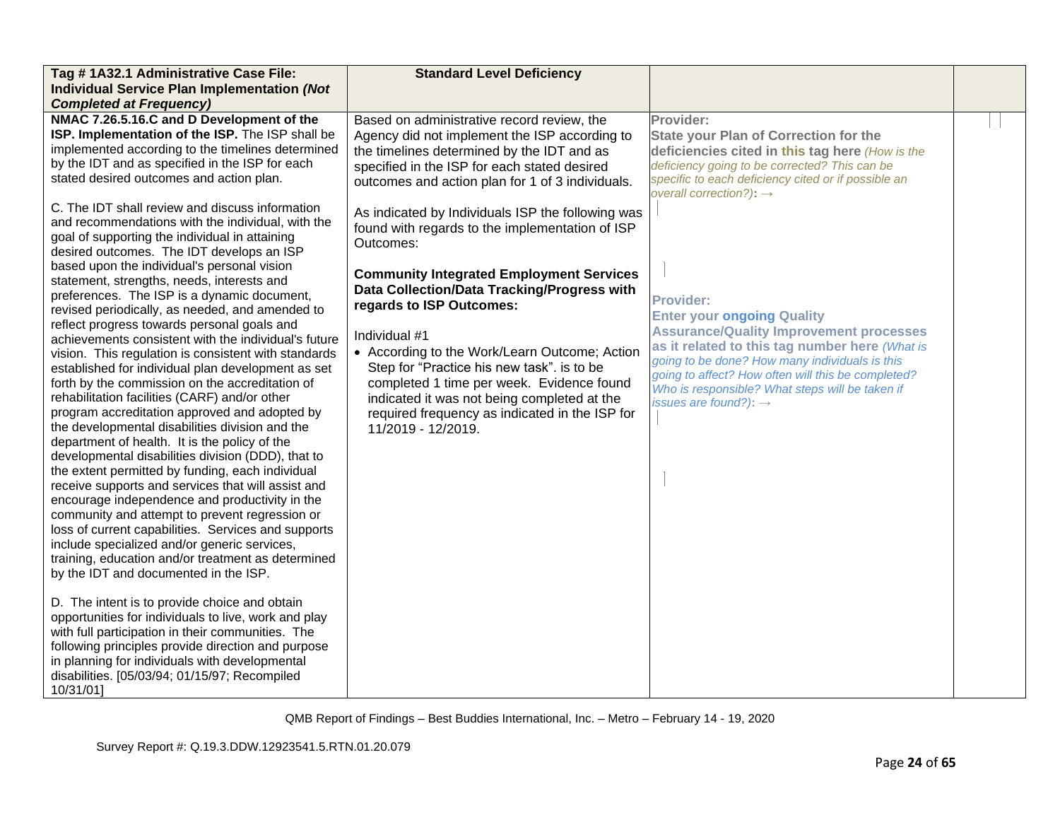| Tag # 1A32.1 Administrative Case File: Individual Service Plan Implementation *(Not Completed at Frequency)* | Standard Level Deficiency | | |
|---|---|---|---|
| **NMAC 7.26.5.16.C and D Development of the ISP. Implementation of the ISP.** The ISP shall be implemented according to the timelines determined by the IDT and as specified in the ISP for each stated desired outcomes and action plan.<br><br>C. The IDT shall review and discuss information and recommendations with the individual, with the goal of supporting the individual in attaining desired outcomes. The IDT develops an ISP based upon the individual's personal vision statement, strengths, needs, interests and preferences. The ISP is a dynamic document, revised periodically, as needed, and amended to reflect progress towards personal goals and achievements consistent with the individual's future vision. This regulation is consistent with standards established for individual plan development as set forth by the commission on the accreditation of rehabilitation facilities (CARF) and/or other program accreditation approved and adopted by the developmental disabilities division and the department of health. It is the policy of the developmental disabilities division (DDD), that to the extent permitted by funding, each individual receive supports and services that will assist and encourage independence and productivity in the community and attempt to prevent regression or loss of current capabilities. Services and supports include specialized and/or generic services, training, education and/or treatment as determined by the IDT and documented in the ISP.<br><br>D. The intent is to provide choice and obtain opportunities for individuals to live, work and play with full participation in their communities. The following principles provide direction and purpose in planning for individuals with developmental disabilities. [05/03/94; 01/15/97; Recompiled 10/31/01] | Based on administrative record review, the Agency did not implement the ISP according to the timelines determined by the IDT and as specified in the ISP for each stated desired outcomes and action plan for 1 of 3 individuals.<br><br>As indicated by Individuals ISP the following was found with regards to the implementation of ISP Outcomes:<br><br>**Community Integrated Employment Services Data Collection/Data Tracking/Progress with regards to ISP Outcomes:**<br><br>Individual #1<br>• According to the Work/Learn Outcome; Action Step for "Practice his new task". is to be completed 1 time per week. Evidence found indicated it was not being completed at the required frequency as indicated in the ISP for 11/2019 - 12/2019. | **Provider:**<br>**State your Plan of Correction for the deficiencies cited in this tag here** *(How is the deficiency going to be corrected? This can be specific to each deficiency cited or if possible an overall correction?)*: →<br><br>**Provider:**<br>**Enter your ongoing Quality Assurance/Quality Improvement processes as it related to this tag number here** *(What is going to be done? How many individuals is this going to affect? How often will this be completed? Who is responsible? What steps will be taken if issues are found?)*: → | |

QMB Report of Findings – Best Buddies International, Inc. – Metro – February 14 - 19, 2020

Survey Report #: Q.19.3.DDW.12923541.5.RTN.01.20.079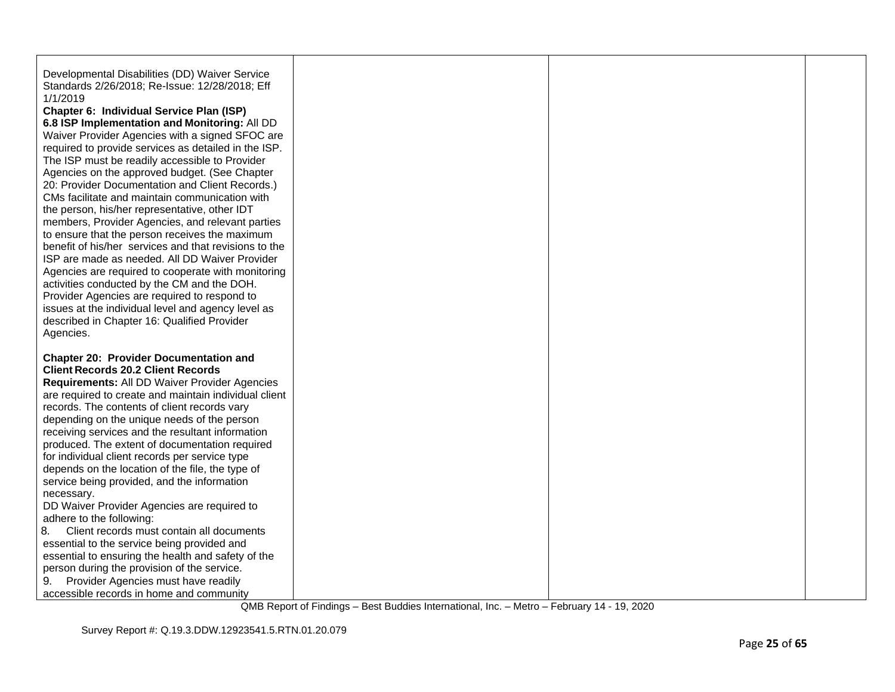| | | | |
|---|---|---|---|
| Developmental Disabilities (DD) Waiver Service Standards 2/26/2018; Re-Issue: 12/28/2018; Eff 1/1/2019<br>**Chapter 6: Individual Service Plan (ISP)**<br>**6.8 ISP Implementation and Monitoring:** All DD Waiver Provider Agencies with a signed SFOC are required to provide services as detailed in the ISP. The ISP must be readily accessible to Provider Agencies on the approved budget. (See Chapter 20: Provider Documentation and Client Records.) CMs facilitate and maintain communication with the person, his/her representative, other IDT members, Provider Agencies, and relevant parties to ensure that the person receives the maximum benefit of his/her services and that revisions to the ISP are made as needed. All DD Waiver Provider Agencies are required to cooperate with monitoring activities conducted by the CM and the DOH. Provider Agencies are required to respond to issues at the individual level and agency level as described in Chapter 16: Qualified Provider Agencies.<br><br>**Chapter 20: Provider Documentation and Client Records 20.2 Client Records Requirements:** All DD Waiver Provider Agencies are required to create and maintain individual client records. The contents of client records vary depending on the unique needs of the person receiving services and the resultant information produced. The extent of documentation required for individual client records per service type depends on the location of the file, the type of service being provided, and the information necessary.<br>DD Waiver Provider Agencies are required to adhere to the following:<br>8. Client records must contain all documents essential to the service being provided and essential to ensuring the health and safety of the person during the provision of the service.<br>9. Provider Agencies must have readily accessible records in home and community | | | |

QMB Report of Findings – Best Buddies International, Inc. – Metro – February 14 - 19, 2020

Survey Report #: Q.19.3.DDW.12923541.5.RTN.01.20.079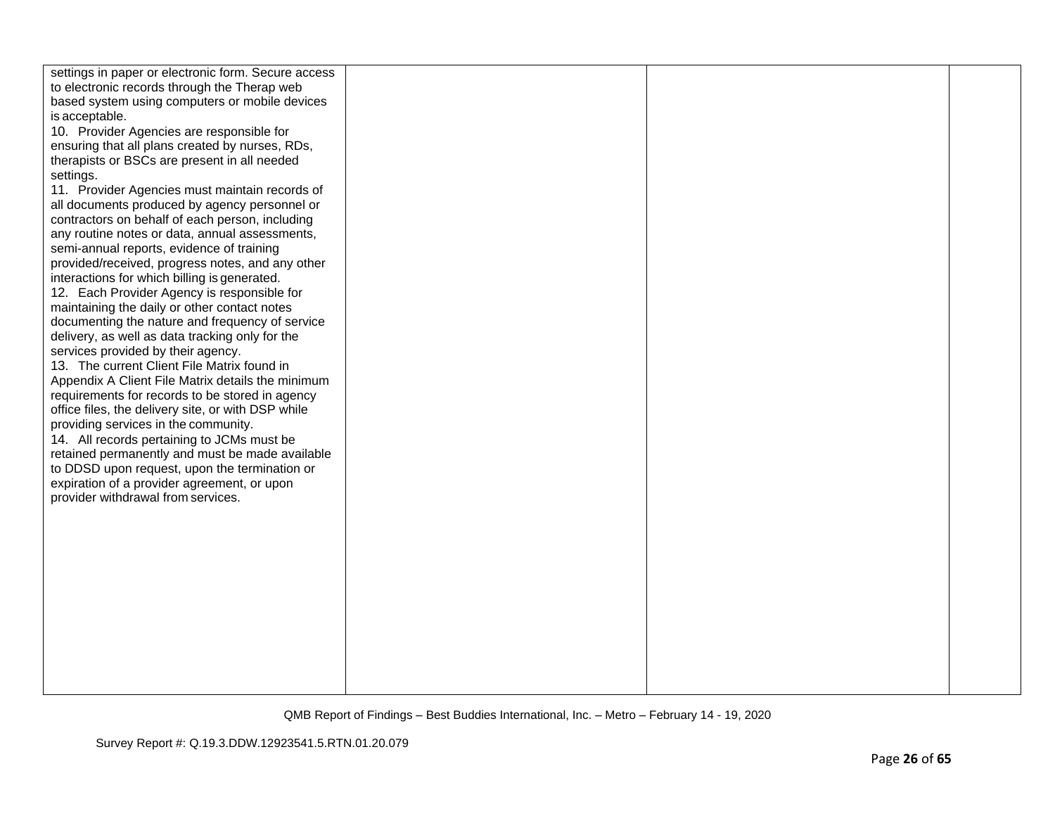| | | | |
|---|---|---|---|
| settings in paper or electronic form. Secure access to electronic records through the Therap web based system using computers or mobile devices is acceptable.<br>10. Provider Agencies are responsible for ensuring that all plans created by nurses, RDs, therapists or BSCs are present in all needed settings.<br>11. Provider Agencies must maintain records of all documents produced by agency personnel or contractors on behalf of each person, including any routine notes or data, annual assessments, semi-annual reports, evidence of training provided/received, progress notes, and any other interactions for which billing is generated.<br>12. Each Provider Agency is responsible for maintaining the daily or other contact notes documenting the nature and frequency of service delivery, as well as data tracking only for the services provided by their agency.<br>13. The current Client File Matrix found in Appendix A Client File Matrix details the minimum requirements for records to be stored in agency office files, the delivery site, or with DSP while providing services in the community.<br>14. All records pertaining to JCMs must be retained permanently and must be made available to DDSD upon request, upon the termination or expiration of a provider agreement, or upon provider withdrawal from services. | | | |

QMB Report of Findings – Best Buddies International, Inc. – Metro – February 14 - 19, 2020

Survey Report #: Q.19.3.DDW.12923541.5.RTN.01.20.079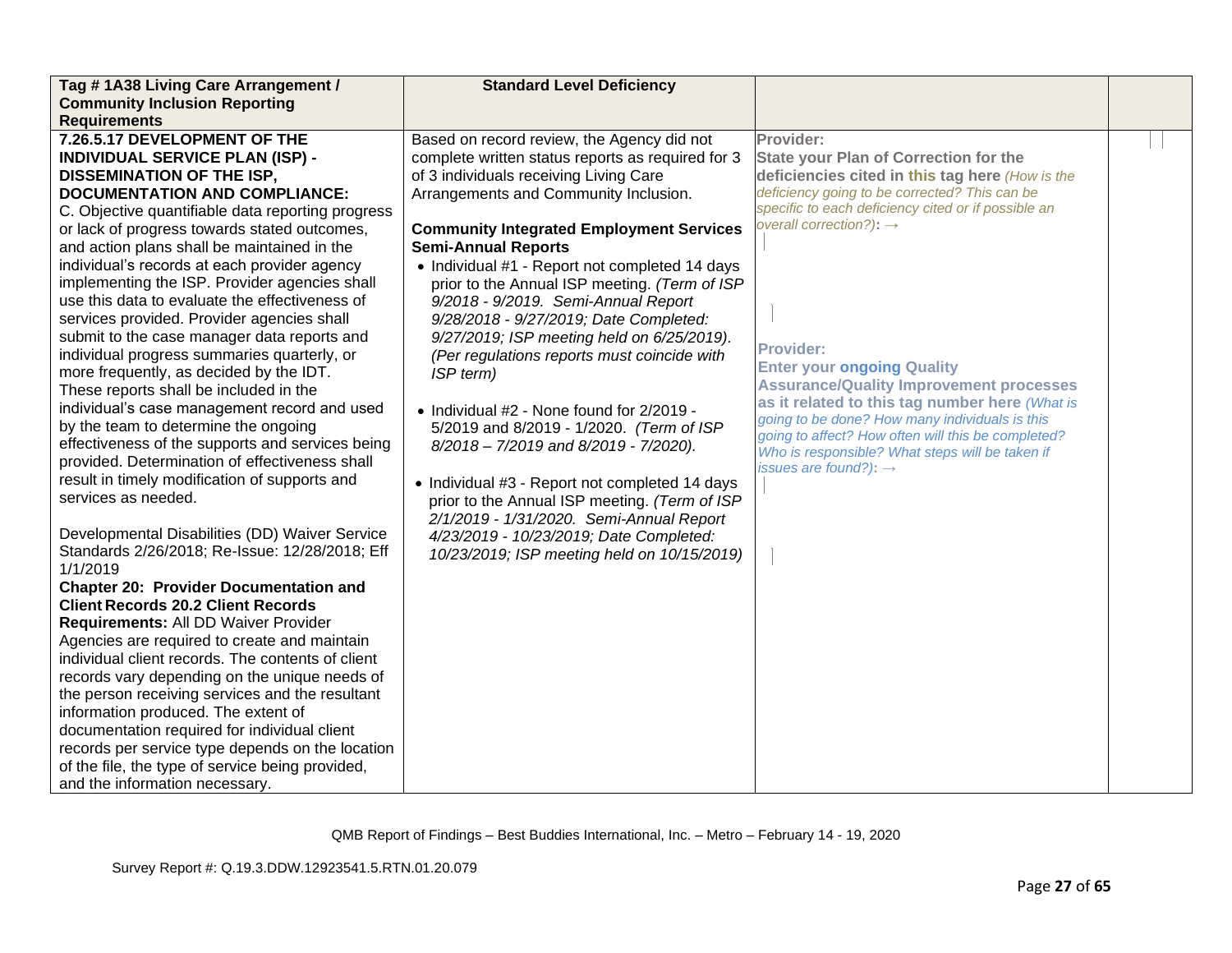| Tag # 1A38 Living Care Arrangement / Community Inclusion Reporting Requirements | Standard Level Deficiency | | |
|---|---|---|---|
| **7.26.5.17 DEVELOPMENT OF THE INDIVIDUAL SERVICE PLAN (ISP) - DISSEMINATION OF THE ISP, DOCUMENTATION AND COMPLIANCE:**<br>C. Objective quantifiable data reporting progress or lack of progress towards stated outcomes, and action plans shall be maintained in the individual's records at each provider agency implementing the ISP. Provider agencies shall use this data to evaluate the effectiveness of services provided. Provider agencies shall submit to the case manager data reports and individual progress summaries quarterly, or more frequently, as decided by the IDT. These reports shall be included in the individual's case management record and used by the team to determine the ongoing effectiveness of the supports and services being provided. Determination of effectiveness shall result in timely modification of supports and services as needed.<br><br>Developmental Disabilities (DD) Waiver Service Standards 2/26/2018; Re-Issue: 12/28/2018; Eff 1/1/2019<br>**Chapter 20: Provider Documentation and Client Records 20.2 Client Records Requirements:** All DD Waiver Provider Agencies are required to create and maintain individual client records. The contents of client records vary depending on the unique needs of the person receiving services and the resultant information produced. The extent of documentation required for individual client records per service type depends on the location of the file, the type of service being provided, and the information necessary. | Based on record review, the Agency did not complete written status reports as required for 3 of 3 individuals receiving Living Care Arrangements and Community Inclusion.<br><br>**Community Integrated Employment Services Semi-Annual Reports**<br>• Individual #1 - Report not completed 14 days prior to the Annual ISP meeting. *(Term of ISP 9/2018 - 9/2019. Semi-Annual Report 9/28/2018 - 9/27/2019; Date Completed: 9/27/2019; ISP meeting held on 6/25/2019). (Per regulations reports must coincide with ISP term)*<br><br>• Individual #2 - None found for 2/2019 - 5/2019 and 8/2019 - 1/2020. *(Term of ISP 8/2018 – 7/2019 and 8/2019 - 7/2020).*<br><br>• Individual #3 - Report not completed 14 days prior to the Annual ISP meeting. *(Term of ISP 2/1/2019 - 1/31/2020. Semi-Annual Report 4/23/2019 - 10/23/2019; Date Completed: 10/23/2019; ISP meeting held on 10/15/2019)* | **Provider:**<br>**State your Plan of Correction for the deficiencies cited in this tag here** *(How is the deficiency going to be corrected? This can be specific to each deficiency cited or if possible an overall correction?)*: →<br><br>**Provider:**<br>**Enter your ongoing Quality Assurance/Quality Improvement processes as it related to this tag number here** *(What is going to be done? How many individuals is this going to affect? How often will this be completed? Who is responsible? What steps will be taken if issues are found?)*: → | |

QMB Report of Findings – Best Buddies International, Inc. – Metro – February 14 - 19, 2020

Survey Report #: Q.19.3.DDW.12923541.5.RTN.01.20.079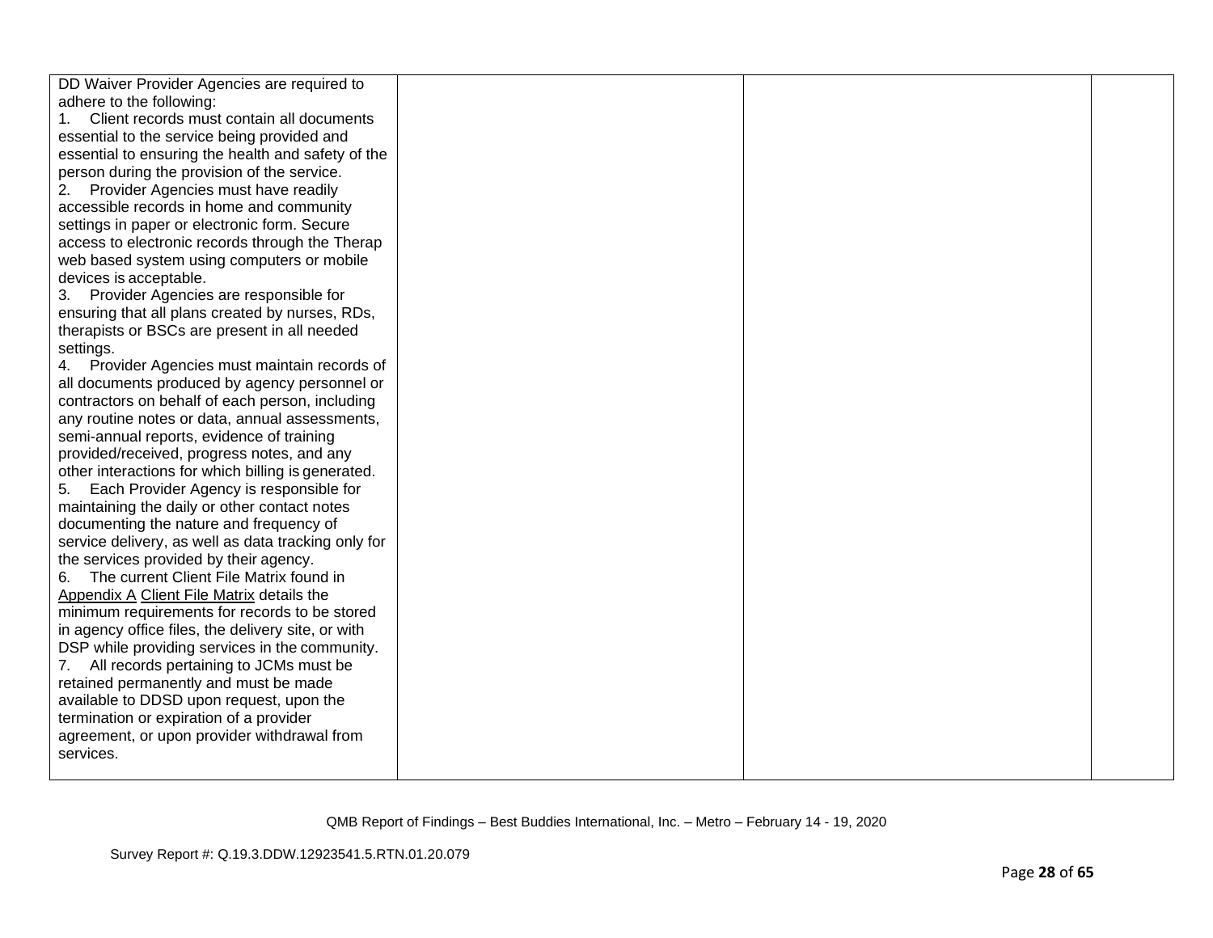| | | | |
|---|---|---|---|
| DD Waiver Provider Agencies are required to adhere to the following:<br>1. Client records must contain all documents essential to the service being provided and essential to ensuring the health and safety of the person during the provision of the service.<br>2. Provider Agencies must have readily accessible records in home and community settings in paper or electronic form. Secure access to electronic records through the Therap web based system using computers or mobile devices is acceptable.<br>3. Provider Agencies are responsible for ensuring that all plans created by nurses, RDs, therapists or BSCs are present in all needed settings.<br>4. Provider Agencies must maintain records of all documents produced by agency personnel or contractors on behalf of each person, including any routine notes or data, annual assessments, semi-annual reports, evidence of training provided/received, progress notes, and any other interactions for which billing is generated.<br>5. Each Provider Agency is responsible for maintaining the daily or other contact notes documenting the nature and frequency of service delivery, as well as data tracking only for the services provided by their agency.<br>6. The current Client File Matrix found in Appendix A Client File Matrix details the minimum requirements for records to be stored in agency office files, the delivery site, or with DSP while providing services in the community.<br>7. All records pertaining to JCMs must be retained permanently and must be made available to DDSD upon request, upon the termination or expiration of a provider agreement, or upon provider withdrawal from services. | | | |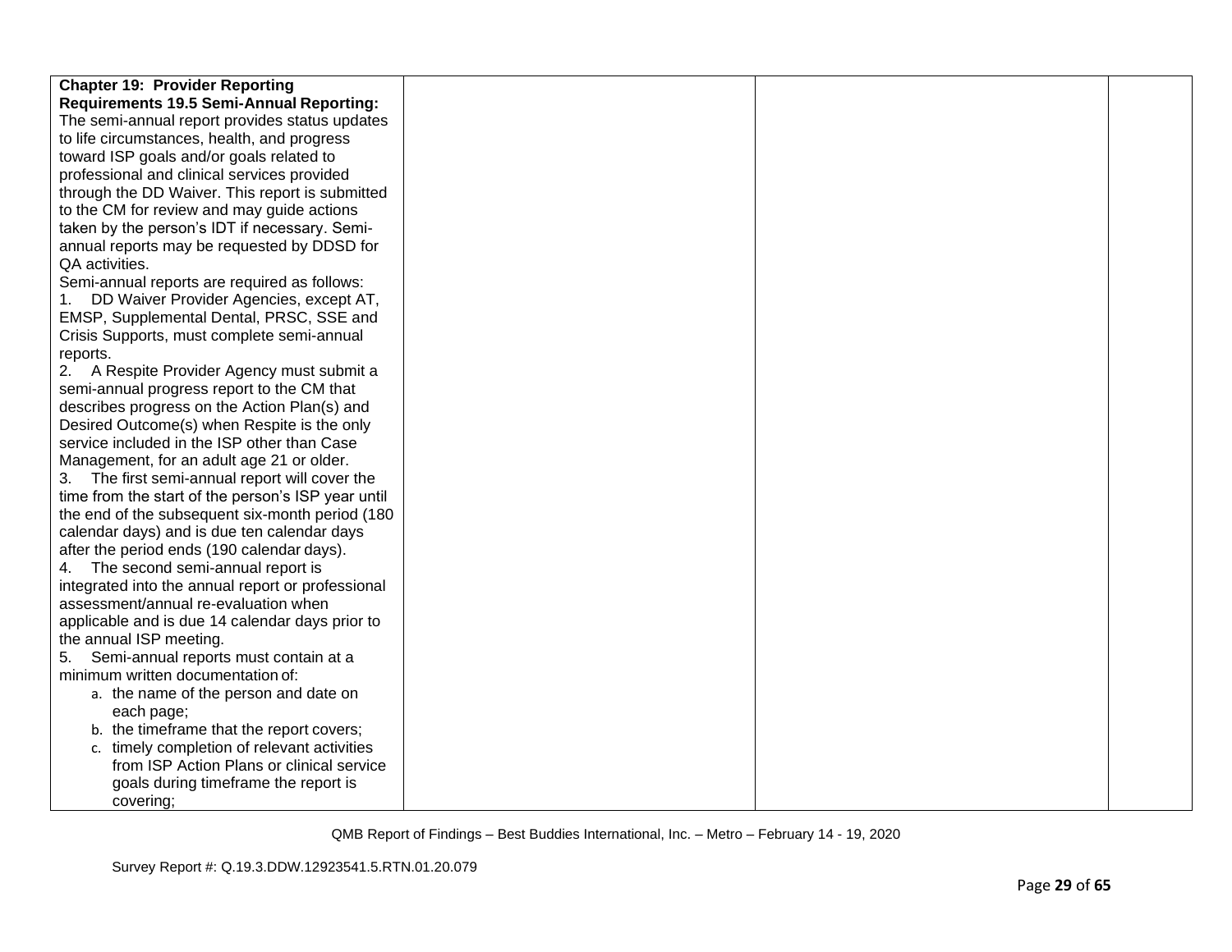| | | | |
|---|---|---|---|
| **Chapter 19: Provider Reporting Requirements 19.5 Semi-Annual Reporting:** The semi-annual report provides status updates to life circumstances, health, and progress toward ISP goals and/or goals related to professional and clinical services provided through the DD Waiver. This report is submitted to the CM for review and may guide actions taken by the person's IDT if necessary. Semi-annual reports may be requested by DDSD for QA activities.<br>Semi-annual reports are required as follows:<br>1. DD Waiver Provider Agencies, except AT, EMSP, Supplemental Dental, PRSC, SSE and Crisis Supports, must complete semi-annual reports.<br>2. A Respite Provider Agency must submit a semi-annual progress report to the CM that describes progress on the Action Plan(s) and Desired Outcome(s) when Respite is the only service included in the ISP other than Case Management, for an adult age 21 or older.<br>3. The first semi-annual report will cover the time from the start of the person's ISP year until the end of the subsequent six-month period (180 calendar days) and is due ten calendar days after the period ends (190 calendar days).<br>4. The second semi-annual report is integrated into the annual report or professional assessment/annual re-evaluation when applicable and is due 14 calendar days prior to the annual ISP meeting.<br>5. Semi-annual reports must contain at a minimum written documentation of:<br>a. the name of the person and date on each page;<br>b. the timeframe that the report covers;<br>c. timely completion of relevant activities from ISP Action Plans or clinical service goals during timeframe the report is covering; | | | |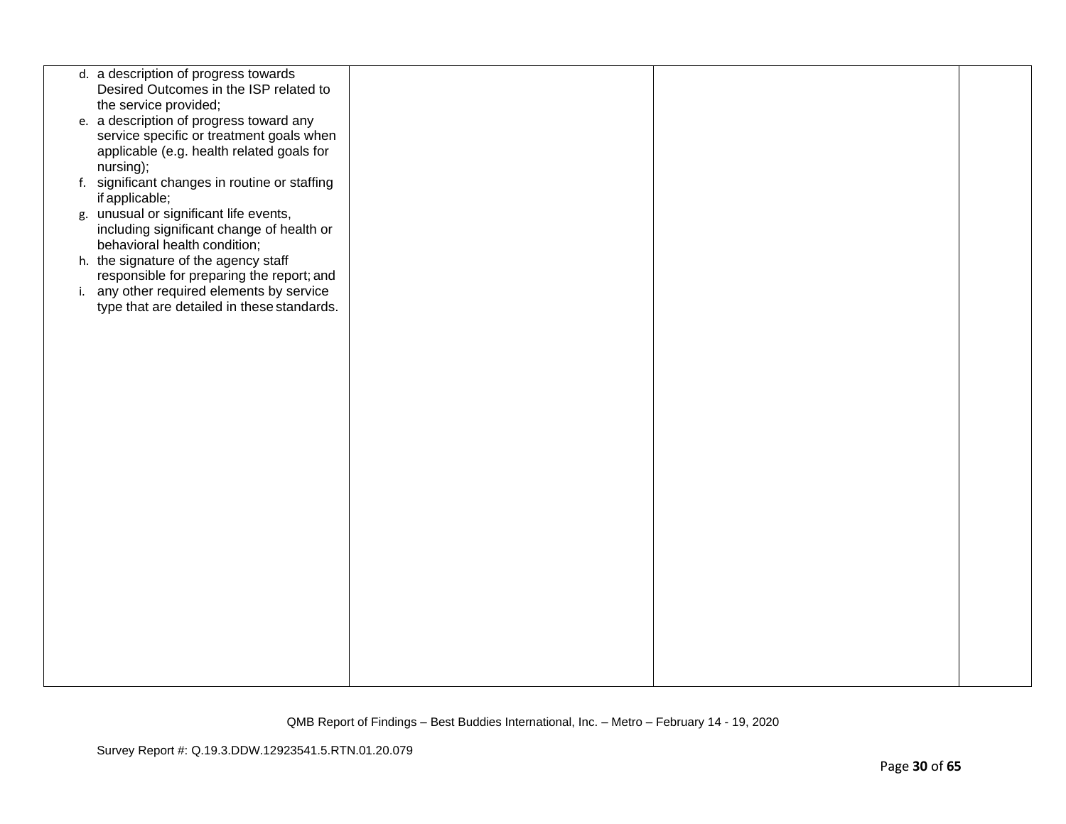| | | | |
|---|---|---|---|
| d. a description of progress towards Desired Outcomes in the ISP related to the service provided;<br>e. a description of progress toward any service specific or treatment goals when applicable (e.g. health related goals for nursing);<br>f. significant changes in routine or staffing if applicable;<br>g. unusual or significant life events, including significant change of health or behavioral health condition;<br>h. the signature of the agency staff responsible for preparing the report; and<br>i. any other required elements by service type that are detailed in these standards. | | | |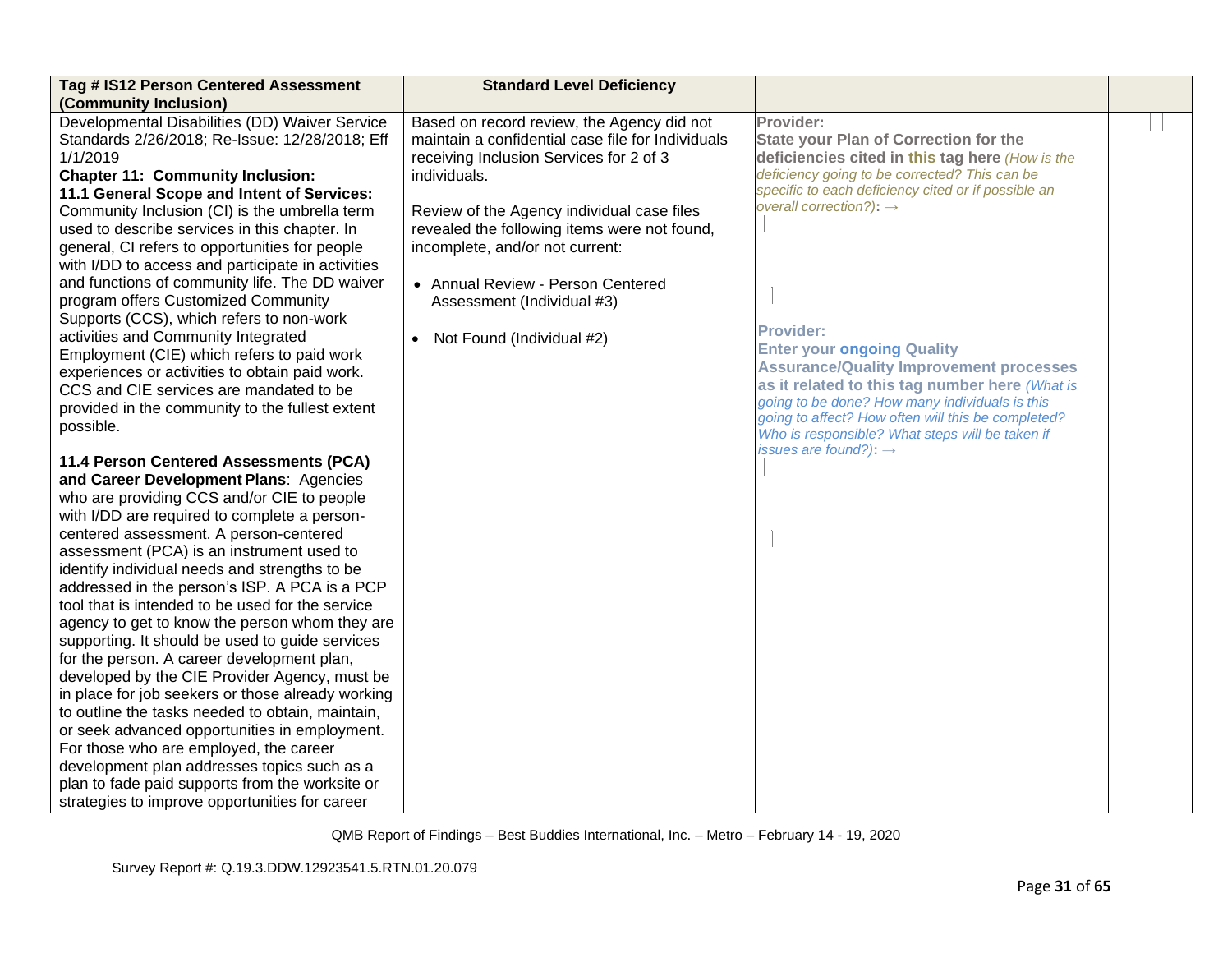| Tag # IS12 Person Centered Assessment (Community Inclusion) | Standard Level Deficiency | | |
|---|---|---|---|
| Developmental Disabilities (DD) Waiver Service Standards 2/26/2018; Re-Issue: 12/28/2018; Eff 1/1/2019<br>**Chapter 11: Community Inclusion:**<br>**11.1 General Scope and Intent of Services:** Community Inclusion (CI) is the umbrella term used to describe services in this chapter. In general, CI refers to opportunities for people with I/DD to access and participate in activities and functions of community life. The DD waiver program offers Customized Community Supports (CCS), which refers to non-work activities and Community Integrated Employment (CIE) which refers to paid work experiences or activities to obtain paid work. CCS and CIE services are mandated to be provided in the community to the fullest extent possible.<br><br>**11.4 Person Centered Assessments (PCA) and Career Development Plans**: Agencies who are providing CCS and/or CIE to people with I/DD are required to complete a person-centered assessment. A person-centered assessment (PCA) is an instrument used to identify individual needs and strengths to be addressed in the person's ISP. A PCA is a PCP tool that is intended to be used for the service agency to get to know the person whom they are supporting. It should be used to guide services for the person. A career development plan, developed by the CIE Provider Agency, must be in place for job seekers or those already working to outline the tasks needed to obtain, maintain, or seek advanced opportunities in employment. For those who are employed, the career development plan addresses topics such as a plan to fade paid supports from the worksite or strategies to improve opportunities for career | Based on record review, the Agency did not maintain a confidential case file for Individuals receiving Inclusion Services for 2 of 3 individuals.<br><br>Review of the Agency individual case files revealed the following items were not found, incomplete, and/or not current:<br><br>• Annual Review - Person Centered Assessment (Individual #3)<br><br>• Not Found (Individual #2) | **Provider:**<br>**State your Plan of Correction for the deficiencies cited in this tag here** *(How is the deficiency going to be corrected? This can be specific to each deficiency cited or if possible an overall correction?)*: →<br><br>**Provider:**<br>**Enter your ongoing Quality Assurance/Quality Improvement processes as it related to this tag number here** *(What is going to be done? How many individuals is this going to affect? How often will this be completed? Who is responsible? What steps will be taken if issues are found?)*: → | |

QMB Report of Findings – Best Buddies International, Inc. – Metro – February 14 - 19, 2020

Survey Report #: Q.19.3.DDW.12923541.5.RTN.01.20.079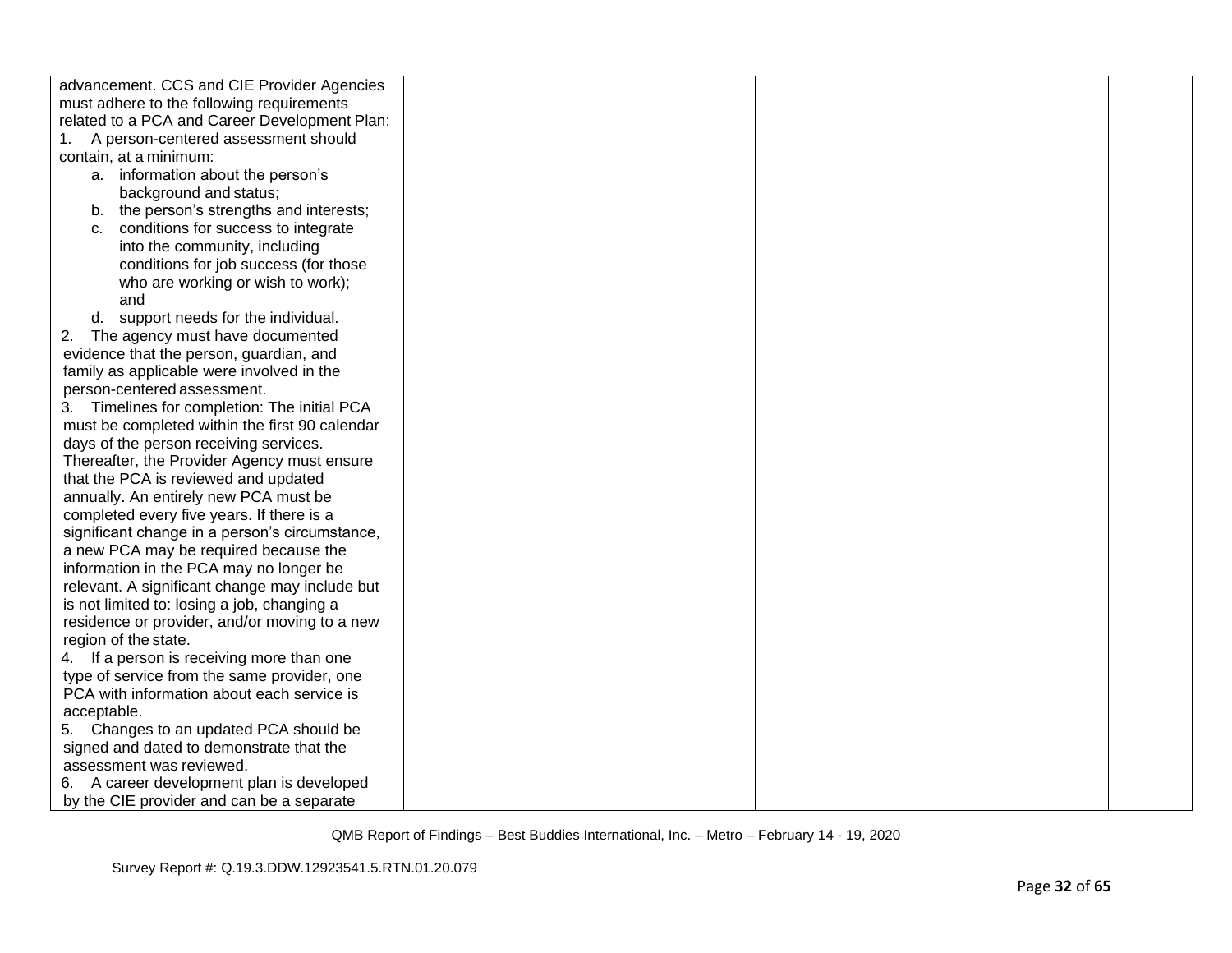| | | | |
|---|---|---|---|
| advancement. CCS and CIE Provider Agencies must adhere to the following requirements related to a PCA and Career Development Plan:<br>1. A person-centered assessment should contain, at a minimum:<br>a. information about the person's background and status;<br>b. the person's strengths and interests;<br>c. conditions for success to integrate into the community, including conditions for job success (for those who are working or wish to work); and<br>d. support needs for the individual.<br>2. The agency must have documented evidence that the person, guardian, and family as applicable were involved in the person-centered assessment.<br>3. Timelines for completion: The initial PCA must be completed within the first 90 calendar days of the person receiving services. Thereafter, the Provider Agency must ensure that the PCA is reviewed and updated annually. An entirely new PCA must be completed every five years. If there is a significant change in a person's circumstance, a new PCA may be required because the information in the PCA may no longer be relevant. A significant change may include but is not limited to: losing a job, changing a residence or provider, and/or moving to a new region of the state.<br>4. If a person is receiving more than one type of service from the same provider, one PCA with information about each service is acceptable.<br>5. Changes to an updated PCA should be signed and dated to demonstrate that the assessment was reviewed.<br>6. A career development plan is developed by the CIE provider and can be a separate | | | |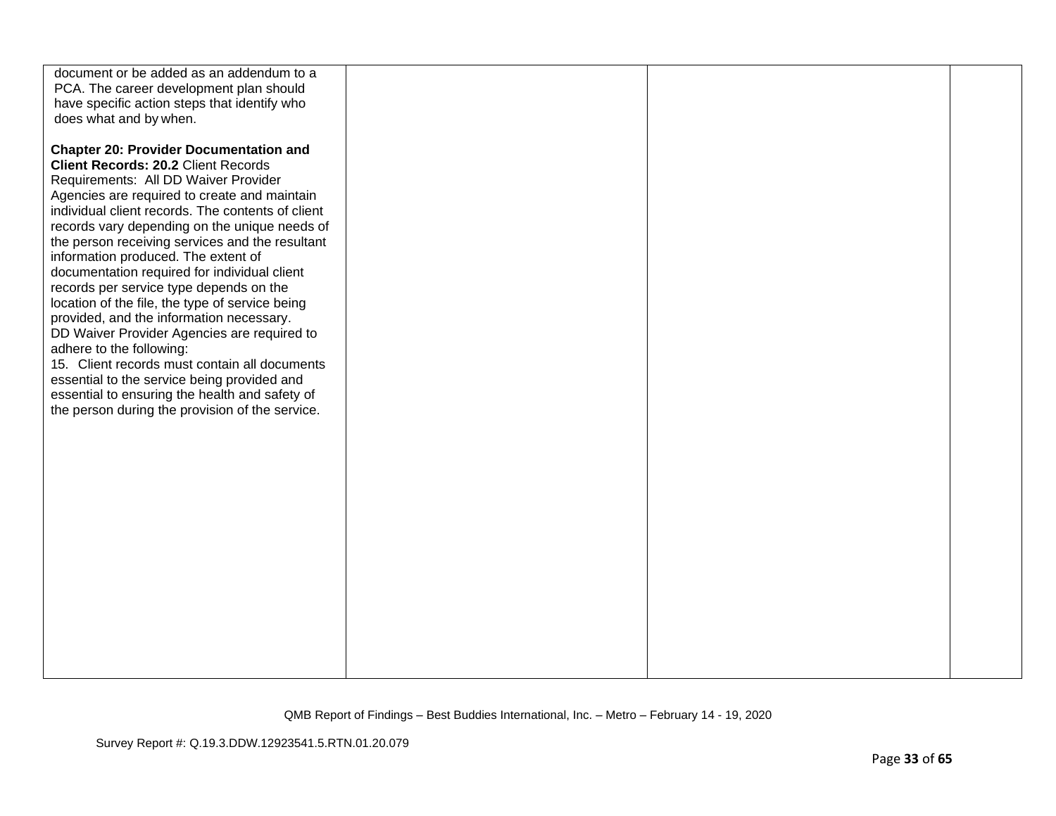| | | | |
|---|---|---|---|
| document or be added as an addendum to a PCA. The career development plan should have specific action steps that identify who does what and by when.<br><br>**Chapter 20: Provider Documentation and Client Records: 20.2** Client Records Requirements: All DD Waiver Provider Agencies are required to create and maintain individual client records. The contents of client records vary depending on the unique needs of the person receiving services and the resultant information produced. The extent of documentation required for individual client records per service type depends on the location of the file, the type of service being provided, and the information necessary.<br>DD Waiver Provider Agencies are required to adhere to the following:<br>15. Client records must contain all documents essential to the service being provided and essential to ensuring the health and safety of the person during the provision of the service. | | | |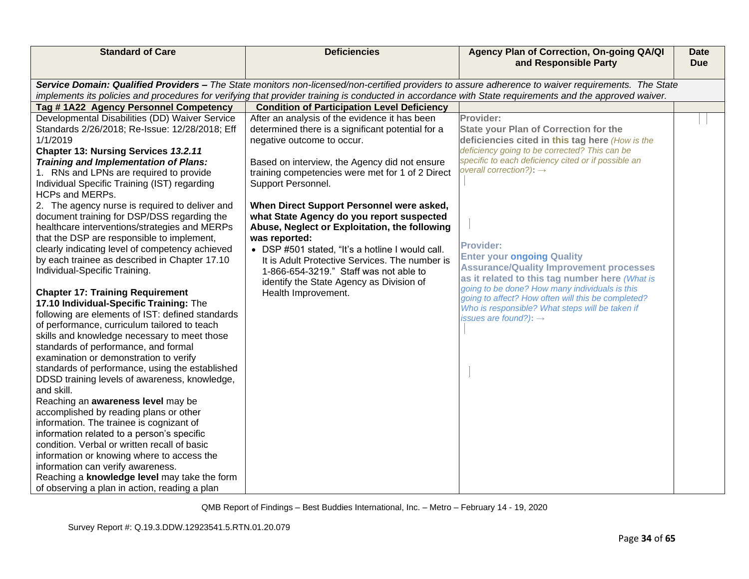| Standard of Care | Deficiencies | Agency Plan of Correction, On-going QA/QI and Responsible Party | Date Due |
|---|---|---|---|
| ***Service Domain: Qualified Providers –*** *The State monitors non-licensed/non-certified providers to assure adherence to waiver requirements. The State implements its policies and procedures for verifying that provider training is conducted in accordance with State requirements and the approved waiver.* | | | |
| **Tag # 1A22 Agency Personnel Competency** | **Condition of Participation Level Deficiency** | | |
| Developmental Disabilities (DD) Waiver Service Standards 2/26/2018; Re-Issue: 12/28/2018; Eff 1/1/2019<br>**Chapter 13: Nursing Services *13.2.11 Training and Implementation of Plans:***<br>1. RNs and LPNs are required to provide Individual Specific Training (IST) regarding HCPs and MERPs.<br>2. The agency nurse is required to deliver and document training for DSP/DSS regarding the healthcare interventions/strategies and MERPs that the DSP are responsible to implement, clearly indicating level of competency achieved by each trainee as described in Chapter 17.10 Individual-Specific Training.<br><br>**Chapter 17: Training Requirement**<br>**17.10 Individual-Specific Training:** The following are elements of IST: defined standards of performance, curriculum tailored to teach skills and knowledge necessary to meet those standards of performance, and formal examination or demonstration to verify standards of performance, using the established DDSD training levels of awareness, knowledge, and skill.<br>Reaching an **awareness level** may be accomplished by reading plans or other information. The trainee is cognizant of information related to a person's specific condition. Verbal or written recall of basic information or knowing where to access the information can verify awareness.<br>Reaching a **knowledge level** may take the form of observing a plan in action, reading a plan | After an analysis of the evidence it has been determined there is a significant potential for a negative outcome to occur.<br><br>Based on interview, the Agency did not ensure training competencies were met for 1 of 2 Direct Support Personnel.<br><br>**When Direct Support Personnel were asked, what State Agency do you report suspected Abuse, Neglect or Exploitation, the following was reported:**<br>• DSP #501 stated, "It's a hotline I would call. It is Adult Protective Services. The number is 1-866-654-3219." Staff was not able to identify the State Agency as Division of Health Improvement. | **Provider:**<br>**State your Plan of Correction for the deficiencies cited in this tag here** *(How is the deficiency going to be corrected? This can be specific to each deficiency cited or if possible an overall correction?)*: →<br><br><br><br>**Provider:**<br>**Enter your ongoing Quality Assurance/Quality Improvement processes as it related to this tag number here** *(What is going to be done? How many individuals is this going to affect? How often will this be completed? Who is responsible? What steps will be taken if issues are found?)*: → | |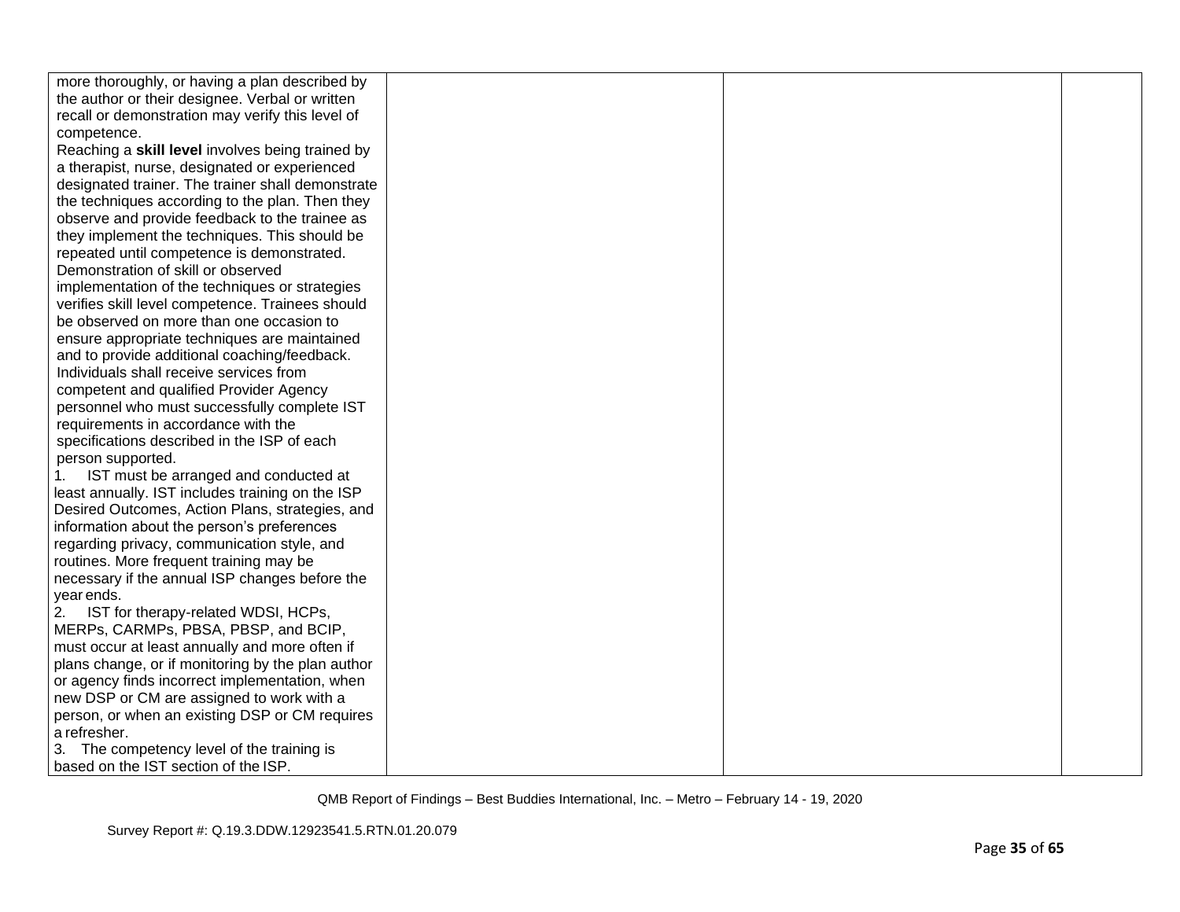| | | | |
|---|---|---|---|
| more thoroughly, or having a plan described by the author or their designee. Verbal or written recall or demonstration may verify this level of competence.<br>Reaching a **skill level** involves being trained by a therapist, nurse, designated or experienced designated trainer. The trainer shall demonstrate the techniques according to the plan. Then they observe and provide feedback to the trainee as they implement the techniques. This should be repeated until competence is demonstrated. Demonstration of skill or observed implementation of the techniques or strategies verifies skill level competence. Trainees should be observed on more than one occasion to ensure appropriate techniques are maintained and to provide additional coaching/feedback.<br>Individuals shall receive services from competent and qualified Provider Agency personnel who must successfully complete IST requirements in accordance with the specifications described in the ISP of each person supported.<br>1. IST must be arranged and conducted at least annually. IST includes training on the ISP Desired Outcomes, Action Plans, strategies, and information about the person's preferences regarding privacy, communication style, and routines. More frequent training may be necessary if the annual ISP changes before the year ends.<br>2. IST for therapy-related WDSI, HCPs, MERPs, CARMPs, PBSA, PBSP, and BCIP, must occur at least annually and more often if plans change, or if monitoring by the plan author or agency finds incorrect implementation, when new DSP or CM are assigned to work with a person, or when an existing DSP or CM requires a refresher.<br>3. The competency level of the training is based on the IST section of the ISP. | | | |

QMB Report of Findings – Best Buddies International, Inc. – Metro – February 14 - 19, 2020

Survey Report #: Q.19.3.DDW.12923541.5.RTN.01.20.079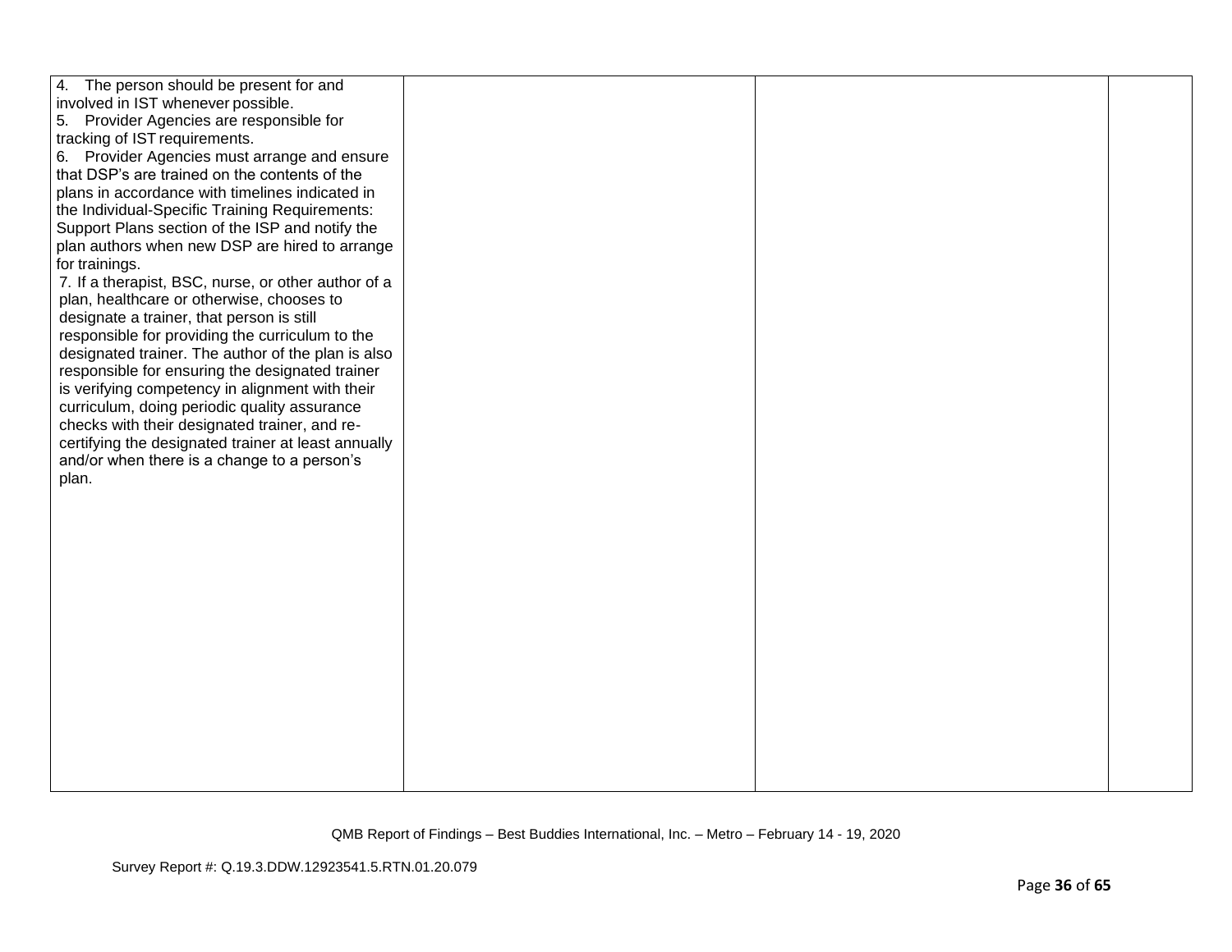| | | | |
|---|---|---|---|
| 4. The person should be present for and involved in IST whenever possible.<br>5. Provider Agencies are responsible for tracking of IST requirements.<br>6. Provider Agencies must arrange and ensure that DSP's are trained on the contents of the plans in accordance with timelines indicated in the Individual-Specific Training Requirements: Support Plans section of the ISP and notify the plan authors when new DSP are hired to arrange for trainings.<br>7. If a therapist, BSC, nurse, or other author of a plan, healthcare or otherwise, chooses to designate a trainer, that person is still responsible for providing the curriculum to the designated trainer. The author of the plan is also responsible for ensuring the designated trainer is verifying competency in alignment with their curriculum, doing periodic quality assurance checks with their designated trainer, and re-certifying the designated trainer at least annually and/or when there is a change to a person's plan. | | | |

QMB Report of Findings – Best Buddies International, Inc. – Metro – February 14 - 19, 2020

Survey Report #: Q.19.3.DDW.12923541.5.RTN.01.20.079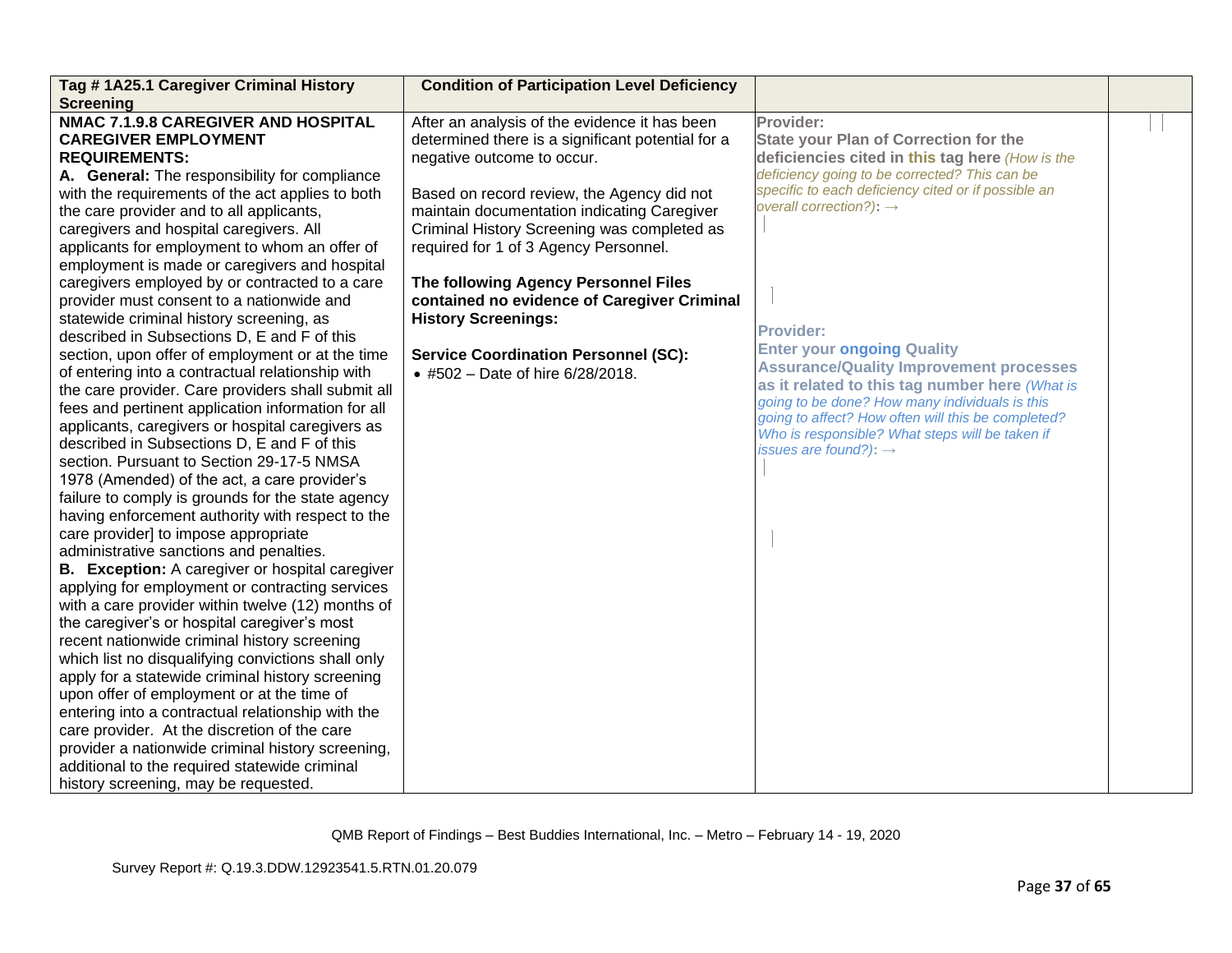| Tag # 1A25.1 Caregiver Criminal History Screening | Condition of Participation Level Deficiency | | |
|---|---|---|---|
| **NMAC 7.1.9.8 CAREGIVER AND HOSPITAL CAREGIVER EMPLOYMENT REQUIREMENTS:**<br>**A. General:** The responsibility for compliance with the requirements of the act applies to both the care provider and to all applicants, caregivers and hospital caregivers. All applicants for employment to whom an offer of employment is made or caregivers and hospital caregivers employed by or contracted to a care provider must consent to a nationwide and statewide criminal history screening, as described in Subsections D, E and F of this section, upon offer of employment or at the time of entering into a contractual relationship with the care provider. Care providers shall submit all fees and pertinent application information for all applicants, caregivers or hospital caregivers as described in Subsections D, E and F of this section. Pursuant to Section 29-17-5 NMSA 1978 (Amended) of the act, a care provider's failure to comply is grounds for the state agency having enforcement authority with respect to the care provider] to impose appropriate administrative sanctions and penalties.<br>**B. Exception:** A caregiver or hospital caregiver applying for employment or contracting services with a care provider within twelve (12) months of the caregiver's or hospital caregiver's most recent nationwide criminal history screening which list no disqualifying convictions shall only apply for a statewide criminal history screening upon offer of employment or at the time of entering into a contractual relationship with the care provider. At the discretion of the care provider a nationwide criminal history screening, additional to the required statewide criminal history screening, may be requested. | After an analysis of the evidence it has been determined there is a significant potential for a negative outcome to occur.<br><br>Based on record review, the Agency did not maintain documentation indicating Caregiver Criminal History Screening was completed as required for 1 of 3 Agency Personnel.<br><br>**The following Agency Personnel Files contained no evidence of Caregiver Criminal History Screenings:**<br><br>**Service Coordination Personnel (SC):**<br>• #502 – Date of hire 6/28/2018. | **Provider:**<br>**State your Plan of Correction for the deficiencies cited in this tag here** *(How is the deficiency going to be corrected? This can be specific to each deficiency cited or if possible an overall correction?)*: →<br><br><br>**Provider:**<br>**Enter your ongoing Quality Assurance/Quality Improvement processes as it related to this tag number here** *(What is going to be done? How many individuals is this going to affect? How often will this be completed? Who is responsible? What steps will be taken if issues are found?)*: → | |

QMB Report of Findings – Best Buddies International, Inc. – Metro – February 14 - 19, 2020

Survey Report #: Q.19.3.DDW.12923541.5.RTN.01.20.079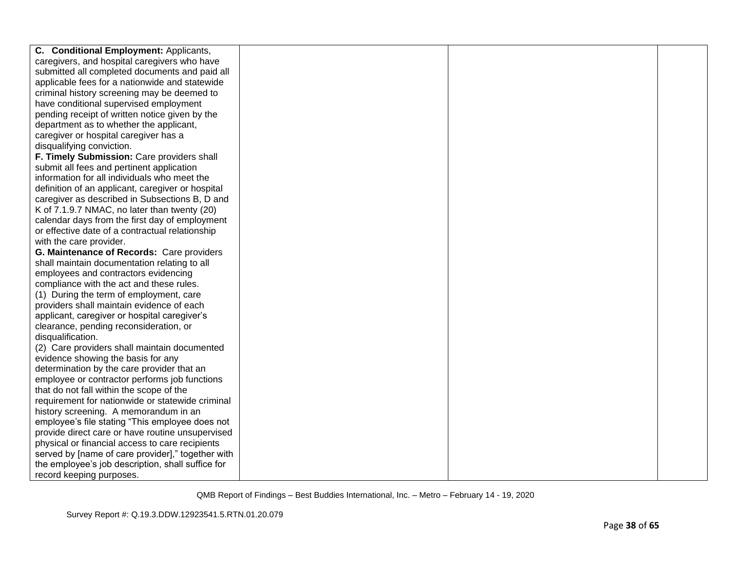| | | | |
|---|---|---|---|
| **C. Conditional Employment:** Applicants, caregivers, and hospital caregivers who have submitted all completed documents and paid all applicable fees for a nationwide and statewide criminal history screening may be deemed to have conditional supervised employment pending receipt of written notice given by the department as to whether the applicant, caregiver or hospital caregiver has a disqualifying conviction.<br>**F. Timely Submission:** Care providers shall submit all fees and pertinent application information for all individuals who meet the definition of an applicant, caregiver or hospital caregiver as described in Subsections B, D and K of 7.1.9.7 NMAC, no later than twenty (20) calendar days from the first day of employment or effective date of a contractual relationship with the care provider.<br>**G. Maintenance of Records:** Care providers shall maintain documentation relating to all employees and contractors evidencing compliance with the act and these rules.<br>(1) During the term of employment, care providers shall maintain evidence of each applicant, caregiver or hospital caregiver's clearance, pending reconsideration, or disqualification.<br>(2) Care providers shall maintain documented evidence showing the basis for any determination by the care provider that an employee or contractor performs job functions that do not fall within the scope of the requirement for nationwide or statewide criminal history screening. A memorandum in an employee's file stating "This employee does not provide direct care or have routine unsupervised physical or financial access to care recipients served by [name of care provider]," together with the employee's job description, shall suffice for record keeping purposes. | | | |

QMB Report of Findings – Best Buddies International, Inc. – Metro – February 14 - 19, 2020

Survey Report #: Q.19.3.DDW.12923541.5.RTN.01.20.079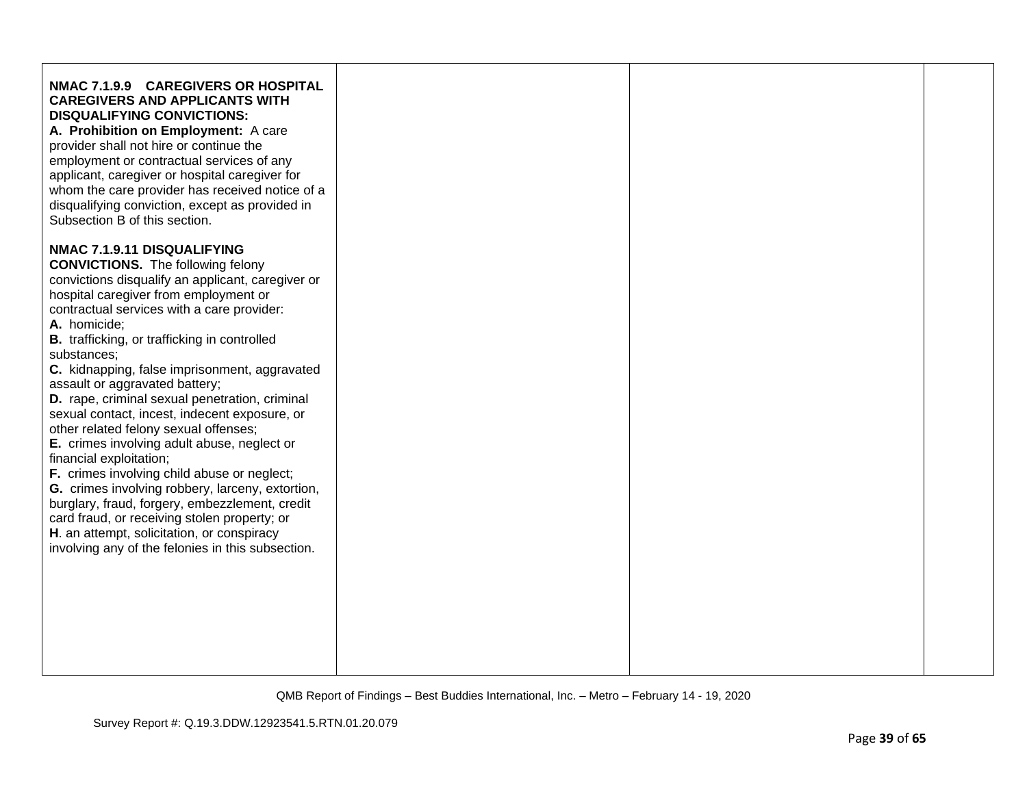| | | | |
|---|---|---|---|
| **NMAC 7.1.9.9 CAREGIVERS OR HOSPITAL CAREGIVERS AND APPLICANTS WITH DISQUALIFYING CONVICTIONS:**<br>**A. Prohibition on Employment:** A care provider shall not hire or continue the employment or contractual services of any applicant, caregiver or hospital caregiver for whom the care provider has received notice of a disqualifying conviction, except as provided in Subsection B of this section.<br><br>**NMAC 7.1.9.11 DISQUALIFYING CONVICTIONS.** The following felony convictions disqualify an applicant, caregiver or hospital caregiver from employment or contractual services with a care provider:<br>**A.** homicide;<br>**B.** trafficking, or trafficking in controlled substances;<br>**C.** kidnapping, false imprisonment, aggravated assault or aggravated battery;<br>**D.** rape, criminal sexual penetration, criminal sexual contact, incest, indecent exposure, or other related felony sexual offenses;<br>**E.** crimes involving adult abuse, neglect or financial exploitation;<br>**F.** crimes involving child abuse or neglect;<br>**G.** crimes involving robbery, larceny, extortion, burglary, fraud, forgery, embezzlement, credit card fraud, or receiving stolen property; or<br>**H**. an attempt, solicitation, or conspiracy involving any of the felonies in this subsection. | | | |

QMB Report of Findings – Best Buddies International, Inc. – Metro – February 14 - 19, 2020

Survey Report #: Q.19.3.DDW.12923541.5.RTN.01.20.079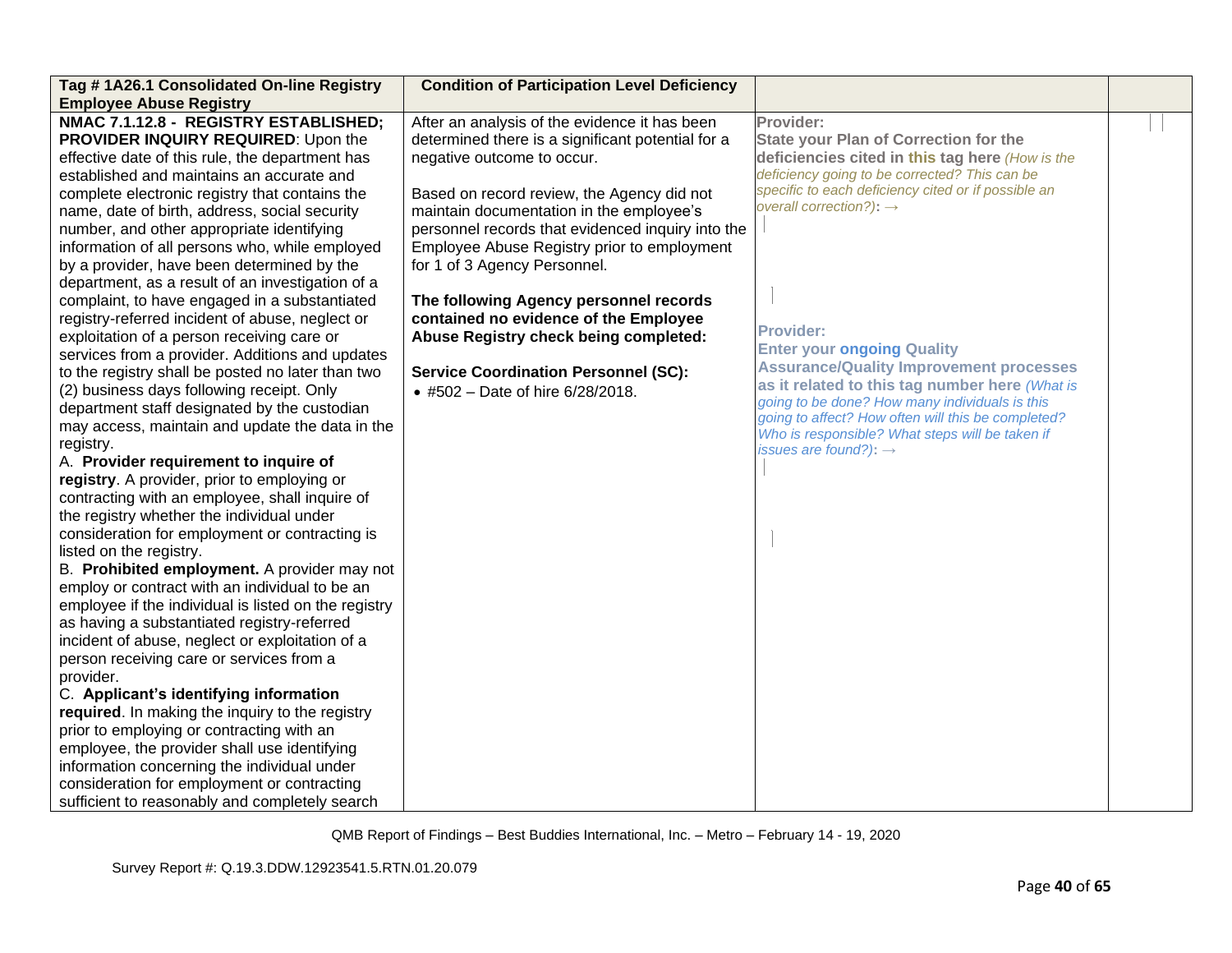| Tag # 1A26.1 Consolidated On-line Registry Employee Abuse Registry | Condition of Participation Level Deficiency | | |
|---|---|---|---|
| **NMAC 7.1.12.8 - REGISTRY ESTABLISHED; PROVIDER INQUIRY REQUIRED**: Upon the effective date of this rule, the department has established and maintains an accurate and complete electronic registry that contains the name, date of birth, address, social security number, and other appropriate identifying information of all persons who, while employed by a provider, have been determined by the department, as a result of an investigation of a complaint, to have engaged in a substantiated registry-referred incident of abuse, neglect or exploitation of a person receiving care or services from a provider. Additions and updates to the registry shall be posted no later than two (2) business days following receipt. Only department staff designated by the custodian may access, maintain and update the data in the registry.<br>A. **Provider requirement to inquire of registry**. A provider, prior to employing or contracting with an employee, shall inquire of the registry whether the individual under consideration for employment or contracting is listed on the registry.<br>B. **Prohibited employment.** A provider may not employ or contract with an individual to be an employee if the individual is listed on the registry as having a substantiated registry-referred incident of abuse, neglect or exploitation of a person receiving care or services from a provider.<br>C. **Applicant's identifying information required**. In making the inquiry to the registry prior to employing or contracting with an employee, the provider shall use identifying information concerning the individual under consideration for employment or contracting sufficient to reasonably and completely search | After an analysis of the evidence it has been determined there is a significant potential for a negative outcome to occur.<br><br>Based on record review, the Agency did not maintain documentation in the employee's personnel records that evidenced inquiry into the Employee Abuse Registry prior to employment for 1 of 3 Agency Personnel.<br><br>**The following Agency personnel records contained no evidence of the Employee Abuse Registry check being completed:**<br><br>**Service Coordination Personnel (SC):**<br>• #502 – Date of hire 6/28/2018. | **Provider:**<br>**State your Plan of Correction for the deficiencies cited in this tag here** *(How is the deficiency going to be corrected? This can be specific to each deficiency cited or if possible an overall correction?)*: →<br><br>**Provider:**<br>**Enter your ongoing Quality Assurance/Quality Improvement processes as it related to this tag number here** *(What is going to be done? How many individuals is this going to affect? How often will this be completed? Who is responsible? What steps will be taken if issues are found?)*: → | |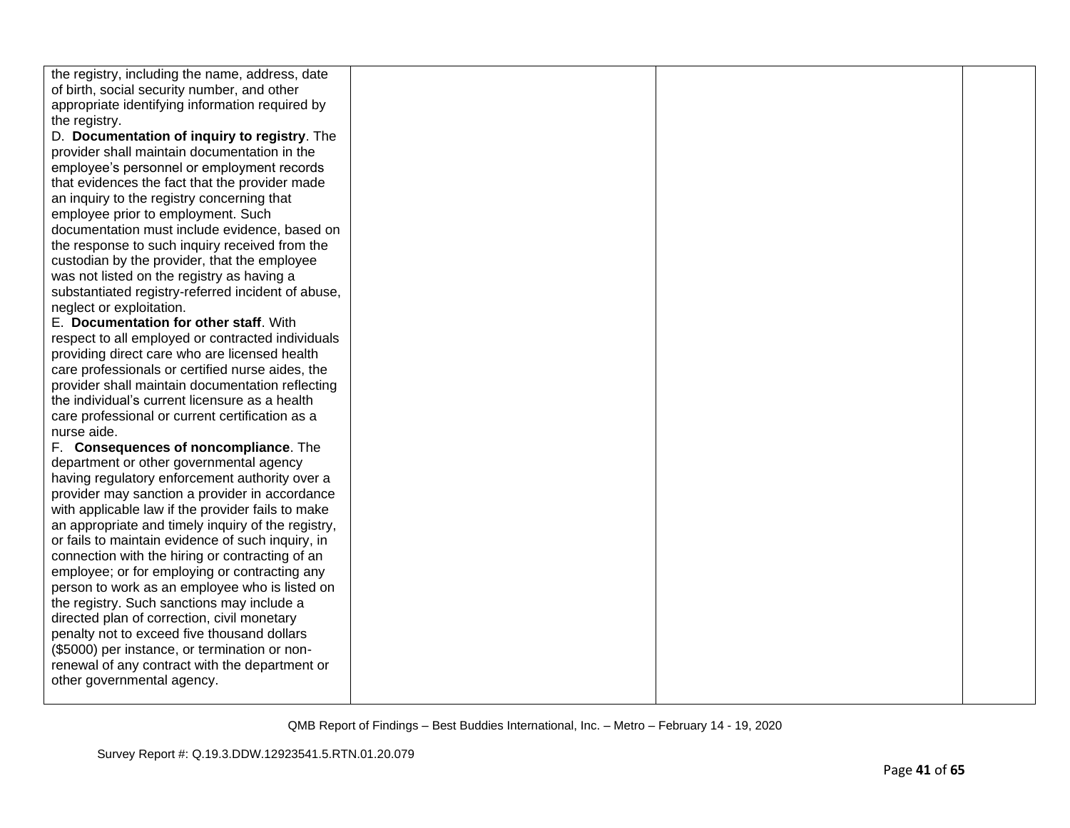| | | | |
|---|---|---|---|
| the registry, including the name, address, date of birth, social security number, and other appropriate identifying information required by the registry.<br>D. **Documentation of inquiry to registry**. The provider shall maintain documentation in the employee's personnel or employment records that evidences the fact that the provider made an inquiry to the registry concerning that employee prior to employment. Such documentation must include evidence, based on the response to such inquiry received from the custodian by the provider, that the employee was not listed on the registry as having a substantiated registry-referred incident of abuse, neglect or exploitation.<br>E. **Documentation for other staff**. With respect to all employed or contracted individuals providing direct care who are licensed health care professionals or certified nurse aides, the provider shall maintain documentation reflecting the individual's current licensure as a health care professional or current certification as a nurse aide.<br>F. **Consequences of noncompliance**. The department or other governmental agency having regulatory enforcement authority over a provider may sanction a provider in accordance with applicable law if the provider fails to make an appropriate and timely inquiry of the registry, or fails to maintain evidence of such inquiry, in connection with the hiring or contracting of an employee; or for employing or contracting any person to work as an employee who is listed on the registry. Such sanctions may include a directed plan of correction, civil monetary penalty not to exceed five thousand dollars ($5000) per instance, or termination or non-renewal of any contract with the department or other governmental agency. | | | |

QMB Report of Findings – Best Buddies International, Inc. – Metro – February 14 - 19, 2020

Survey Report #: Q.19.3.DDW.12923541.5.RTN.01.20.079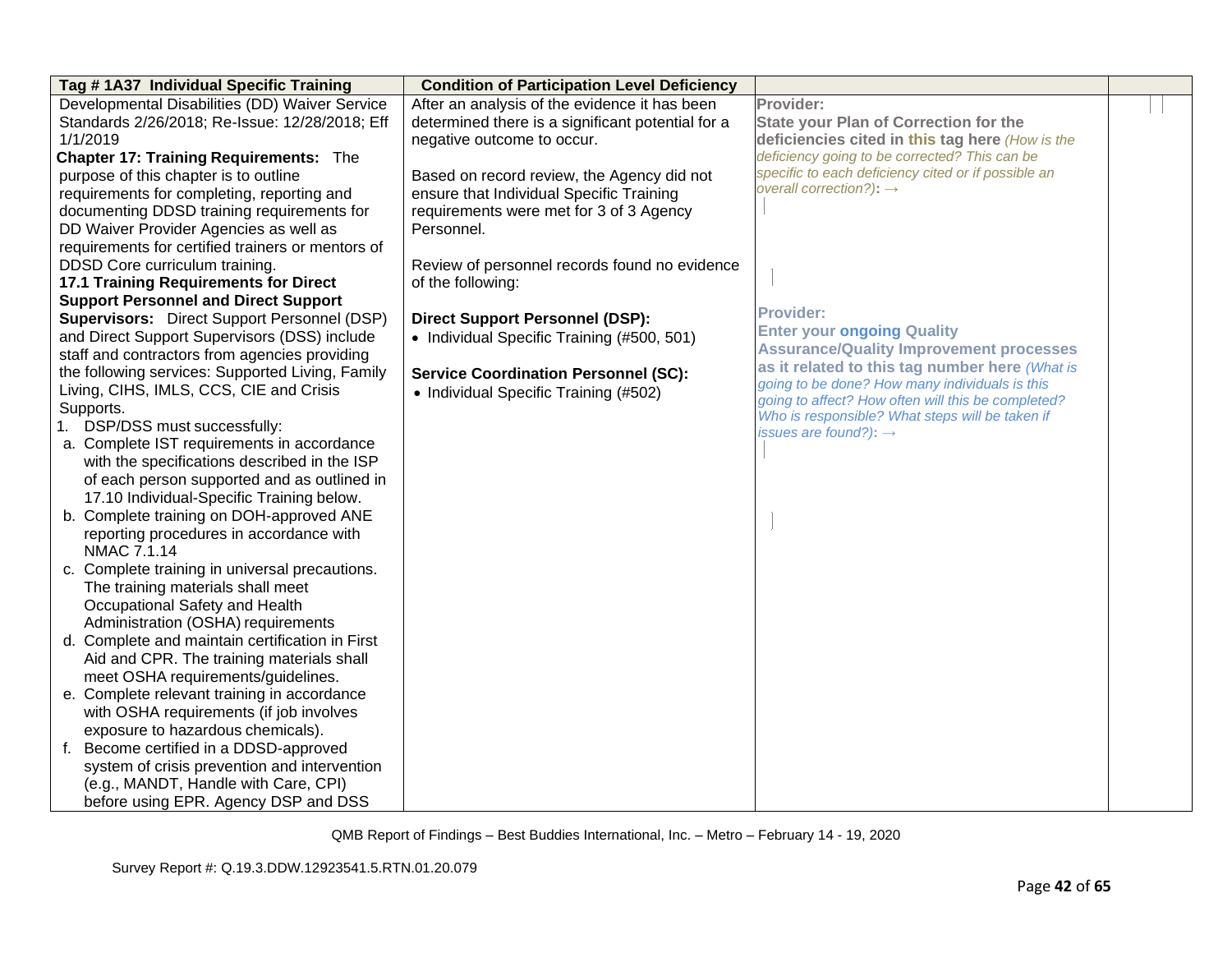| Tag # 1A37 Individual Specific Training | Condition of Participation Level Deficiency | | |
|---|---|---|---|
| Developmental Disabilities (DD) Waiver Service Standards 2/26/2018; Re-Issue: 12/28/2018; Eff 1/1/2019<br>**Chapter 17: Training Requirements:** The purpose of this chapter is to outline requirements for completing, reporting and documenting DDSD training requirements for DD Waiver Provider Agencies as well as requirements for certified trainers or mentors of DDSD Core curriculum training.<br>**17.1 Training Requirements for Direct Support Personnel and Direct Support Supervisors:** Direct Support Personnel (DSP) and Direct Support Supervisors (DSS) include staff and contractors from agencies providing the following services: Supported Living, Family Living, CIHS, IMLS, CCS, CIE and Crisis Supports.<br>1. DSP/DSS must successfully:<br>a. Complete IST requirements in accordance with the specifications described in the ISP of each person supported and as outlined in 17.10 Individual-Specific Training below.<br>b. Complete training on DOH-approved ANE reporting procedures in accordance with NMAC 7.1.14<br>c. Complete training in universal precautions. The training materials shall meet Occupational Safety and Health Administration (OSHA) requirements<br>d. Complete and maintain certification in First Aid and CPR. The training materials shall meet OSHA requirements/guidelines.<br>e. Complete relevant training in accordance with OSHA requirements (if job involves exposure to hazardous chemicals).<br>f. Become certified in a DDSD-approved system of crisis prevention and intervention (e.g., MANDT, Handle with Care, CPI) before using EPR. Agency DSP and DSS | After an analysis of the evidence it has been determined there is a significant potential for a negative outcome to occur.<br><br>Based on record review, the Agency did not ensure that Individual Specific Training requirements were met for 3 of 3 Agency Personnel.<br><br>Review of personnel records found no evidence of the following:<br><br>**Direct Support Personnel (DSP):**<br>• Individual Specific Training (#500, 501)<br><br>**Service Coordination Personnel (SC):**<br>• Individual Specific Training (#502) | **Provider:**<br>**State your Plan of Correction for the deficiencies cited in this tag here** *(How is the deficiency going to be corrected? This can be specific to each deficiency cited or if possible an overall correction?)*: →<br><br>**Provider:**<br>**Enter your ongoing Quality Assurance/Quality Improvement processes as it related to this tag number here** *(What is going to be done? How many individuals is this going to affect? How often will this be completed? Who is responsible? What steps will be taken if issues are found?)*: → | |

QMB Report of Findings – Best Buddies International, Inc. – Metro – February 14 - 19, 2020

Survey Report #: Q.19.3.DDW.12923541.5.RTN.01.20.079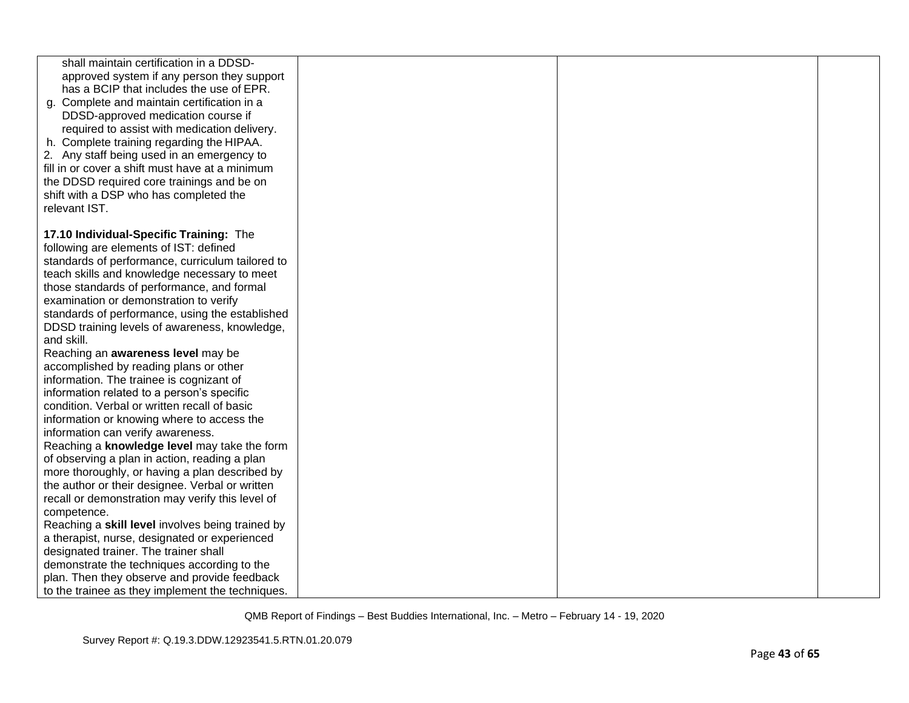| | | | |
|---|---|---|---|
| shall maintain certification in a DDSD-approved system if any person they support has a BCIP that includes the use of EPR.<br>g. Complete and maintain certification in a DDSD-approved medication course if required to assist with medication delivery.<br>h. Complete training regarding the HIPAA.<br>2. Any staff being used in an emergency to fill in or cover a shift must have at a minimum the DDSD required core trainings and be on shift with a DSP who has completed the relevant IST.<br><br>**17.10 Individual-Specific Training:** The following are elements of IST: defined standards of performance, curriculum tailored to teach skills and knowledge necessary to meet those standards of performance, and formal examination or demonstration to verify standards of performance, using the established DDSD training levels of awareness, knowledge, and skill.<br>Reaching an **awareness level** may be accomplished by reading plans or other information. The trainee is cognizant of information related to a person's specific condition. Verbal or written recall of basic information or knowing where to access the information can verify awareness.<br>Reaching a **knowledge level** may take the form of observing a plan in action, reading a plan more thoroughly, or having a plan described by the author or their designee. Verbal or written recall or demonstration may verify this level of competence.<br>Reaching a **skill level** involves being trained by a therapist, nurse, designated or experienced designated trainer. The trainer shall demonstrate the techniques according to the plan. Then they observe and provide feedback to the trainee as they implement the techniques. | | | |

QMB Report of Findings – Best Buddies International, Inc. – Metro – February 14 - 19, 2020

Survey Report #: Q.19.3.DDW.12923541.5.RTN.01.20.079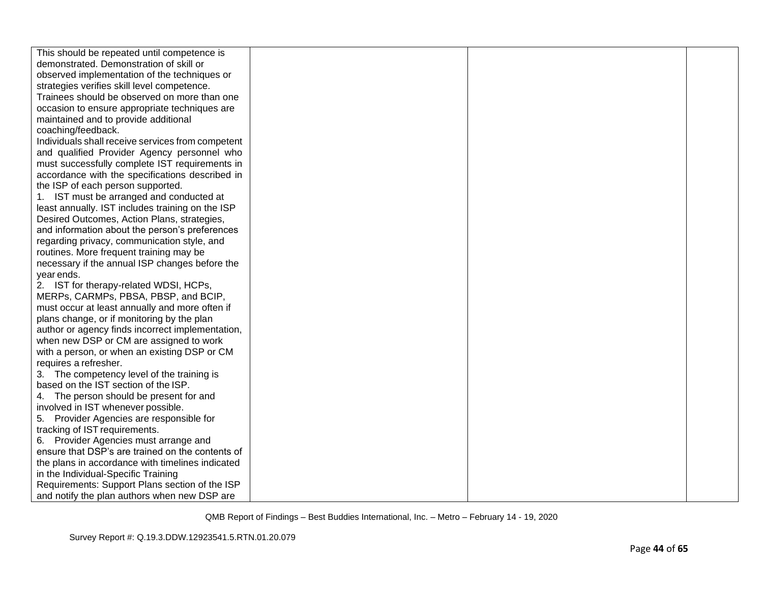| | | | |
|---|---|---|---|
| This should be repeated until competence is demonstrated. Demonstration of skill or observed implementation of the techniques or strategies verifies skill level competence. Trainees should be observed on more than one occasion to ensure appropriate techniques are maintained and to provide additional coaching/feedback.<br>Individuals shall receive services from competent and qualified Provider Agency personnel who must successfully complete IST requirements in accordance with the specifications described in the ISP of each person supported.<br>1. IST must be arranged and conducted at least annually. IST includes training on the ISP Desired Outcomes, Action Plans, strategies, and information about the person's preferences regarding privacy, communication style, and routines. More frequent training may be necessary if the annual ISP changes before the year ends.<br>2. IST for therapy-related WDSI, HCPs, MERPs, CARMPs, PBSA, PBSP, and BCIP, must occur at least annually and more often if plans change, or if monitoring by the plan author or agency finds incorrect implementation, when new DSP or CM are assigned to work with a person, or when an existing DSP or CM requires a refresher.<br>3. The competency level of the training is based on the IST section of the ISP.<br>4. The person should be present for and involved in IST whenever possible.<br>5. Provider Agencies are responsible for tracking of IST requirements.<br>6. Provider Agencies must arrange and ensure that DSP's are trained on the contents of the plans in accordance with timelines indicated in the Individual-Specific Training Requirements: Support Plans section of the ISP and notify the plan authors when new DSP are | | | |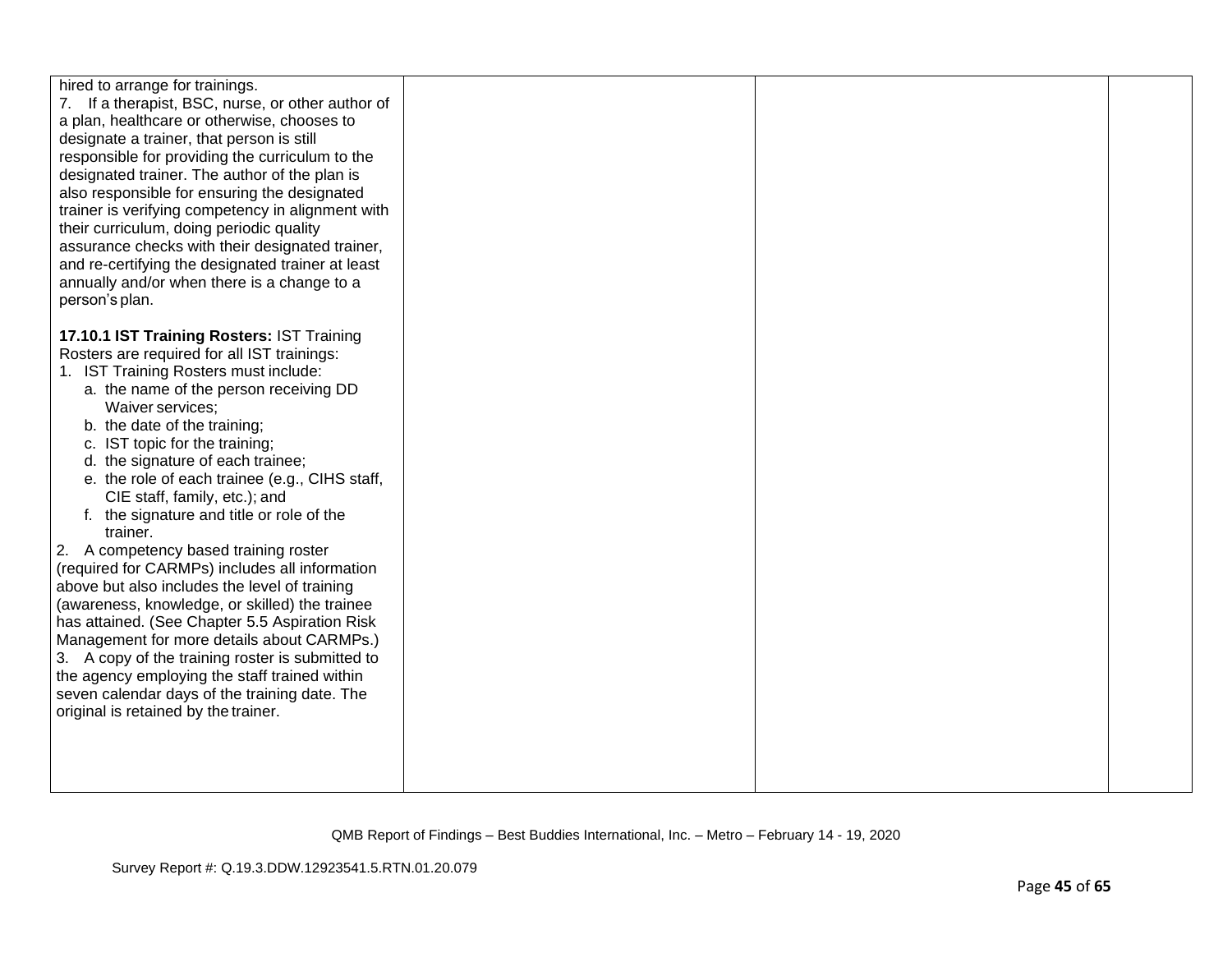| | | | |
|---|---|---|---|
| hired to arrange for trainings.<br>7. If a therapist, BSC, nurse, or other author of a plan, healthcare or otherwise, chooses to designate a trainer, that person is still responsible for providing the curriculum to the designated trainer. The author of the plan is also responsible for ensuring the designated trainer is verifying competency in alignment with their curriculum, doing periodic quality assurance checks with their designated trainer, and re-certifying the designated trainer at least annually and/or when there is a change to a person's plan.<br><br>**17.10.1 IST Training Rosters:** IST Training Rosters are required for all IST trainings:<br>1. IST Training Rosters must include:<br>a. the name of the person receiving DD Waiver services;<br>b. the date of the training;<br>c. IST topic for the training;<br>d. the signature of each trainee;<br>e. the role of each trainee (e.g., CIHS staff, CIE staff, family, etc.); and<br>f. the signature and title or role of the trainer.<br>2. A competency based training roster (required for CARMPs) includes all information above but also includes the level of training (awareness, knowledge, or skilled) the trainee has attained. (See Chapter 5.5 Aspiration Risk Management for more details about CARMPs.)<br>3. A copy of the training roster is submitted to the agency employing the staff trained within seven calendar days of the training date. The original is retained by the trainer. | | | |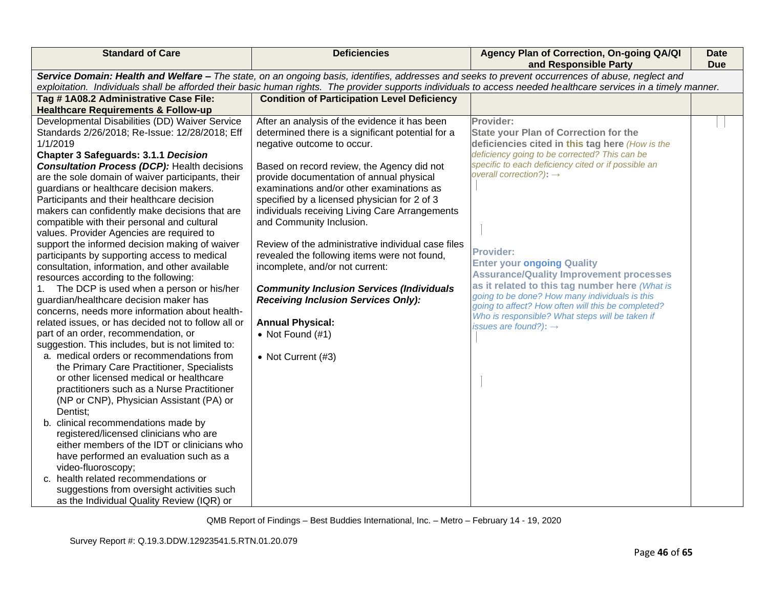| Standard of Care | Deficiencies | Agency Plan of Correction, On-going QA/QI and Responsible Party | Date Due |
|---|---|---|---|
| ***Service Domain: Health and Welfare –*** *The state, on an ongoing basis, identifies, addresses and seeks to prevent occurrences of abuse, neglect and exploitation. Individuals shall be afforded their basic human rights. The provider supports individuals to access needed healthcare services in a timely manner.* | | | |
| **Tag # 1A08.2 Administrative Case File: Healthcare Requirements & Follow-up** | **Condition of Participation Level Deficiency** | | |
| Developmental Disabilities (DD) Waiver Service Standards 2/26/2018; Re-Issue: 12/28/2018; Eff 1/1/2019<br>**Chapter 3 Safeguards: 3.1.1 *Decision Consultation Process (DCP):*** Health decisions are the sole domain of waiver participants, their guardians or healthcare decision makers. Participants and their healthcare decision makers can confidently make decisions that are compatible with their personal and cultural values. Provider Agencies are required to support the informed decision making of waiver participants by supporting access to medical consultation, information, and other available resources according to the following:<br>1. The DCP is used when a person or his/her guardian/healthcare decision maker has concerns, needs more information about health-related issues, or has decided not to follow all or part of an order, recommendation, or suggestion. This includes, but is not limited to:<br>a. medical orders or recommendations from the Primary Care Practitioner, Specialists or other licensed medical or healthcare practitioners such as a Nurse Practitioner (NP or CNP), Physician Assistant (PA) or Dentist;<br>b. clinical recommendations made by registered/licensed clinicians who are either members of the IDT or clinicians who have performed an evaluation such as a video-fluoroscopy;<br>c. health related recommendations or suggestions from oversight activities such as the Individual Quality Review (IQR) or | After an analysis of the evidence it has been determined there is a significant potential for a negative outcome to occur.<br><br>Based on record review, the Agency did not provide documentation of annual physical examinations and/or other examinations as specified by a licensed physician for 2 of 3 individuals receiving Living Care Arrangements and Community Inclusion.<br><br>Review of the administrative individual case files revealed the following items were not found, incomplete, and/or not current:<br><br>***Community Inclusion Services (Individuals Receiving Inclusion Services Only):***<br><br>**Annual Physical:**<br>• Not Found (#1)<br><br>• Not Current (#3) | **Provider:**<br>**State your Plan of Correction for the deficiencies cited in this tag here** *(How is the deficiency going to be corrected? This can be specific to each deficiency cited or if possible an overall correction?)***:** →<br><br>**Provider:**<br>**Enter your ongoing Quality Assurance/Quality Improvement processes as it related to this tag number here** *(What is going to be done? How many individuals is this going to affect? How often will this be completed? Who is responsible? What steps will be taken if issues are found?)***:** → | |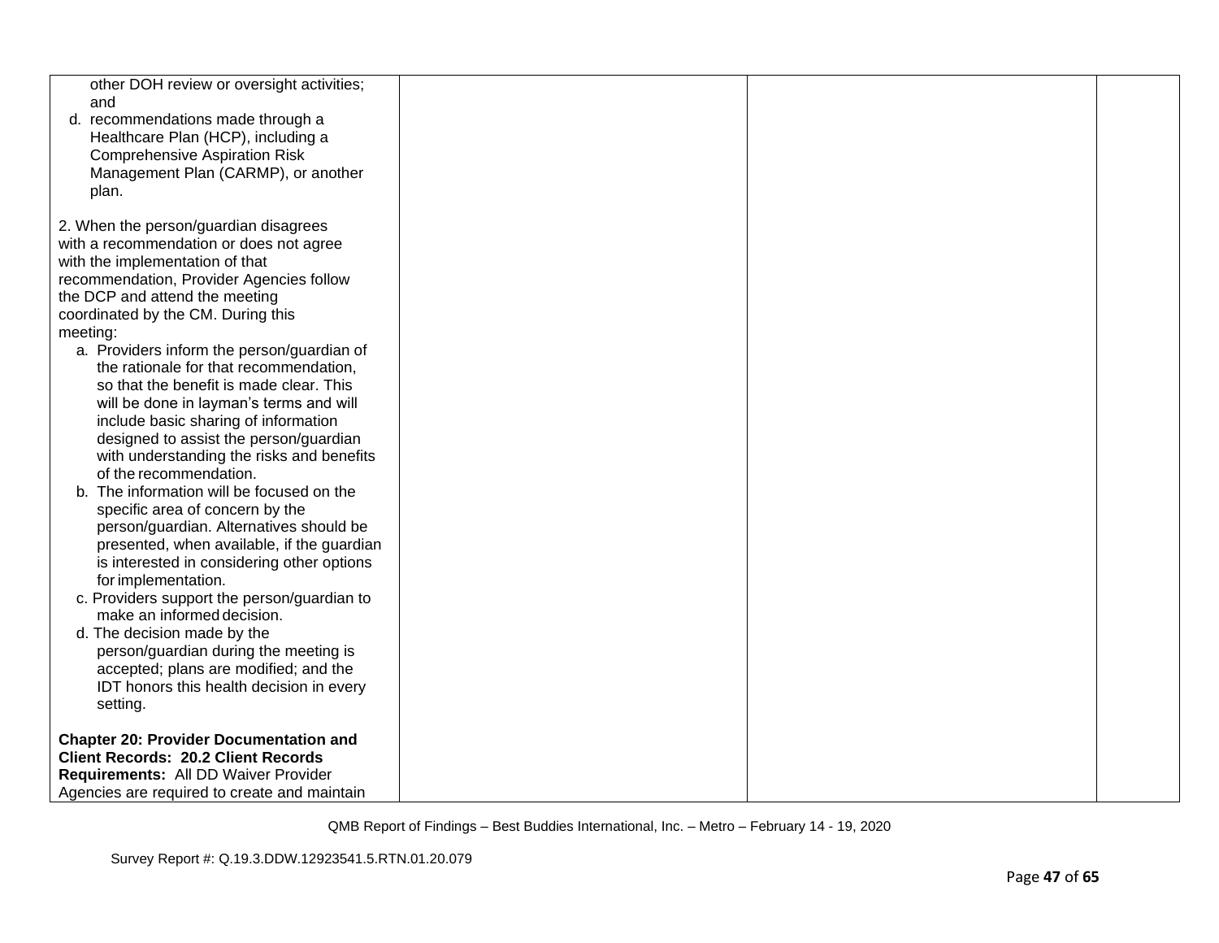| | | | |
|---|---|---|---|
| other DOH review or oversight activities; and<br>d. recommendations made through a Healthcare Plan (HCP), including a Comprehensive Aspiration Risk Management Plan (CARMP), or another plan.<br><br>2. When the person/guardian disagrees with a recommendation or does not agree with the implementation of that recommendation, Provider Agencies follow the DCP and attend the meeting coordinated by the CM. During this meeting:<br>a. Providers inform the person/guardian of the rationale for that recommendation, so that the benefit is made clear. This will be done in layman's terms and will include basic sharing of information designed to assist the person/guardian with understanding the risks and benefits of the recommendation.<br>b. The information will be focused on the specific area of concern by the person/guardian. Alternatives should be presented, when available, if the guardian is interested in considering other options for implementation.<br>c. Providers support the person/guardian to make an informed decision.<br>d. The decision made by the person/guardian during the meeting is accepted; plans are modified; and the IDT honors this health decision in every setting.<br><br>**Chapter 20: Provider Documentation and Client Records: 20.2 Client Records Requirements:** All DD Waiver Provider Agencies are required to create and maintain | | | |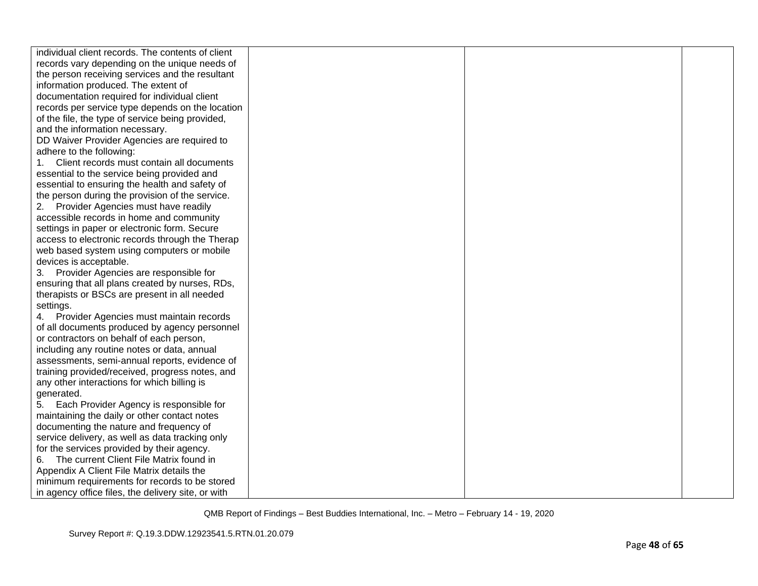| | | | |
|---|---|---|---|
| individual client records. The contents of client records vary depending on the unique needs of the person receiving services and the resultant information produced. The extent of documentation required for individual client records per service type depends on the location of the file, the type of service being provided, and the information necessary.<br>DD Waiver Provider Agencies are required to adhere to the following:<br>1. Client records must contain all documents essential to the service being provided and essential to ensuring the health and safety of the person during the provision of the service.<br>2. Provider Agencies must have readily accessible records in home and community settings in paper or electronic form. Secure access to electronic records through the Therap web based system using computers or mobile devices is acceptable.<br>3. Provider Agencies are responsible for ensuring that all plans created by nurses, RDs, therapists or BSCs are present in all needed settings.<br>4. Provider Agencies must maintain records of all documents produced by agency personnel or contractors on behalf of each person, including any routine notes or data, annual assessments, semi-annual reports, evidence of training provided/received, progress notes, and any other interactions for which billing is generated.<br>5. Each Provider Agency is responsible for maintaining the daily or other contact notes documenting the nature and frequency of service delivery, as well as data tracking only for the services provided by their agency.<br>6. The current Client File Matrix found in Appendix A Client File Matrix details the minimum requirements for records to be stored in agency office files, the delivery site, or with | | | |

QMB Report of Findings – Best Buddies International, Inc. – Metro – February 14 - 19, 2020

Survey Report #: Q.19.3.DDW.12923541.5.RTN.01.20.079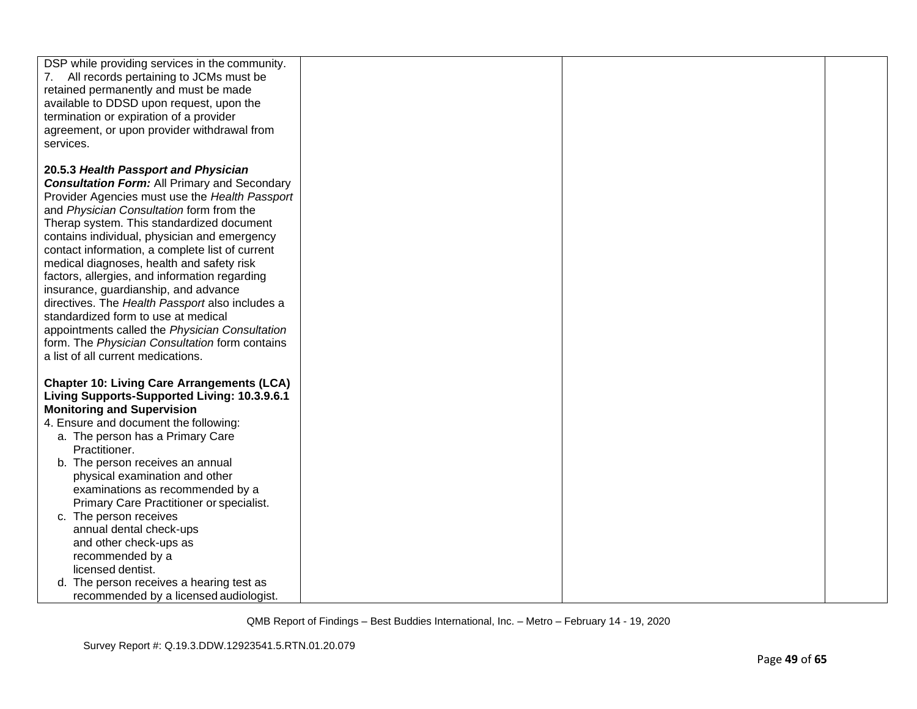| | | | |
|---|---|---|---|
| DSP while providing services in the community.<br>7. All records pertaining to JCMs must be retained permanently and must be made available to DDSD upon request, upon the termination or expiration of a provider agreement, or upon provider withdrawal from services.<br><br>**20.5.3 *Health Passport and Physician Consultation Form:*** All Primary and Secondary Provider Agencies must use the *Health Passport* and *Physician Consultation* form from the Therap system. This standardized document contains individual, physician and emergency contact information, a complete list of current medical diagnoses, health and safety risk factors, allergies, and information regarding insurance, guardianship, and advance directives. The *Health Passport* also includes a standardized form to use at medical appointments called the *Physician Consultation* form. The *Physician Consultation* form contains a list of all current medications.<br><br>**Chapter 10: Living Care Arrangements (LCA) Living Supports-Supported Living: 10.3.9.6.1 Monitoring and Supervision**<br>4. Ensure and document the following:<br>a. The person has a Primary Care Practitioner.<br>b. The person receives an annual physical examination and other examinations as recommended by a Primary Care Practitioner or specialist.<br>c. The person receives annual dental check-ups and other check-ups as recommended by a licensed dentist.<br>d. The person receives a hearing test as recommended by a licensed audiologist. | | | |

QMB Report of Findings – Best Buddies International, Inc. – Metro – February 14 - 19, 2020

Survey Report #: Q.19.3.DDW.12923541.5.RTN.01.20.079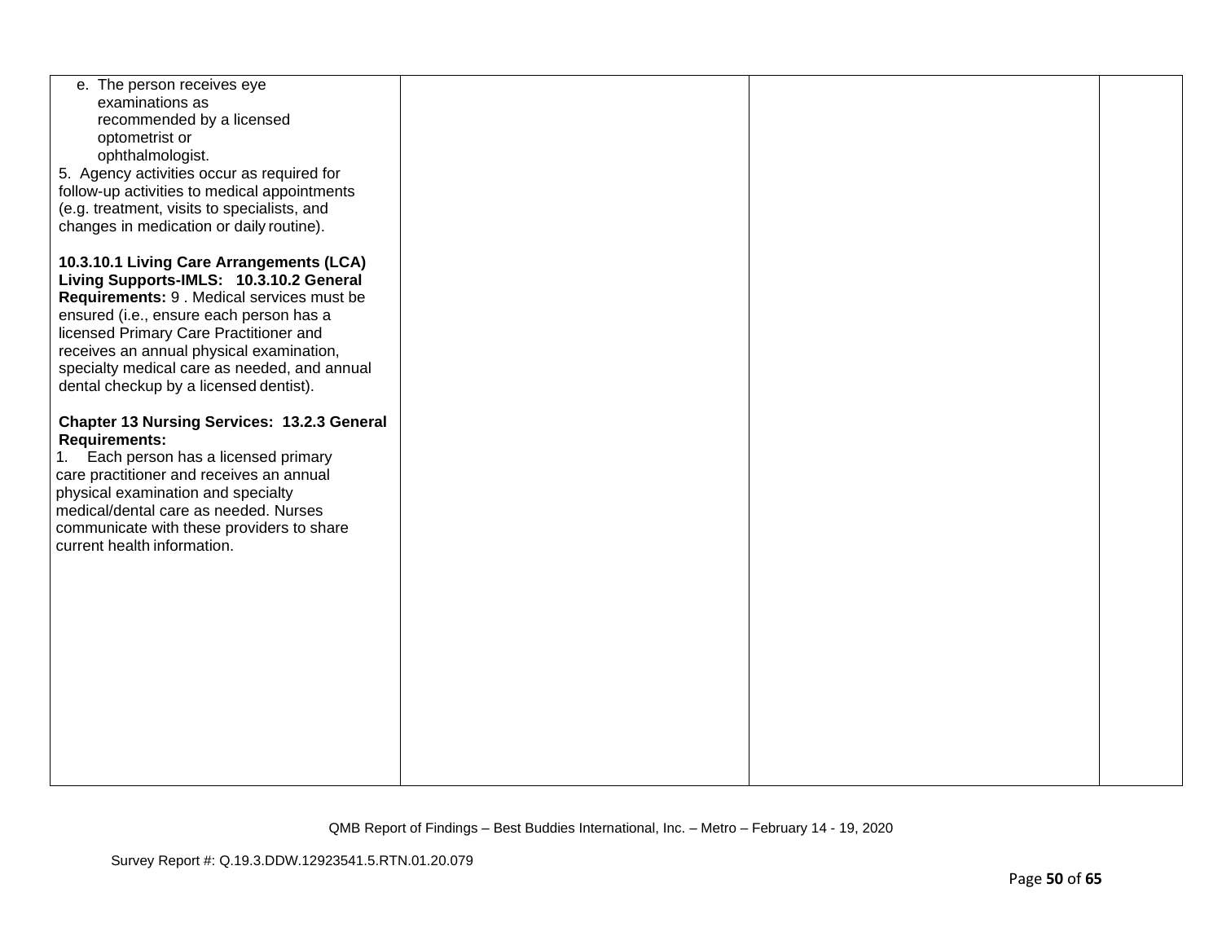| | | | |
|---|---|---|---|
| e. The person receives eye examinations as recommended by a licensed optometrist or ophthalmologist.<br>5. Agency activities occur as required for follow-up activities to medical appointments (e.g. treatment, visits to specialists, and changes in medication or daily routine).<br><br>**10.3.10.1 Living Care Arrangements (LCA) Living Supports-IMLS: 10.3.10.2 General Requirements:** 9 . Medical services must be ensured (i.e., ensure each person has a licensed Primary Care Practitioner and receives an annual physical examination, specialty medical care as needed, and annual dental checkup by a licensed dentist).<br><br>**Chapter 13 Nursing Services: 13.2.3 General Requirements:**<br>1. Each person has a licensed primary care practitioner and receives an annual physical examination and specialty medical/dental care as needed. Nurses communicate with these providers to share current health information. | | | |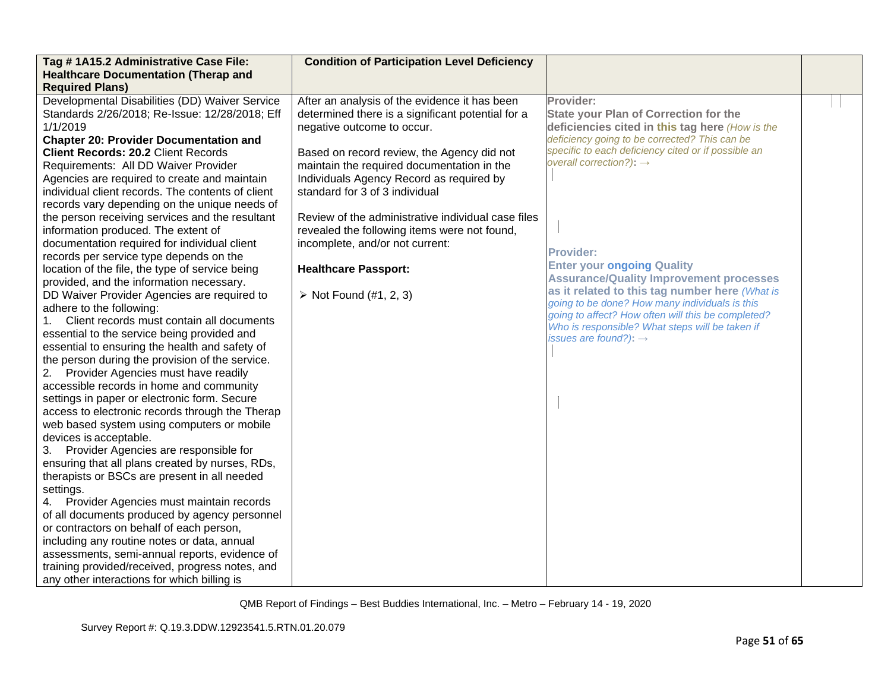| Tag # 1A15.2 Administrative Case File: Healthcare Documentation (Therap and Required Plans) | Condition of Participation Level Deficiency | | |
|---|---|---|---|
| Developmental Disabilities (DD) Waiver Service Standards 2/26/2018; Re-Issue: 12/28/2018; Eff 1/1/2019<br>**Chapter 20: Provider Documentation and Client Records: 20.2** Client Records Requirements: All DD Waiver Provider Agencies are required to create and maintain individual client records. The contents of client records vary depending on the unique needs of the person receiving services and the resultant information produced. The extent of documentation required for individual client records per service type depends on the location of the file, the type of service being provided, and the information necessary.<br>DD Waiver Provider Agencies are required to adhere to the following:<br>1. Client records must contain all documents essential to the service being provided and essential to ensuring the health and safety of the person during the provision of the service.<br>2. Provider Agencies must have readily accessible records in home and community settings in paper or electronic form. Secure access to electronic records through the Therap web based system using computers or mobile devices is acceptable.<br>3. Provider Agencies are responsible for ensuring that all plans created by nurses, RDs, therapists or BSCs are present in all needed settings.<br>4. Provider Agencies must maintain records of all documents produced by agency personnel or contractors on behalf of each person, including any routine notes or data, annual assessments, semi-annual reports, evidence of training provided/received, progress notes, and any other interactions for which billing is | After an analysis of the evidence it has been determined there is a significant potential for a negative outcome to occur.<br><br>Based on record review, the Agency did not maintain the required documentation in the Individuals Agency Record as required by standard for 3 of 3 individual<br><br>Review of the administrative individual case files revealed the following items were not found, incomplete, and/or not current:<br><br>**Healthcare Passport:**<br><br>➢ Not Found (#1, 2, 3) | **Provider:**<br>**State your Plan of Correction for the deficiencies cited in this tag here** *(How is the deficiency going to be corrected? This can be specific to each deficiency cited or if possible an overall correction?)*: →<br><br>**Provider:**<br>**Enter your ongoing Quality Assurance/Quality Improvement processes as it related to this tag number here** *(What is going to be done? How many individuals is this going to affect? How often will this be completed? Who is responsible? What steps will be taken if issues are found?)*: → | |

QMB Report of Findings – Best Buddies International, Inc. – Metro – February 14 - 19, 2020

Survey Report #: Q.19.3.DDW.12923541.5.RTN.01.20.079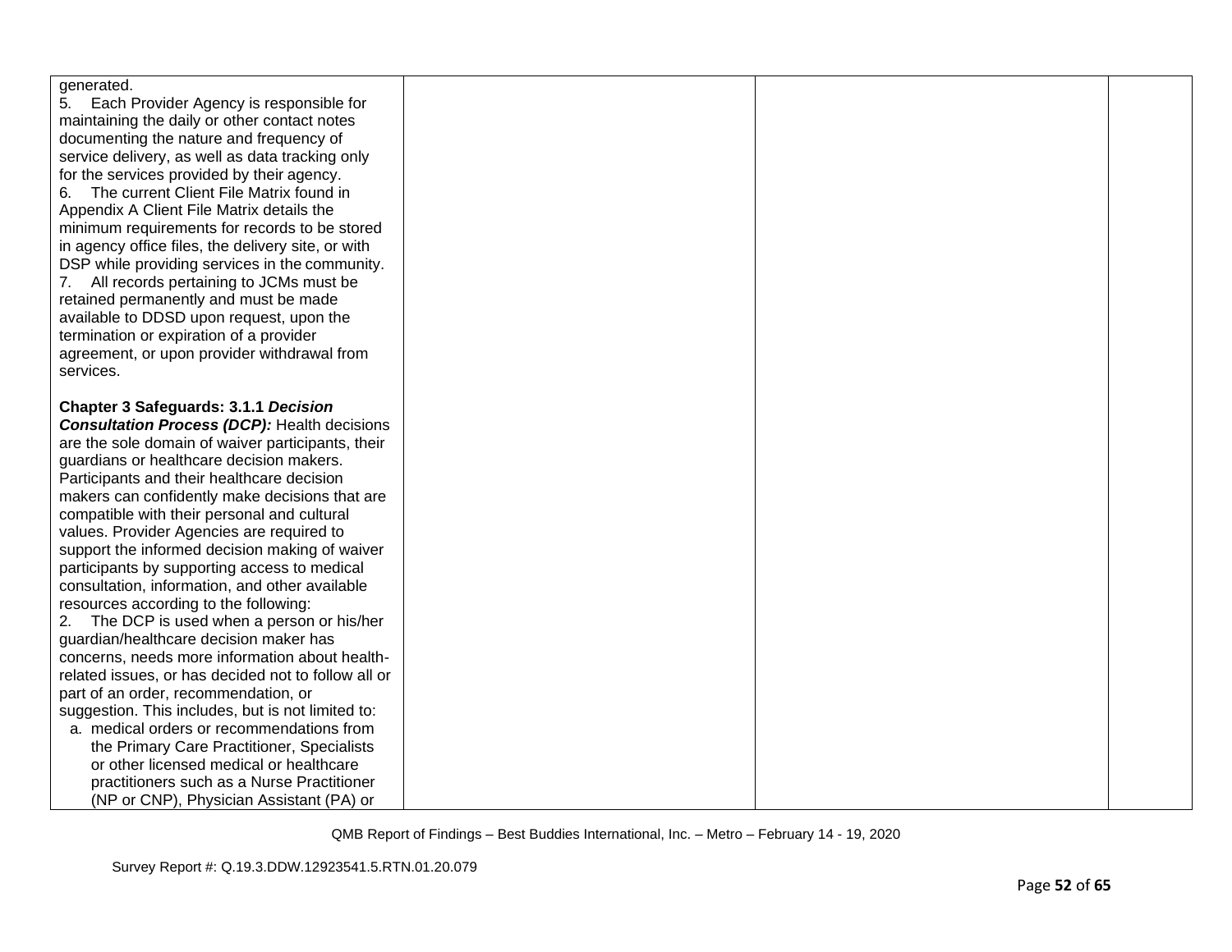| | | | |
|---|---|---|---|
| generated.<br>5. Each Provider Agency is responsible for maintaining the daily or other contact notes documenting the nature and frequency of service delivery, as well as data tracking only for the services provided by their agency.<br>6. The current Client File Matrix found in Appendix A Client File Matrix details the minimum requirements for records to be stored in agency office files, the delivery site, or with DSP while providing services in the community.<br>7. All records pertaining to JCMs must be retained permanently and must be made available to DDSD upon request, upon the termination or expiration of a provider agreement, or upon provider withdrawal from services.<br><br>**Chapter 3 Safeguards: 3.1.1 *Decision Consultation Process (DCP):*** Health decisions are the sole domain of waiver participants, their guardians or healthcare decision makers. Participants and their healthcare decision makers can confidently make decisions that are compatible with their personal and cultural values. Provider Agencies are required to support the informed decision making of waiver participants by supporting access to medical consultation, information, and other available resources according to the following:<br>2. The DCP is used when a person or his/her guardian/healthcare decision maker has concerns, needs more information about health-related issues, or has decided not to follow all or part of an order, recommendation, or suggestion. This includes, but is not limited to:<br>a. medical orders or recommendations from the Primary Care Practitioner, Specialists or other licensed medical or healthcare practitioners such as a Nurse Practitioner (NP or CNP), Physician Assistant (PA) or | | | |

QMB Report of Findings – Best Buddies International, Inc. – Metro – February 14 - 19, 2020

Survey Report #: Q.19.3.DDW.12923541.5.RTN.01.20.079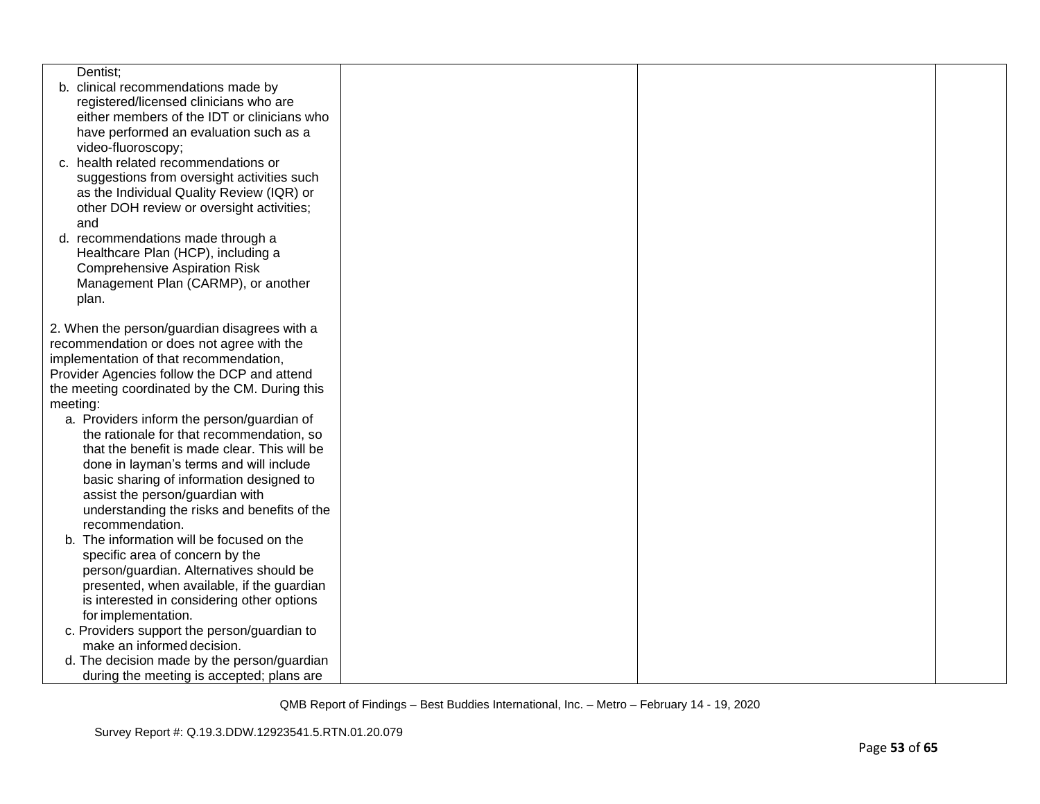| | | | |
|---|---|---|---|
| Dentist;<br>b. clinical recommendations made by registered/licensed clinicians who are either members of the IDT or clinicians who have performed an evaluation such as a video-fluoroscopy;<br>c. health related recommendations or suggestions from oversight activities such as the Individual Quality Review (IQR) or other DOH review or oversight activities; and<br>d. recommendations made through a Healthcare Plan (HCP), including a Comprehensive Aspiration Risk Management Plan (CARMP), or another plan.<br><br>2. When the person/guardian disagrees with a recommendation or does not agree with the implementation of that recommendation, Provider Agencies follow the DCP and attend the meeting coordinated by the CM. During this meeting:<br>a. Providers inform the person/guardian of the rationale for that recommendation, so that the benefit is made clear. This will be done in layman's terms and will include basic sharing of information designed to assist the person/guardian with understanding the risks and benefits of the recommendation.<br>b. The information will be focused on the specific area of concern by the person/guardian. Alternatives should be presented, when available, if the guardian is interested in considering other options for implementation.<br>c. Providers support the person/guardian to make an informed decision.<br>d. The decision made by the person/guardian during the meeting is accepted; plans are | | | |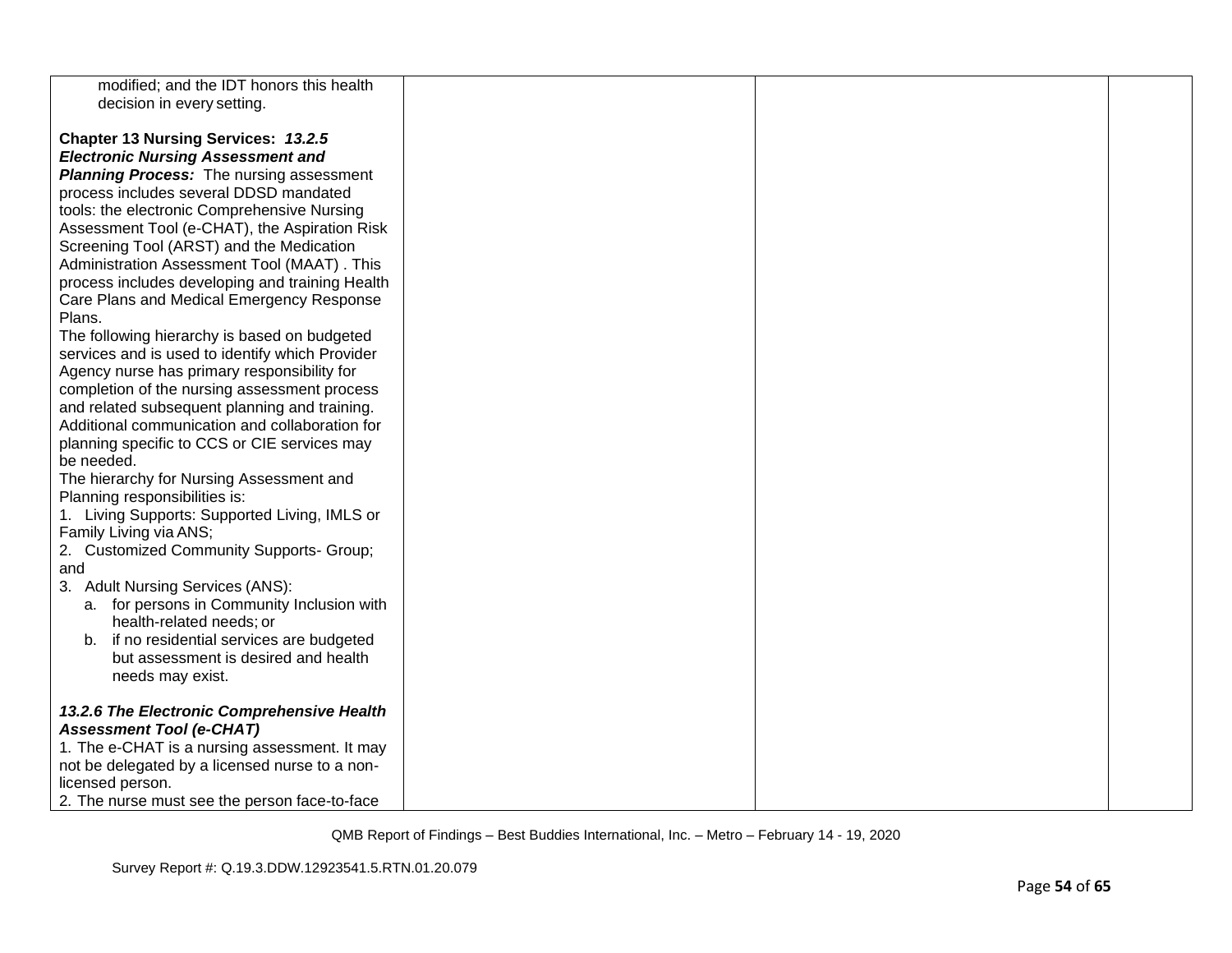| | | | |
|---|---|---|---|
| modified; and the IDT honors this health decision in every setting.<br><br>**Chapter 13 Nursing Services:** ***13.2.5 Electronic Nursing Assessment and Planning Process:*** The nursing assessment process includes several DDSD mandated tools: the electronic Comprehensive Nursing Assessment Tool (e-CHAT), the Aspiration Risk Screening Tool (ARST) and the Medication Administration Assessment Tool (MAAT) . This process includes developing and training Health Care Plans and Medical Emergency Response Plans.<br>The following hierarchy is based on budgeted services and is used to identify which Provider Agency nurse has primary responsibility for completion of the nursing assessment process and related subsequent planning and training. Additional communication and collaboration for planning specific to CCS or CIE services may be needed.<br>The hierarchy for Nursing Assessment and Planning responsibilities is:<br>1. Living Supports: Supported Living, IMLS or Family Living via ANS;<br>2. Customized Community Supports- Group; and<br>3. Adult Nursing Services (ANS):<br>a. for persons in Community Inclusion with health-related needs; or<br>b. if no residential services are budgeted but assessment is desired and health needs may exist.<br><br>***13.2.6 The Electronic Comprehensive Health Assessment Tool (e-CHAT)***<br>1. The e-CHAT is a nursing assessment. It may not be delegated by a licensed nurse to a non-licensed person.<br>2. The nurse must see the person face-to-face | | | |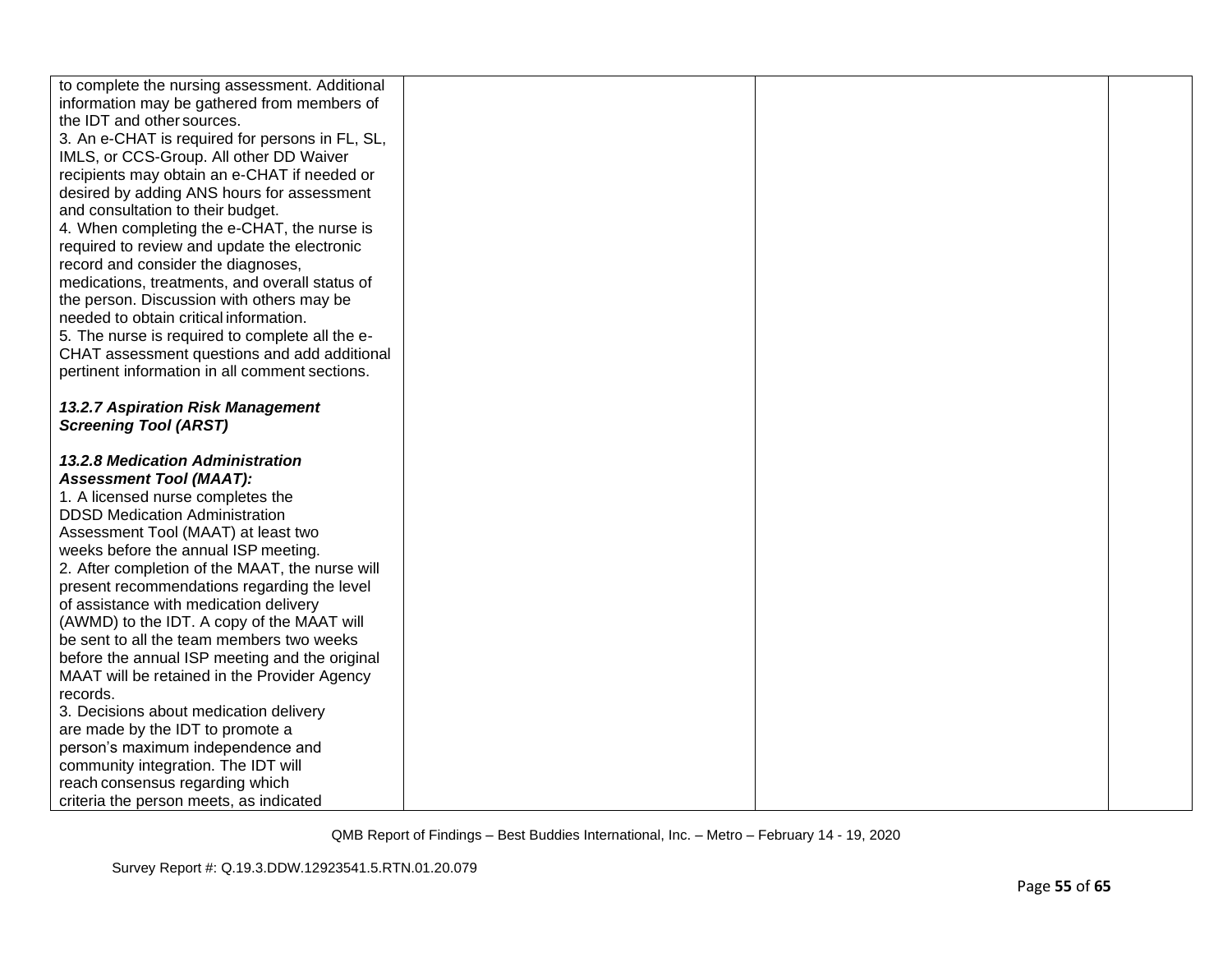| | | | |
|---|---|---|---|
| to complete the nursing assessment. Additional information may be gathered from members of the IDT and other sources.<br>3. An e-CHAT is required for persons in FL, SL, IMLS, or CCS-Group. All other DD Waiver recipients may obtain an e-CHAT if needed or desired by adding ANS hours for assessment and consultation to their budget.<br>4. When completing the e-CHAT, the nurse is required to review and update the electronic record and consider the diagnoses, medications, treatments, and overall status of the person. Discussion with others may be needed to obtain critical information.<br>5. The nurse is required to complete all the e-CHAT assessment questions and add additional pertinent information in all comment sections.<br><br>***13.2.7 Aspiration Risk Management Screening Tool (ARST)***<br><br>***13.2.8 Medication Administration Assessment Tool (MAAT):***<br>1. A licensed nurse completes the DDSD Medication Administration Assessment Tool (MAAT) at least two weeks before the annual ISP meeting.<br>2. After completion of the MAAT, the nurse will present recommendations regarding the level of assistance with medication delivery (AWMD) to the IDT. A copy of the MAAT will be sent to all the team members two weeks before the annual ISP meeting and the original MAAT will be retained in the Provider Agency records.<br>3. Decisions about medication delivery are made by the IDT to promote a person's maximum independence and community integration. The IDT will reach consensus regarding which criteria the person meets, as indicated | | | |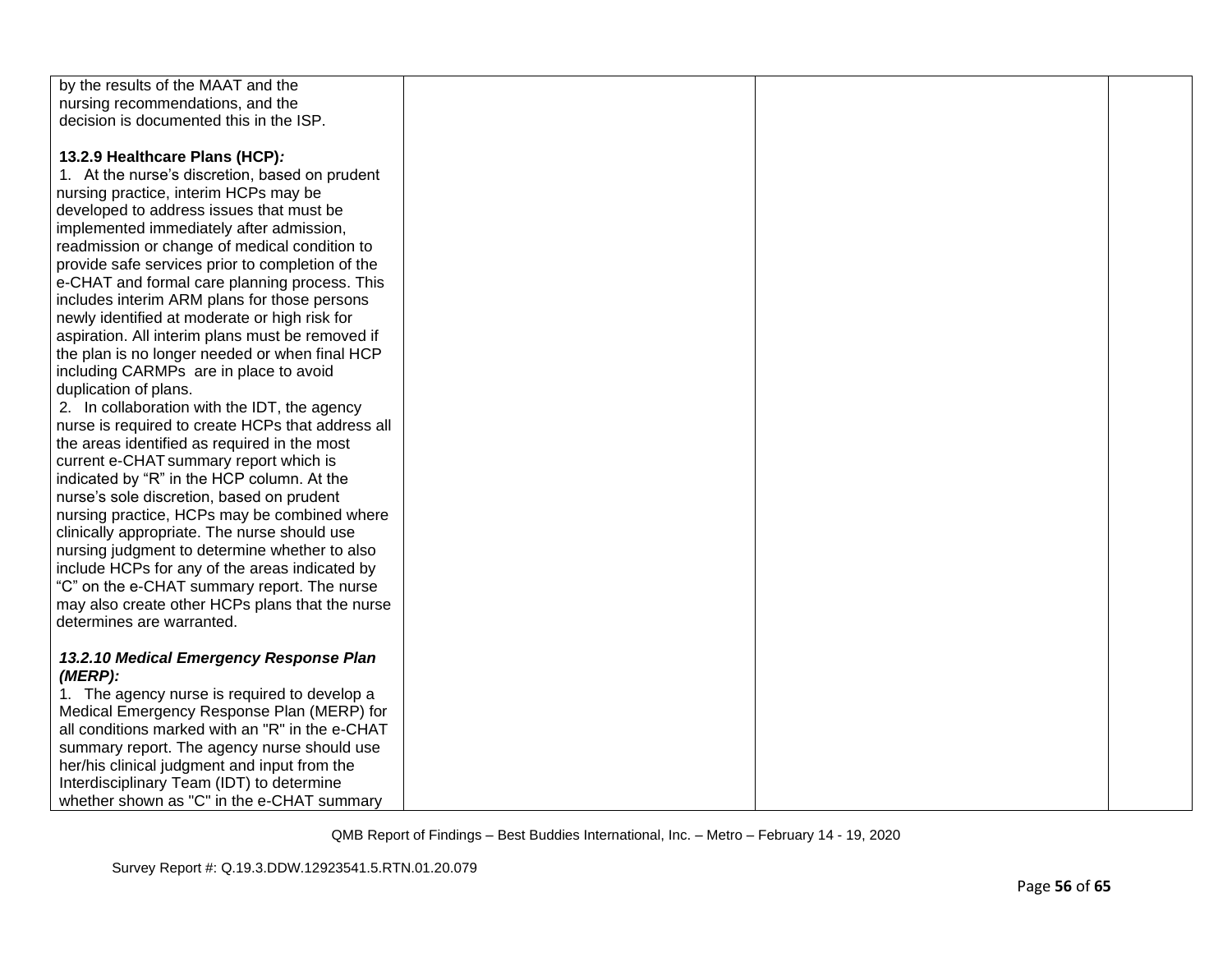| | | | |
|---|---|---|---|
| by the results of the MAAT and the nursing recommendations, and the decision is documented this in the ISP.<br><br>**13.2.9 Healthcare Plans (HCP)*:***<br>1. At the nurse's discretion, based on prudent nursing practice, interim HCPs may be developed to address issues that must be implemented immediately after admission, readmission or change of medical condition to provide safe services prior to completion of the e-CHAT and formal care planning process. This includes interim ARM plans for those persons newly identified at moderate or high risk for aspiration. All interim plans must be removed if the plan is no longer needed or when final HCP including CARMPs are in place to avoid duplication of plans.<br>2. In collaboration with the IDT, the agency nurse is required to create HCPs that address all the areas identified as required in the most current e-CHAT summary report which is indicated by "R" in the HCP column. At the nurse's sole discretion, based on prudent nursing practice, HCPs may be combined where clinically appropriate. The nurse should use nursing judgment to determine whether to also include HCPs for any of the areas indicated by "C" on the e-CHAT summary report. The nurse may also create other HCPs plans that the nurse determines are warranted.<br><br>***13.2.10 Medical Emergency Response Plan (MERP):***<br>1. The agency nurse is required to develop a Medical Emergency Response Plan (MERP) for all conditions marked with an "R" in the e-CHAT summary report. The agency nurse should use her/his clinical judgment and input from the Interdisciplinary Team (IDT) to determine whether shown as "C" in the e-CHAT summary | | | |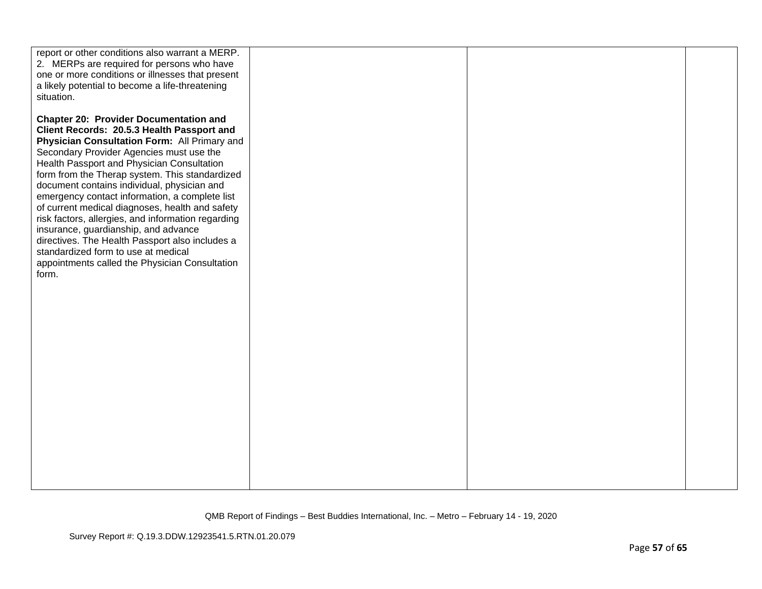| | | | |
|---|---|---|---|
| report or other conditions also warrant a MERP.<br>2. MERPs are required for persons who have one or more conditions or illnesses that present a likely potential to become a life-threatening situation.<br><br>**Chapter 20: Provider Documentation and Client Records: 20.5.3 Health Passport and Physician Consultation Form:** All Primary and Secondary Provider Agencies must use the Health Passport and Physician Consultation form from the Therap system. This standardized document contains individual, physician and emergency contact information, a complete list of current medical diagnoses, health and safety risk factors, allergies, and information regarding insurance, guardianship, and advance directives. The Health Passport also includes a standardized form to use at medical appointments called the Physician Consultation form. | | | |

QMB Report of Findings – Best Buddies International, Inc. – Metro – February 14 - 19, 2020

Survey Report #: Q.19.3.DDW.12923541.5.RTN.01.20.079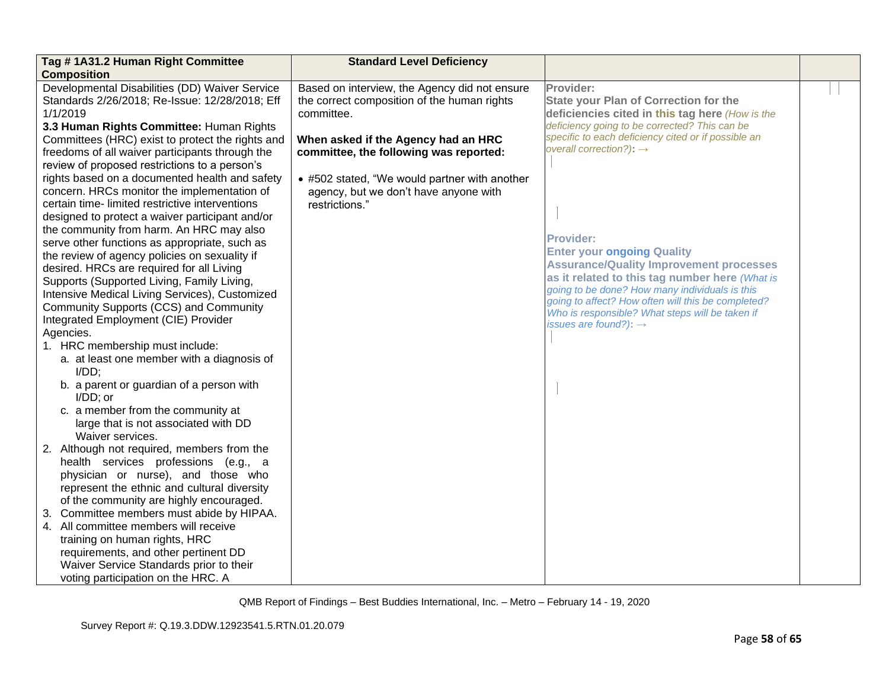| Tag # 1A31.2 Human Right Committee Composition | Standard Level Deficiency | | |
|---|---|---|---|
| Developmental Disabilities (DD) Waiver Service Standards 2/26/2018; Re-Issue: 12/28/2018; Eff 1/1/2019<br>**3.3 Human Rights Committee:** Human Rights Committees (HRC) exist to protect the rights and freedoms of all waiver participants through the review of proposed restrictions to a person's rights based on a documented health and safety concern. HRCs monitor the implementation of certain time- limited restrictive interventions designed to protect a waiver participant and/or the community from harm. An HRC may also serve other functions as appropriate, such as the review of agency policies on sexuality if desired. HRCs are required for all Living Supports (Supported Living, Family Living, Intensive Medical Living Services), Customized Community Supports (CCS) and Community Integrated Employment (CIE) Provider Agencies.<br>1. HRC membership must include:<br>a. at least one member with a diagnosis of I/DD;<br>b. a parent or guardian of a person with I/DD; or<br>c. a member from the community at large that is not associated with DD Waiver services.<br>2. Although not required, members from the health services professions (e.g., a physician or nurse), and those who represent the ethnic and cultural diversity of the community are highly encouraged.<br>3. Committee members must abide by HIPAA.<br>4. All committee members will receive training on human rights, HRC requirements, and other pertinent DD Waiver Service Standards prior to their voting participation on the HRC. A | Based on interview, the Agency did not ensure the correct composition of the human rights committee.<br><br>**When asked if the Agency had an HRC committee, the following was reported:**<br><br>• #502 stated, "We would partner with another agency, but we don't have anyone with restrictions." | **Provider:**<br>**State your Plan of Correction for the deficiencies cited in this tag here** *(How is the deficiency going to be corrected? This can be specific to each deficiency cited or if possible an overall correction?)*: →<br><br><br><br>**Provider:**<br>**Enter your ongoing Quality Assurance/Quality Improvement processes as it related to this tag number here** *(What is going to be done? How many individuals is this going to affect? How often will this be completed? Who is responsible? What steps will be taken if issues are found?)*: → | |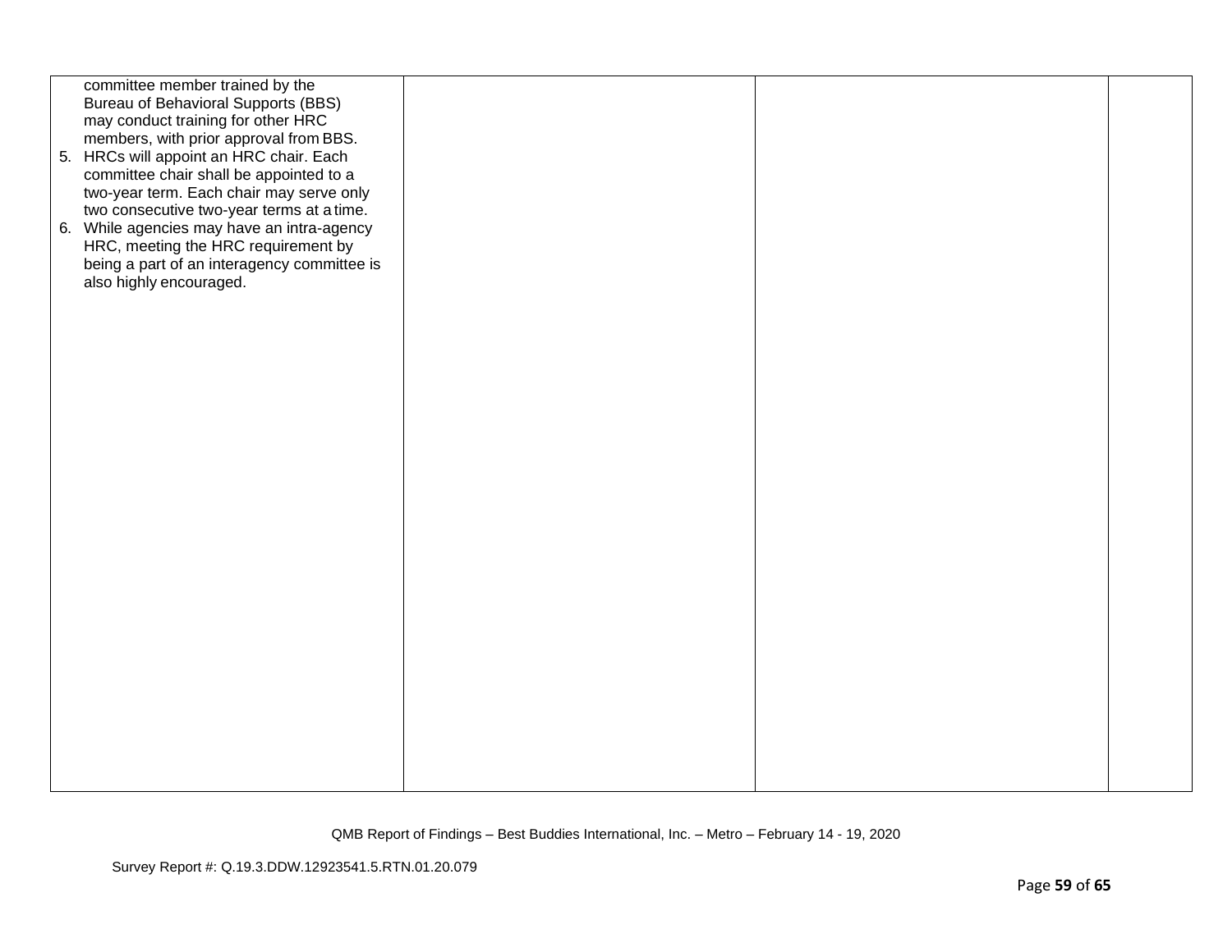| | | | |
|---|---|---|---|
| committee member trained by the Bureau of Behavioral Supports (BBS) may conduct training for other HRC members, with prior approval from BBS.<br>5. HRCs will appoint an HRC chair. Each committee chair shall be appointed to a two-year term. Each chair may serve only two consecutive two-year terms at a time.<br>6. While agencies may have an intra-agency HRC, meeting the HRC requirement by being a part of an interagency committee is also highly encouraged. | | | |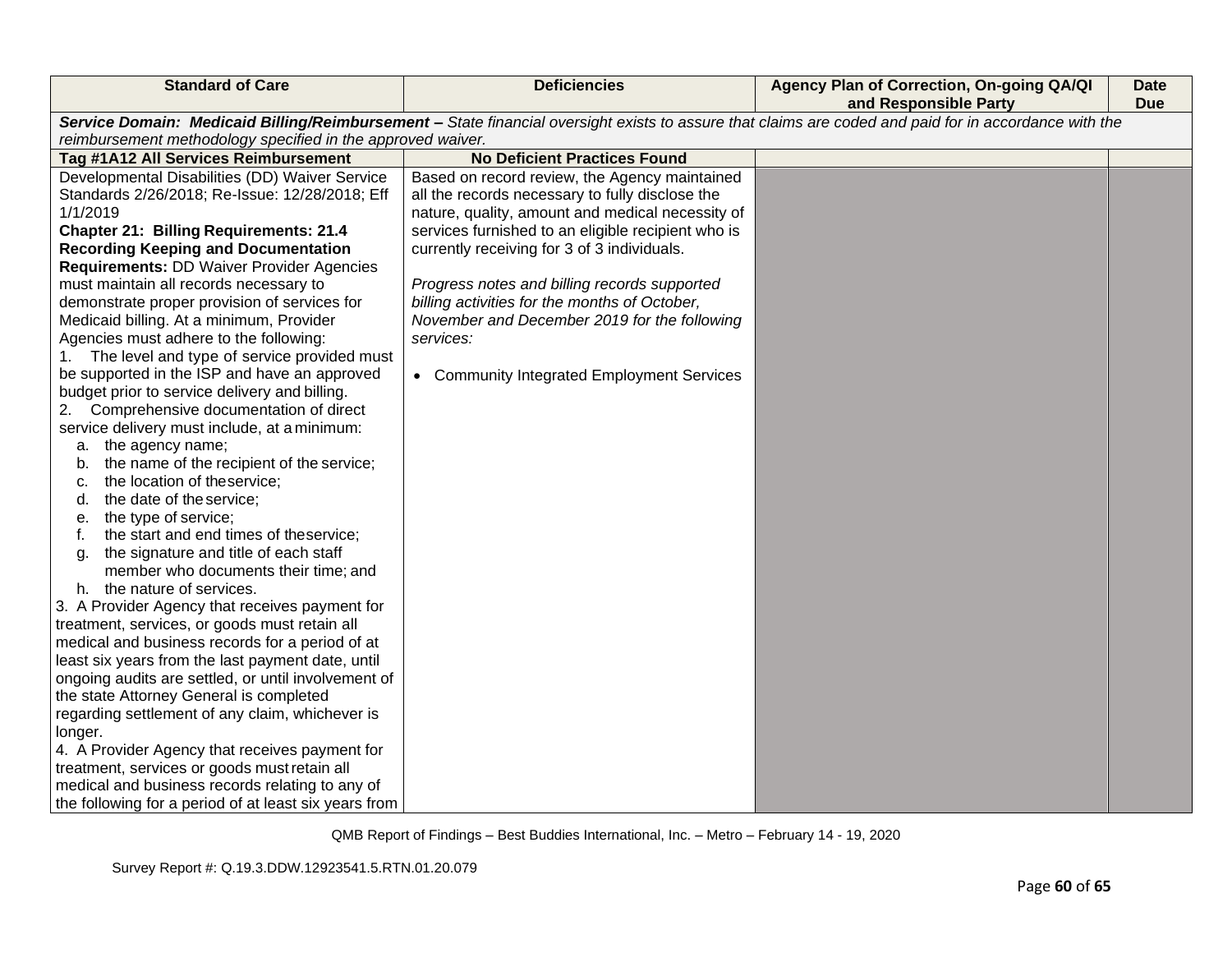| Standard of Care | Deficiencies | Agency Plan of Correction, On-going QA/QI and Responsible Party | Date Due |
|---|---|---|---|
| ***Service Domain: Medicaid Billing/Reimbursement –*** *State financial oversight exists to assure that claims are coded and paid for in accordance with the reimbursement methodology specified in the approved waiver.* | | | |
| **Tag #1A12 All Services Reimbursement** | **No Deficient Practices Found** | | |
| Developmental Disabilities (DD) Waiver Service Standards 2/26/2018; Re-Issue: 12/28/2018; Eff 1/1/2019<br>**Chapter 21: Billing Requirements: 21.4 Recording Keeping and Documentation Requirements:** DD Waiver Provider Agencies must maintain all records necessary to demonstrate proper provision of services for Medicaid billing. At a minimum, Provider Agencies must adhere to the following:<br>1. The level and type of service provided must be supported in the ISP and have an approved budget prior to service delivery and billing.<br>2. Comprehensive documentation of direct service delivery must include, at a minimum:<br>a. the agency name;<br>b. the name of the recipient of the service;<br>c. the location of the service;<br>d. the date of the service;<br>e. the type of service;<br>f. the start and end times of the service;<br>g. the signature and title of each staff member who documents their time; and<br>h. the nature of services.<br>3. A Provider Agency that receives payment for treatment, services, or goods must retain all medical and business records for a period of at least six years from the last payment date, until ongoing audits are settled, or until involvement of the state Attorney General is completed regarding settlement of any claim, whichever is longer.<br>4. A Provider Agency that receives payment for treatment, services or goods must retain all medical and business records relating to any of the following for a period of at least six years from | Based on record review, the Agency maintained all the records necessary to fully disclose the nature, quality, amount and medical necessity of services furnished to an eligible recipient who is currently receiving for 3 of 3 individuals.<br><br>*Progress notes and billing records supported billing activities for the months of October, November and December 2019 for the following services:*<br><br>• Community Integrated Employment Services | | |

QMB Report of Findings – Best Buddies International, Inc. – Metro – February 14 - 19, 2020

Survey Report #: Q.19.3.DDW.12923541.5.RTN.01.20.079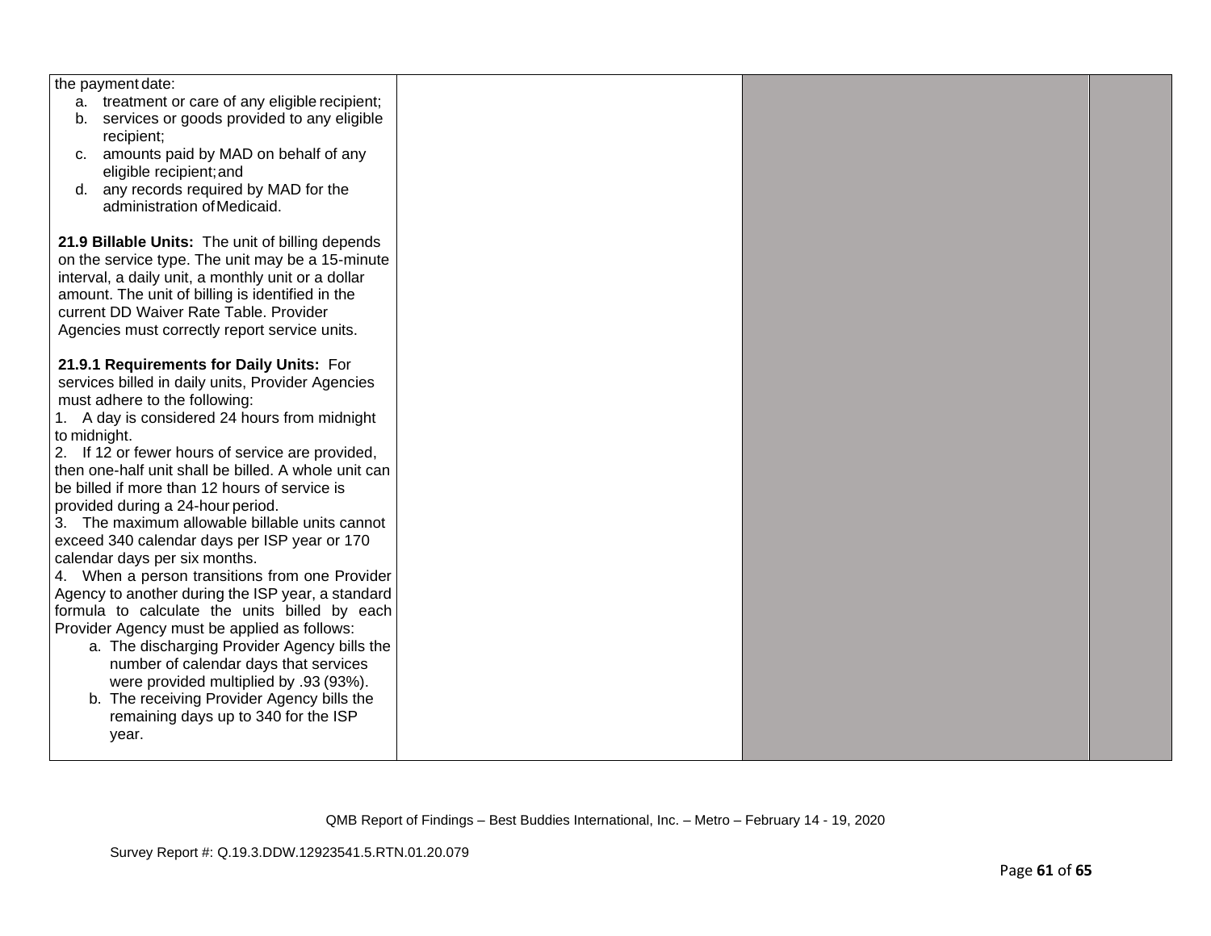| | | | |
|---|---|---|---|
| the payment date:<br>a. treatment or care of any eligible recipient;<br>b. services or goods provided to any eligible recipient;<br>c. amounts paid by MAD on behalf of any eligible recipient; and<br>d. any records required by MAD for the administration of Medicaid.<br><br>**21.9 Billable Units:** The unit of billing depends on the service type. The unit may be a 15-minute interval, a daily unit, a monthly unit or a dollar amount. The unit of billing is identified in the current DD Waiver Rate Table. Provider Agencies must correctly report service units.<br><br>**21.9.1 Requirements for Daily Units:** For services billed in daily units, Provider Agencies must adhere to the following:<br>1. A day is considered 24 hours from midnight to midnight.<br>2. If 12 or fewer hours of service are provided, then one-half unit shall be billed. A whole unit can be billed if more than 12 hours of service is provided during a 24-hour period.<br>3. The maximum allowable billable units cannot exceed 340 calendar days per ISP year or 170 calendar days per six months.<br>4. When a person transitions from one Provider Agency to another during the ISP year, a standard formula to calculate the units billed by each Provider Agency must be applied as follows:<br>a. The discharging Provider Agency bills the number of calendar days that services were provided multiplied by .93 (93%).<br>b. The receiving Provider Agency bills the remaining days up to 340 for the ISP year. | | | |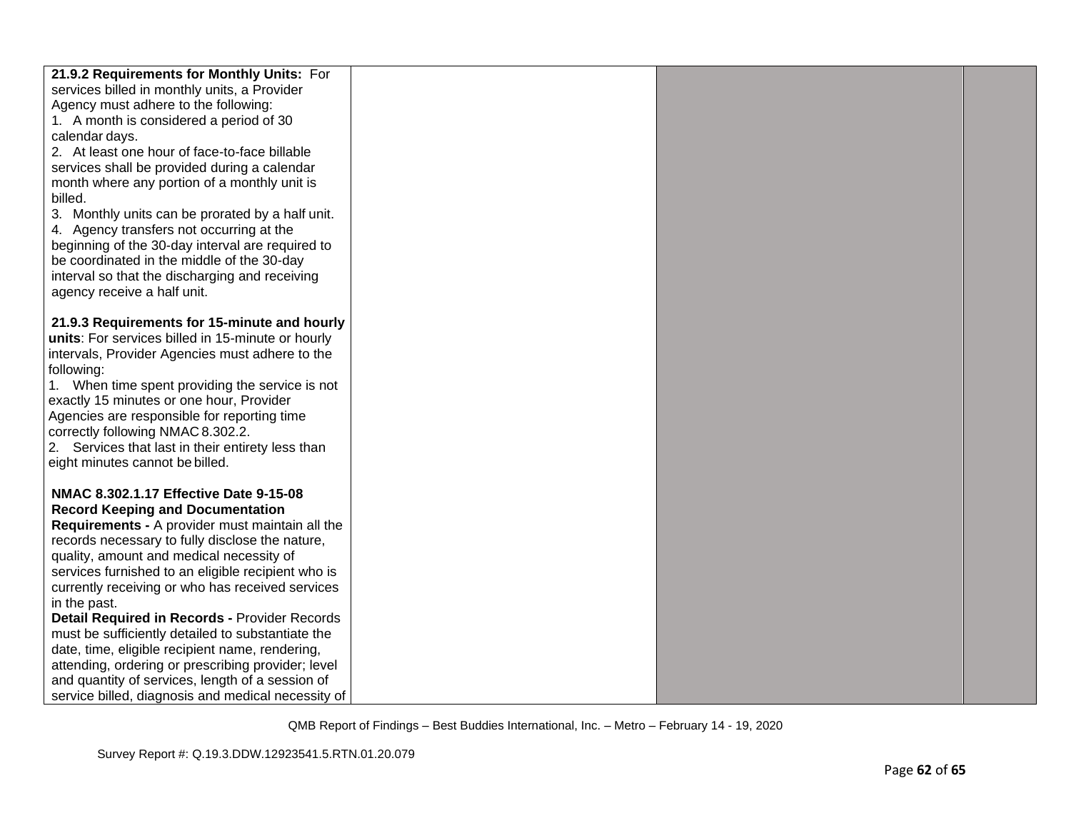| | | | |
|---|---|---|---|
| **21.9.2 Requirements for Monthly Units:** For services billed in monthly units, a Provider Agency must adhere to the following:<br>1. A month is considered a period of 30 calendar days.<br>2. At least one hour of face-to-face billable services shall be provided during a calendar month where any portion of a monthly unit is billed.<br>3. Monthly units can be prorated by a half unit.<br>4. Agency transfers not occurring at the beginning of the 30-day interval are required to be coordinated in the middle of the 30-day interval so that the discharging and receiving agency receive a half unit.<br><br>**21.9.3 Requirements for 15-minute and hourly units**: For services billed in 15-minute or hourly intervals, Provider Agencies must adhere to the following:<br>1. When time spent providing the service is not exactly 15 minutes or one hour, Provider Agencies are responsible for reporting time correctly following NMAC 8.302.2.<br>2. Services that last in their entirety less than eight minutes cannot be billed.<br><br>**NMAC 8.302.1.17 Effective Date 9-15-08 Record Keeping and Documentation Requirements -** A provider must maintain all the records necessary to fully disclose the nature, quality, amount and medical necessity of services furnished to an eligible recipient who is currently receiving or who has received services in the past.<br>**Detail Required in Records -** Provider Records must be sufficiently detailed to substantiate the date, time, eligible recipient name, rendering, attending, ordering or prescribing provider; level and quantity of services, length of a session of service billed, diagnosis and medical necessity of | | | |

QMB Report of Findings – Best Buddies International, Inc. – Metro – February 14 - 19, 2020

Survey Report #: Q.19.3.DDW.12923541.5.RTN.01.20.079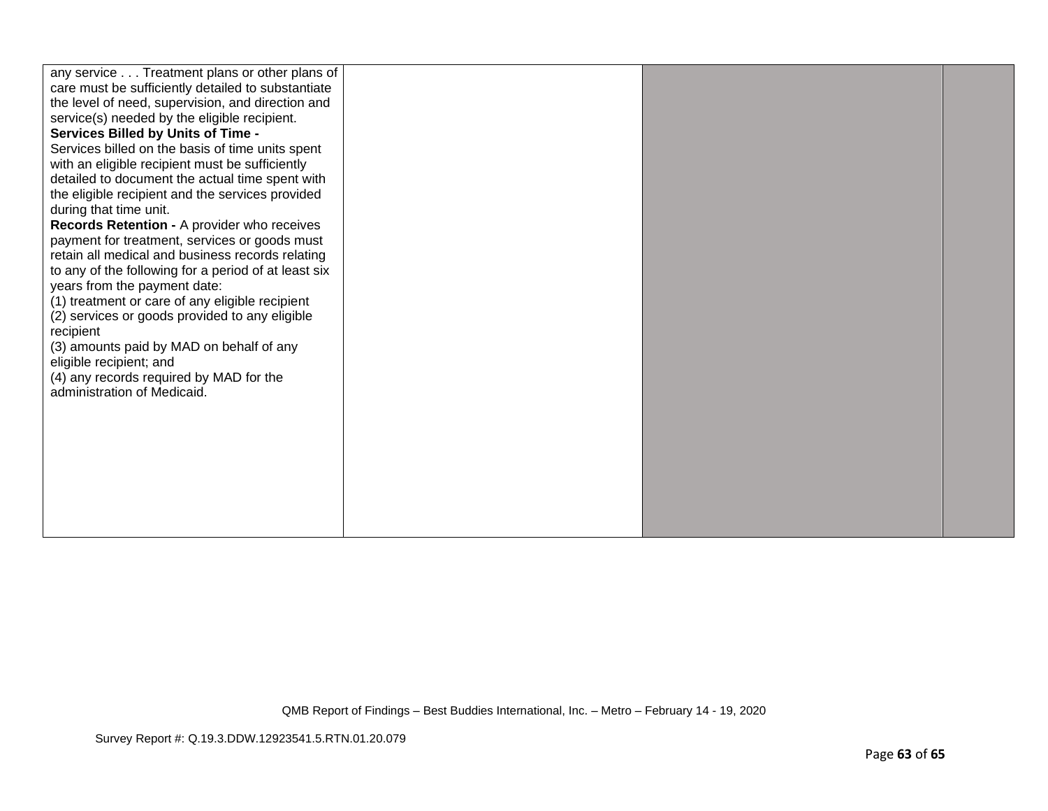| | | | |
|---|---|---|---|
| any service . . . Treatment plans or other plans of care must be sufficiently detailed to substantiate the level of need, supervision, and direction and service(s) needed by the eligible recipient.<br>**Services Billed by Units of Time -**<br>Services billed on the basis of time units spent with an eligible recipient must be sufficiently detailed to document the actual time spent with the eligible recipient and the services provided during that time unit.<br>**Records Retention -** A provider who receives payment for treatment, services or goods must retain all medical and business records relating to any of the following for a period of at least six years from the payment date:<br>(1) treatment or care of any eligible recipient<br>(2) services or goods provided to any eligible recipient<br>(3) amounts paid by MAD on behalf of any eligible recipient; and<br>(4) any records required by MAD for the administration of Medicaid. | | | |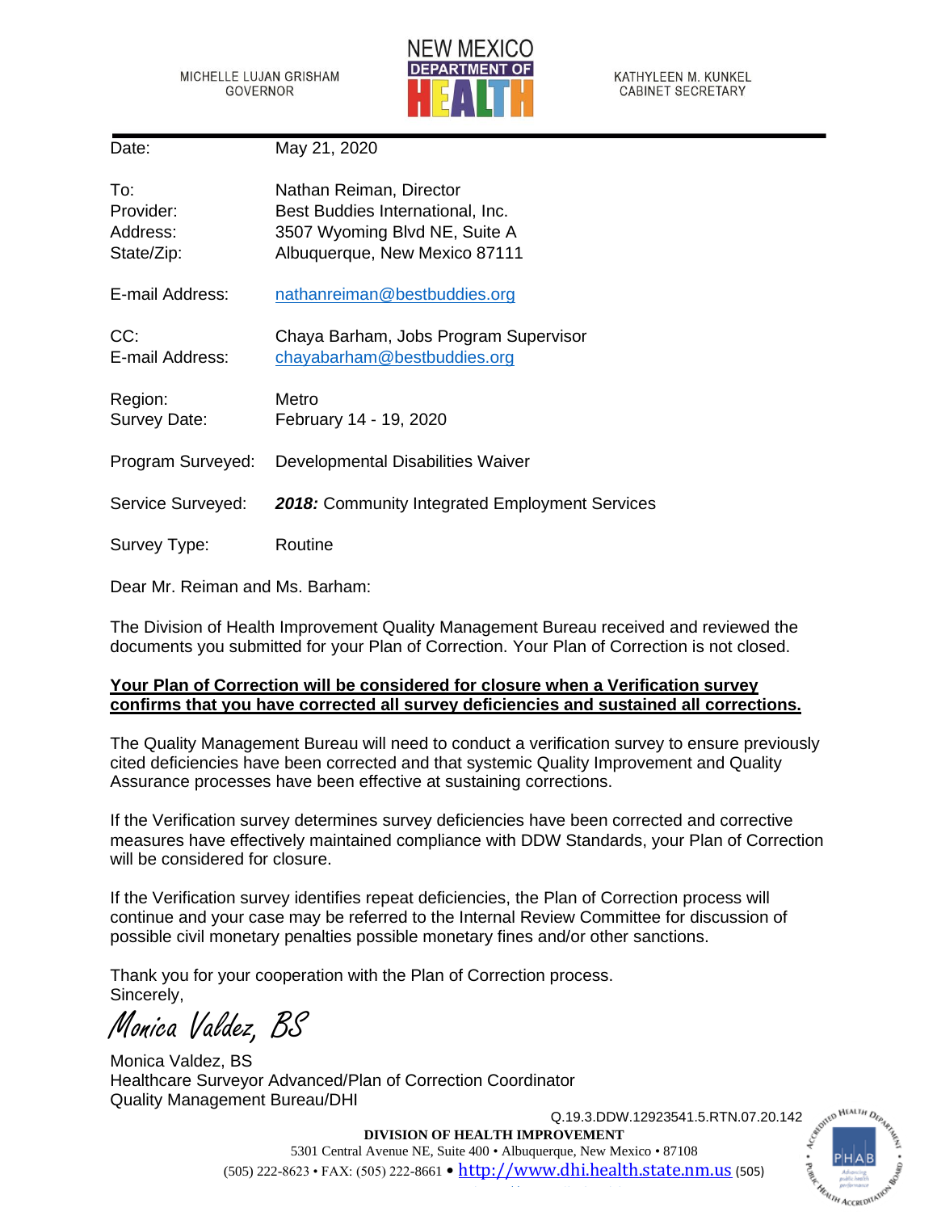MICHELLE LUJAN GRISHAM
GOVERNOR

NEW MEXICO
DEPARTMENT OF
HEALTH

KATHYLEEN M. KUNKEL
CABINET SECRETARY

| | |
|---|---|
| Date: | May 21, 2020 |
| To: | Nathan Reiman, Director |
| Provider: | Best Buddies International, Inc. |
| Address: | 3507 Wyoming Blvd NE, Suite A |
| State/Zip: | Albuquerque, New Mexico 87111 |
| E-mail Address: | nathanreiman@bestbuddies.org |
| CC: | Chaya Barham, Jobs Program Supervisor |
| E-mail Address: | chayabarham@bestbuddies.org |
| Region: | Metro |
| Survey Date: | February 14 - 19, 2020 |
| Program Surveyed: | Developmental Disabilities Waiver |
| Service Surveyed: | ***2018:*** Community Integrated Employment Services |
| Survey Type: | Routine |

Dear Mr. Reiman and Ms. Barham:

The Division of Health Improvement Quality Management Bureau received and reviewed the documents you submitted for your Plan of Correction. Your Plan of Correction is not closed.

**Your Plan of Correction will be considered for closure when a Verification survey confirms that you have corrected all survey deficiencies and sustained all corrections.**

The Quality Management Bureau will need to conduct a verification survey to ensure previously cited deficiencies have been corrected and that systemic Quality Improvement and Quality Assurance processes have been effective at sustaining corrections.

If the Verification survey determines survey deficiencies have been corrected and corrective measures have effectively maintained compliance with DDW Standards, your Plan of Correction will be considered for closure.

If the Verification survey identifies repeat deficiencies, the Plan of Correction process will continue and your case may be referred to the Internal Review Committee for discussion of possible civil monetary penalties possible monetary fines and/or other sanctions.

Thank you for your cooperation with the Plan of Correction process.
Sincerely,

*Monica Valdez, BS*

Monica Valdez, BS
Healthcare Surveyor Advanced/Plan of Correction Coordinator
Quality Management Bureau/DHI

Q.19.3.DDW.12923541.5.RTN.07.20.142

**DIVISION OF HEALTH IMPROVEMENT**
5301 Central Avenue NE, Suite 400 • Albuquerque, New Mexico • 87108
(505) 222-8623 • FAX: (505) 222-8661 • http://www.dhi.health.state.nm.us (505)